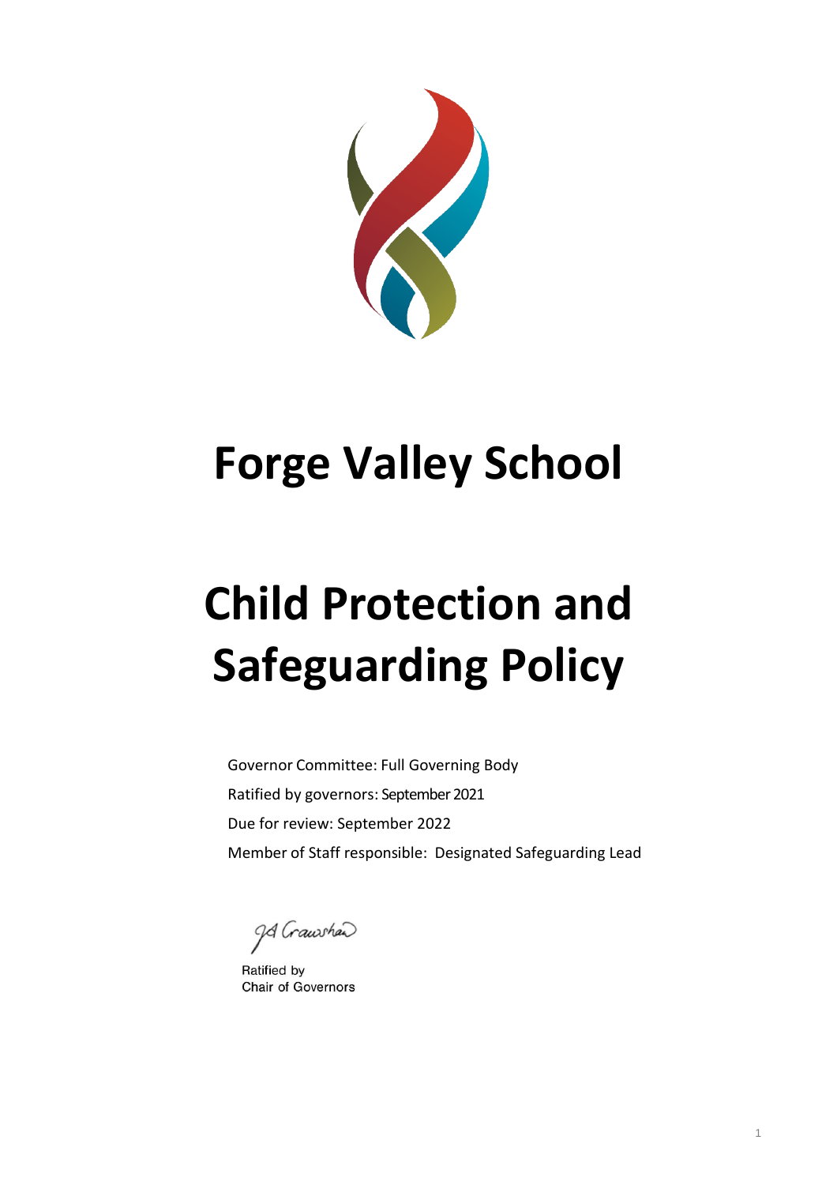# Forge Valley School

# Child Protection and Safeguarding Policy

Governor Committee: Full Governing Body

Ratified by governors: September 2021

Due for review: September 2022

Member of Staff responsible: Designated Safeguarding Lead

Ratified by
Chair of Governors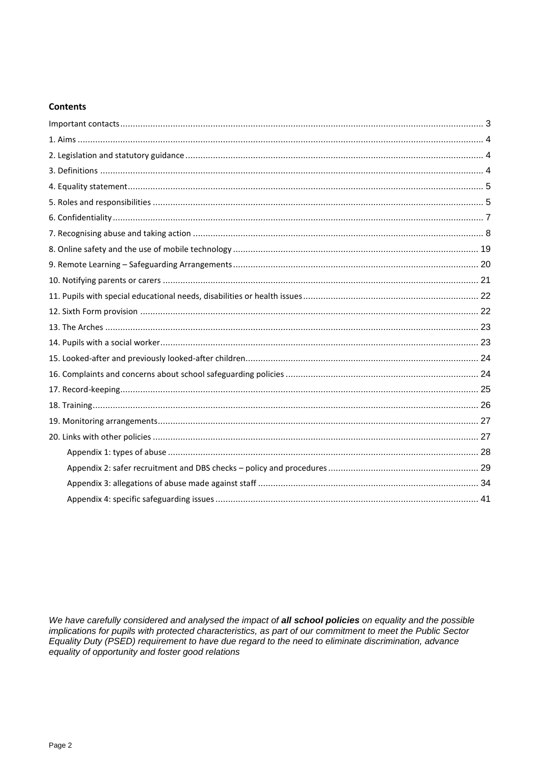**Contents**

Important contacts ... 3
1. Aims ... 4
2. Legislation and statutory guidance ... 4
3. Definitions ... 4
4. Equality statement ... 5
5. Roles and responsibilities ... 5
6. Confidentiality ... 7
7. Recognising abuse and taking action ... 8
8. Online safety and the use of mobile technology ... 19
9. Remote Learning – Safeguarding Arrangements ... 20
10. Notifying parents or carers ... 21
11. Pupils with special educational needs, disabilities or health issues ... 22
12. Sixth Form provision ... 22
13. The Arches ... 23
14. Pupils with a social worker ... 23
15. Looked-after and previously looked-after children ... 24
16. Complaints and concerns about school safeguarding policies ... 24
17. Record-keeping ... 25
18. Training ... 26
19. Monitoring arrangements ... 27
20. Links with other policies ... 27
    Appendix 1: types of abuse ... 28
    Appendix 2: safer recruitment and DBS checks – policy and procedures ... 29
    Appendix 3: allegations of abuse made against staff ... 34
    Appendix 4: specific safeguarding issues ... 41

*We have carefully considered and analysed the impact of **all school policies** on equality and the possible implications for pupils with protected characteristics, as part of our commitment to meet the Public Sector Equality Duty (PSED) requirement to have due regard to the need to eliminate discrimination, advance equality of opportunity and foster good relations*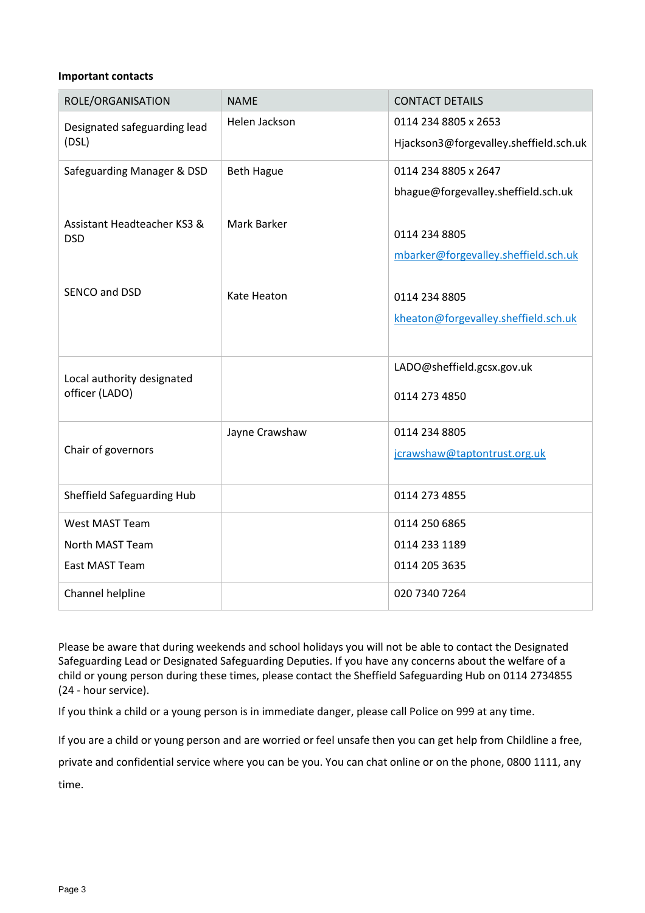**Important contacts**

| ROLE/ORGANISATION | NAME | CONTACT DETAILS |
|---|---|---|
| Designated safeguarding lead (DSL) | Helen Jackson | 0114 234 8805 x 2653<br>Hjackson3@forgevalley.sheffield.sch.uk |
| Safeguarding Manager & DSD<br><br>Assistant Headteacher KS3 & DSD<br><br>SENCO and DSD | Beth Hague<br><br>Mark Barker<br><br>Kate Heaton | 0114 234 8805 x 2647<br>bhague@forgevalley.sheffield.sch.uk<br><br>0114 234 8805<br>mbarker@forgevalley.sheffield.sch.uk<br><br>0114 234 8805<br>kheaton@forgevalley.sheffield.sch.uk |
| Local authority designated officer (LADO) | | LADO@sheffield.gcsx.gov.uk<br>0114 273 4850 |
| Chair of governors | Jayne Crawshaw | 0114 234 8805<br>jcrawshaw@taptontrust.org.uk |
| Sheffield Safeguarding Hub | | 0114 273 4855 |
| West MAST Team<br>North MAST Team<br>East MAST Team | | 0114 250 6865<br>0114 233 1189<br>0114 205 3635 |
| Channel helpline | | 020 7340 7264 |

Please be aware that during weekends and school holidays you will not be able to contact the Designated Safeguarding Lead or Designated Safeguarding Deputies. If you have any concerns about the welfare of a child or young person during these times, please contact the Sheffield Safeguarding Hub on 0114 2734855 (24 - hour service).

If you think a child or a young person is in immediate danger, please call Police on 999 at any time.

If you are a child or young person and are worried or feel unsafe then you can get help from Childline a free, private and confidential service where you can be you. You can chat online or on the phone, 0800 1111, any time.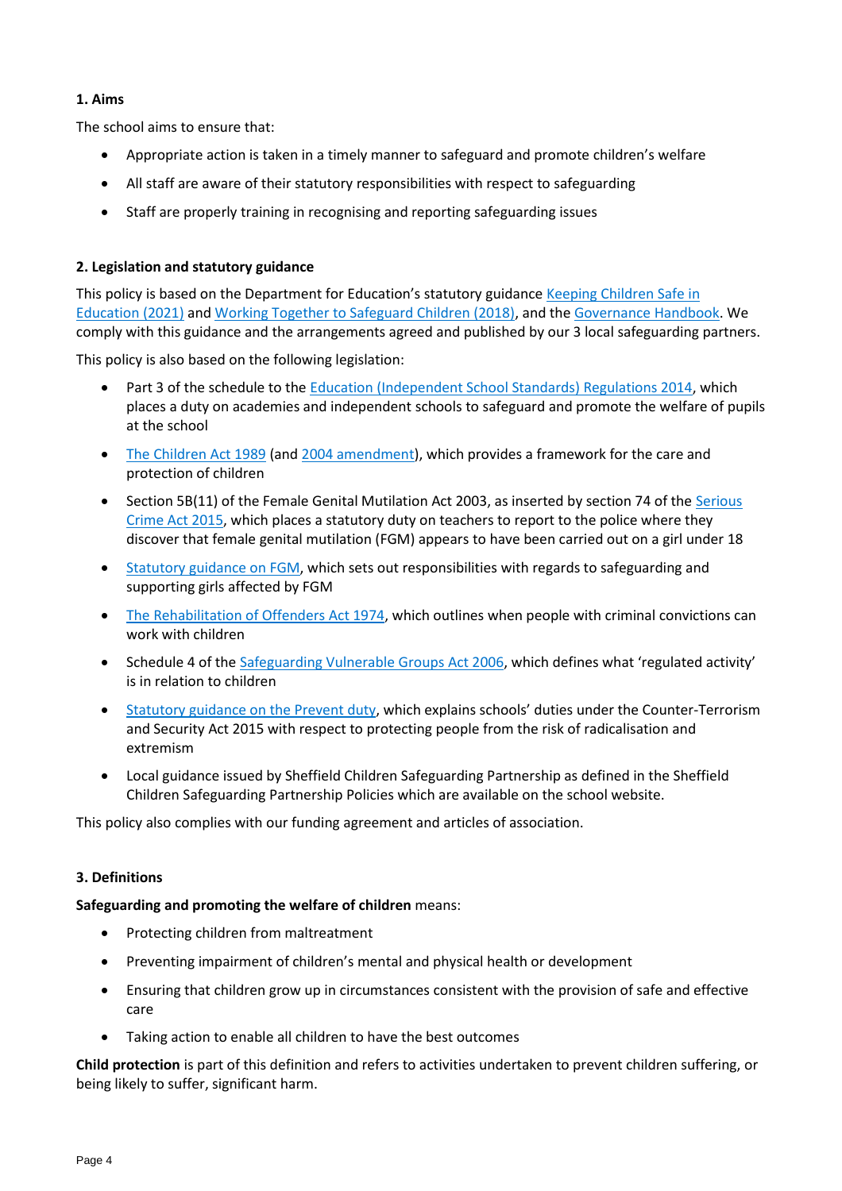### 1. Aims

The school aims to ensure that:

- Appropriate action is taken in a timely manner to safeguard and promote children's welfare
- All staff are aware of their statutory responsibilities with respect to safeguarding
- Staff are properly training in recognising and reporting safeguarding issues

### 2. Legislation and statutory guidance

This policy is based on the Department for Education's statutory guidance Keeping Children Safe in Education (2021) and Working Together to Safeguard Children (2018), and the Governance Handbook. We comply with this guidance and the arrangements agreed and published by our 3 local safeguarding partners.

This policy is also based on the following legislation:

- Part 3 of the schedule to the Education (Independent School Standards) Regulations 2014, which places a duty on academies and independent schools to safeguard and promote the welfare of pupils at the school
- The Children Act 1989 (and 2004 amendment), which provides a framework for the care and protection of children
- Section 5B(11) of the Female Genital Mutilation Act 2003, as inserted by section 74 of the Serious Crime Act 2015, which places a statutory duty on teachers to report to the police where they discover that female genital mutilation (FGM) appears to have been carried out on a girl under 18
- Statutory guidance on FGM, which sets out responsibilities with regards to safeguarding and supporting girls affected by FGM
- The Rehabilitation of Offenders Act 1974, which outlines when people with criminal convictions can work with children
- Schedule 4 of the Safeguarding Vulnerable Groups Act 2006, which defines what 'regulated activity' is in relation to children
- Statutory guidance on the Prevent duty, which explains schools' duties under the Counter-Terrorism and Security Act 2015 with respect to protecting people from the risk of radicalisation and extremism
- Local guidance issued by Sheffield Children Safeguarding Partnership as defined in the Sheffield Children Safeguarding Partnership Policies which are available on the school website.

This policy also complies with our funding agreement and articles of association.

### 3. Definitions

**Safeguarding and promoting the welfare of children** means:

- Protecting children from maltreatment
- Preventing impairment of children's mental and physical health or development
- Ensuring that children grow up in circumstances consistent with the provision of safe and effective care
- Taking action to enable all children to have the best outcomes

**Child protection** is part of this definition and refers to activities undertaken to prevent children suffering, or being likely to suffer, significant harm.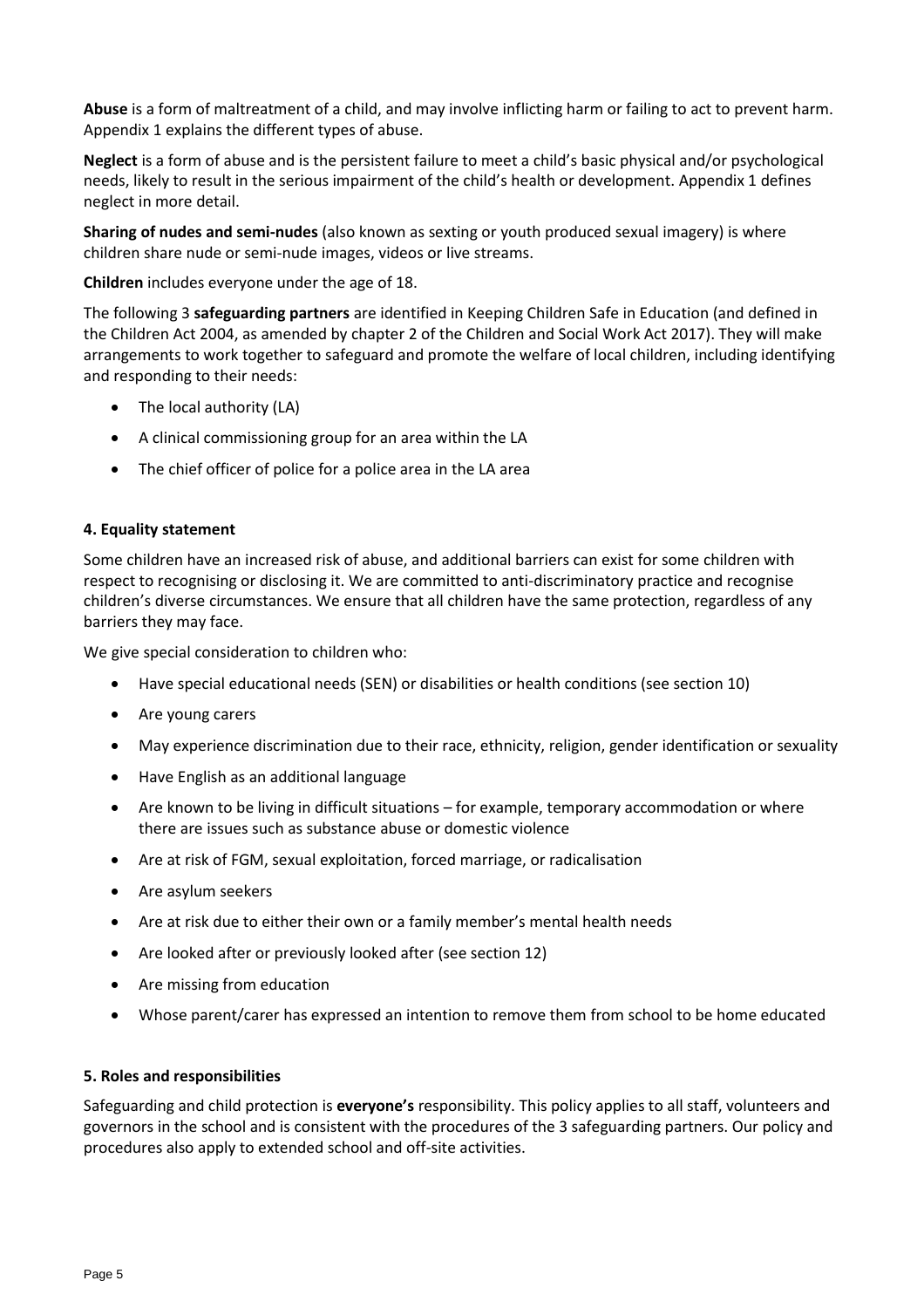**Abuse** is a form of maltreatment of a child, and may involve inflicting harm or failing to act to prevent harm. Appendix 1 explains the different types of abuse.

**Neglect** is a form of abuse and is the persistent failure to meet a child's basic physical and/or psychological needs, likely to result in the serious impairment of the child's health or development. Appendix 1 defines neglect in more detail.

**Sharing of nudes and semi-nudes** (also known as sexting or youth produced sexual imagery) is where children share nude or semi-nude images, videos or live streams.

**Children** includes everyone under the age of 18.

The following 3 **safeguarding partners** are identified in Keeping Children Safe in Education (and defined in the Children Act 2004, as amended by chapter 2 of the Children and Social Work Act 2017). They will make arrangements to work together to safeguard and promote the welfare of local children, including identifying and responding to their needs:

- The local authority (LA)
- A clinical commissioning group for an area within the LA
- The chief officer of police for a police area in the LA area

#### 4. Equality statement

Some children have an increased risk of abuse, and additional barriers can exist for some children with respect to recognising or disclosing it. We are committed to anti-discriminatory practice and recognise children's diverse circumstances. We ensure that all children have the same protection, regardless of any barriers they may face.

We give special consideration to children who:

- Have special educational needs (SEN) or disabilities or health conditions (see section 10)
- Are young carers
- May experience discrimination due to their race, ethnicity, religion, gender identification or sexuality
- Have English as an additional language
- Are known to be living in difficult situations – for example, temporary accommodation or where there are issues such as substance abuse or domestic violence
- Are at risk of FGM, sexual exploitation, forced marriage, or radicalisation
- Are asylum seekers
- Are at risk due to either their own or a family member's mental health needs
- Are looked after or previously looked after (see section 12)
- Are missing from education
- Whose parent/carer has expressed an intention to remove them from school to be home educated

#### 5. Roles and responsibilities

Safeguarding and child protection is **everyone's** responsibility. This policy applies to all staff, volunteers and governors in the school and is consistent with the procedures of the 3 safeguarding partners. Our policy and procedures also apply to extended school and off-site activities.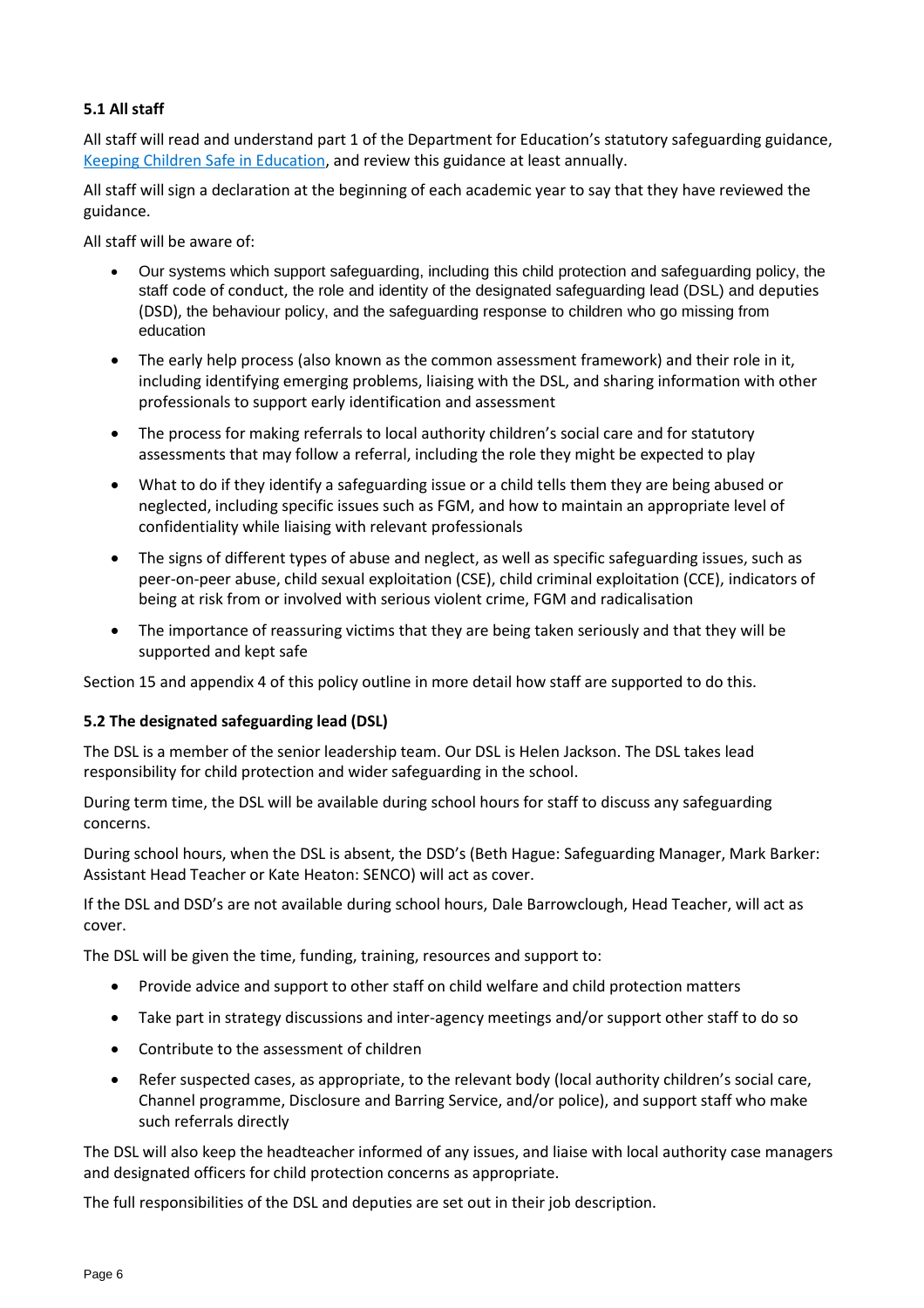### 5.1 All staff

All staff will read and understand part 1 of the Department for Education's statutory safeguarding guidance, Keeping Children Safe in Education, and review this guidance at least annually.

All staff will sign a declaration at the beginning of each academic year to say that they have reviewed the guidance.

All staff will be aware of:

- Our systems which support safeguarding, including this child protection and safeguarding policy, the staff code of conduct, the role and identity of the designated safeguarding lead (DSL) and deputies (DSD), the behaviour policy, and the safeguarding response to children who go missing from education
- The early help process (also known as the common assessment framework) and their role in it, including identifying emerging problems, liaising with the DSL, and sharing information with other professionals to support early identification and assessment
- The process for making referrals to local authority children's social care and for statutory assessments that may follow a referral, including the role they might be expected to play
- What to do if they identify a safeguarding issue or a child tells them they are being abused or neglected, including specific issues such as FGM, and how to maintain an appropriate level of confidentiality while liaising with relevant professionals
- The signs of different types of abuse and neglect, as well as specific safeguarding issues, such as peer-on-peer abuse, child sexual exploitation (CSE), child criminal exploitation (CCE), indicators of being at risk from or involved with serious violent crime, FGM and radicalisation
- The importance of reassuring victims that they are being taken seriously and that they will be supported and kept safe

Section 15 and appendix 4 of this policy outline in more detail how staff are supported to do this.

### 5.2 The designated safeguarding lead (DSL)

The DSL is a member of the senior leadership team. Our DSL is Helen Jackson. The DSL takes lead responsibility for child protection and wider safeguarding in the school.

During term time, the DSL will be available during school hours for staff to discuss any safeguarding concerns.

During school hours, when the DSL is absent, the DSD's (Beth Hague: Safeguarding Manager, Mark Barker: Assistant Head Teacher or Kate Heaton: SENCO) will act as cover.

If the DSL and DSD's are not available during school hours, Dale Barrowclough, Head Teacher, will act as cover.

The DSL will be given the time, funding, training, resources and support to:

- Provide advice and support to other staff on child welfare and child protection matters
- Take part in strategy discussions and inter-agency meetings and/or support other staff to do so
- Contribute to the assessment of children
- Refer suspected cases, as appropriate, to the relevant body (local authority children's social care, Channel programme, Disclosure and Barring Service, and/or police), and support staff who make such referrals directly

The DSL will also keep the headteacher informed of any issues, and liaise with local authority case managers and designated officers for child protection concerns as appropriate.

The full responsibilities of the DSL and deputies are set out in their job description.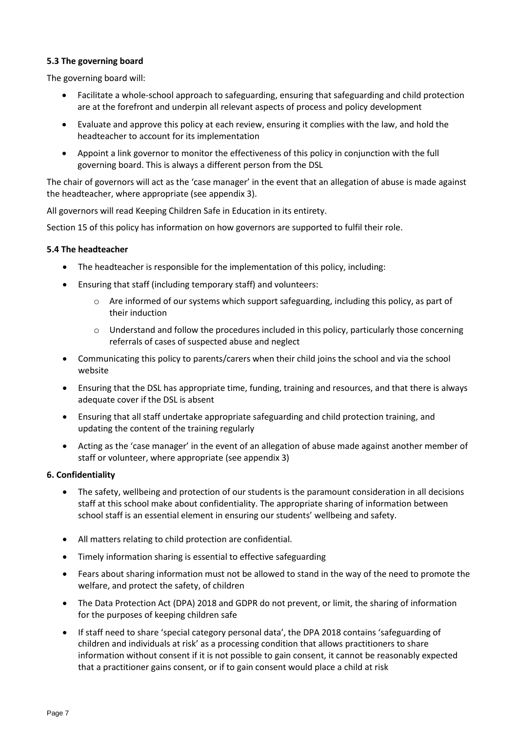### 5.3 The governing board

The governing board will:

- Facilitate a whole-school approach to safeguarding, ensuring that safeguarding and child protection are at the forefront and underpin all relevant aspects of process and policy development
- Evaluate and approve this policy at each review, ensuring it complies with the law, and hold the headteacher to account for its implementation
- Appoint a link governor to monitor the effectiveness of this policy in conjunction with the full governing board. This is always a different person from the DSL

The chair of governors will act as the 'case manager' in the event that an allegation of abuse is made against the headteacher, where appropriate (see appendix 3).

All governors will read Keeping Children Safe in Education in its entirety.

Section 15 of this policy has information on how governors are supported to fulfil their role.

### 5.4 The headteacher

- The headteacher is responsible for the implementation of this policy, including:
- Ensuring that staff (including temporary staff) and volunteers:
    - Are informed of our systems which support safeguarding, including this policy, as part of their induction
    - Understand and follow the procedures included in this policy, particularly those concerning referrals of cases of suspected abuse and neglect
- Communicating this policy to parents/carers when their child joins the school and via the school website
- Ensuring that the DSL has appropriate time, funding, training and resources, and that there is always adequate cover if the DSL is absent
- Ensuring that all staff undertake appropriate safeguarding and child protection training, and updating the content of the training regularly
- Acting as the 'case manager' in the event of an allegation of abuse made against another member of staff or volunteer, where appropriate (see appendix 3)

## 6. Confidentiality

- The safety, wellbeing and protection of our students is the paramount consideration in all decisions staff at this school make about confidentiality. The appropriate sharing of information between school staff is an essential element in ensuring our students' wellbeing and safety.
- All matters relating to child protection are confidential.
- Timely information sharing is essential to effective safeguarding
- Fears about sharing information must not be allowed to stand in the way of the need to promote the welfare, and protect the safety, of children
- The Data Protection Act (DPA) 2018 and GDPR do not prevent, or limit, the sharing of information for the purposes of keeping children safe
- If staff need to share 'special category personal data', the DPA 2018 contains 'safeguarding of children and individuals at risk' as a processing condition that allows practitioners to share information without consent if it is not possible to gain consent, it cannot be reasonably expected that a practitioner gains consent, or if to gain consent would place a child at risk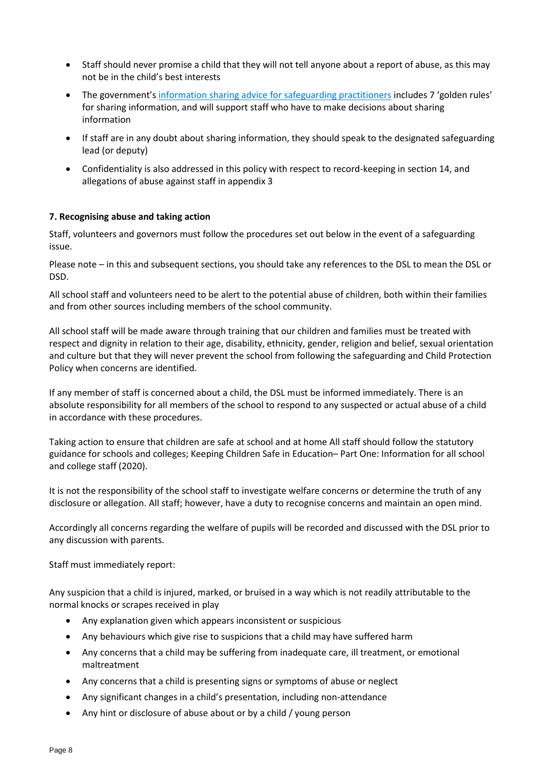- Staff should never promise a child that they will not tell anyone about a report of abuse, as this may not be in the child's best interests
- The government's [information sharing advice for safeguarding practitioners]() includes 7 'golden rules' for sharing information, and will support staff who have to make decisions about sharing information
- If staff are in any doubt about sharing information, they should speak to the designated safeguarding lead (or deputy)
- Confidentiality is also addressed in this policy with respect to record-keeping in section 14, and allegations of abuse against staff in appendix 3

**7. Recognising abuse and taking action**

Staff, volunteers and governors must follow the procedures set out below in the event of a safeguarding issue.

Please note – in this and subsequent sections, you should take any references to the DSL to mean the DSL or DSD.

All school staff and volunteers need to be alert to the potential abuse of children, both within their families and from other sources including members of the school community.

All school staff will be made aware through training that our children and families must be treated with respect and dignity in relation to their age, disability, ethnicity, gender, religion and belief, sexual orientation and culture but that they will never prevent the school from following the safeguarding and Child Protection Policy when concerns are identified.

If any member of staff is concerned about a child, the DSL must be informed immediately. There is an absolute responsibility for all members of the school to respond to any suspected or actual abuse of a child in accordance with these procedures.

Taking action to ensure that children are safe at school and at home All staff should follow the statutory guidance for schools and colleges; Keeping Children Safe in Education– Part One: Information for all school and college staff (2020).

It is not the responsibility of the school staff to investigate welfare concerns or determine the truth of any disclosure or allegation. All staff; however, have a duty to recognise concerns and maintain an open mind.

Accordingly all concerns regarding the welfare of pupils will be recorded and discussed with the DSL prior to any discussion with parents.

Staff must immediately report:

Any suspicion that a child is injured, marked, or bruised in a way which is not readily attributable to the normal knocks or scrapes received in play

- Any explanation given which appears inconsistent or suspicious
- Any behaviours which give rise to suspicions that a child may have suffered harm
- Any concerns that a child may be suffering from inadequate care, ill treatment, or emotional maltreatment
- Any concerns that a child is presenting signs or symptoms of abuse or neglect
- Any significant changes in a child's presentation, including non-attendance
- Any hint or disclosure of abuse about or by a child / young person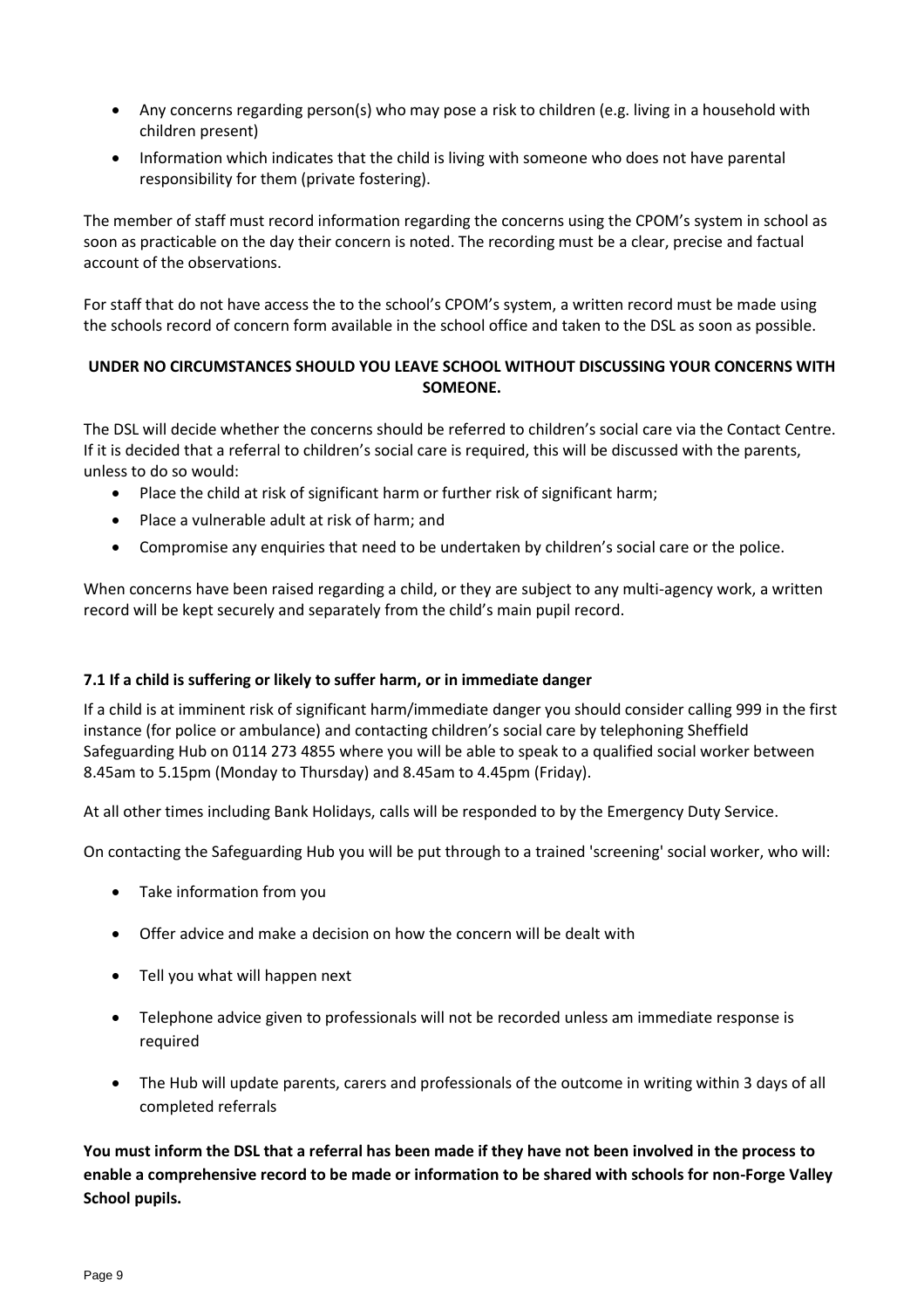- Any concerns regarding person(s) who may pose a risk to children (e.g. living in a household with children present)
- Information which indicates that the child is living with someone who does not have parental responsibility for them (private fostering).

The member of staff must record information regarding the concerns using the CPOM's system in school as soon as practicable on the day their concern is noted. The recording must be a clear, precise and factual account of the observations.

For staff that do not have access the to the school's CPOM's system, a written record must be made using the schools record of concern form available in the school office and taken to the DSL as soon as possible.

**UNDER NO CIRCUMSTANCES SHOULD YOU LEAVE SCHOOL WITHOUT DISCUSSING YOUR CONCERNS WITH SOMEONE.**

The DSL will decide whether the concerns should be referred to children's social care via the Contact Centre. If it is decided that a referral to children's social care is required, this will be discussed with the parents, unless to do so would:

- Place the child at risk of significant harm or further risk of significant harm;
- Place a vulnerable adult at risk of harm; and
- Compromise any enquiries that need to be undertaken by children's social care or the police.

When concerns have been raised regarding a child, or they are subject to any multi-agency work, a written record will be kept securely and separately from the child's main pupil record.

### 7.1 If a child is suffering or likely to suffer harm, or in immediate danger

If a child is at imminent risk of significant harm/immediate danger you should consider calling 999 in the first instance (for police or ambulance) and contacting children's social care by telephoning Sheffield Safeguarding Hub on 0114 273 4855 where you will be able to speak to a qualified social worker between 8.45am to 5.15pm (Monday to Thursday) and 8.45am to 4.45pm (Friday).

At all other times including Bank Holidays, calls will be responded to by the Emergency Duty Service.

On contacting the Safeguarding Hub you will be put through to a trained 'screening' social worker, who will:

- Take information from you
- Offer advice and make a decision on how the concern will be dealt with
- Tell you what will happen next
- Telephone advice given to professionals will not be recorded unless am immediate response is required
- The Hub will update parents, carers and professionals of the outcome in writing within 3 days of all completed referrals

**You must inform the DSL that a referral has been made if they have not been involved in the process to enable a comprehensive record to be made or information to be shared with schools for non-Forge Valley School pupils.**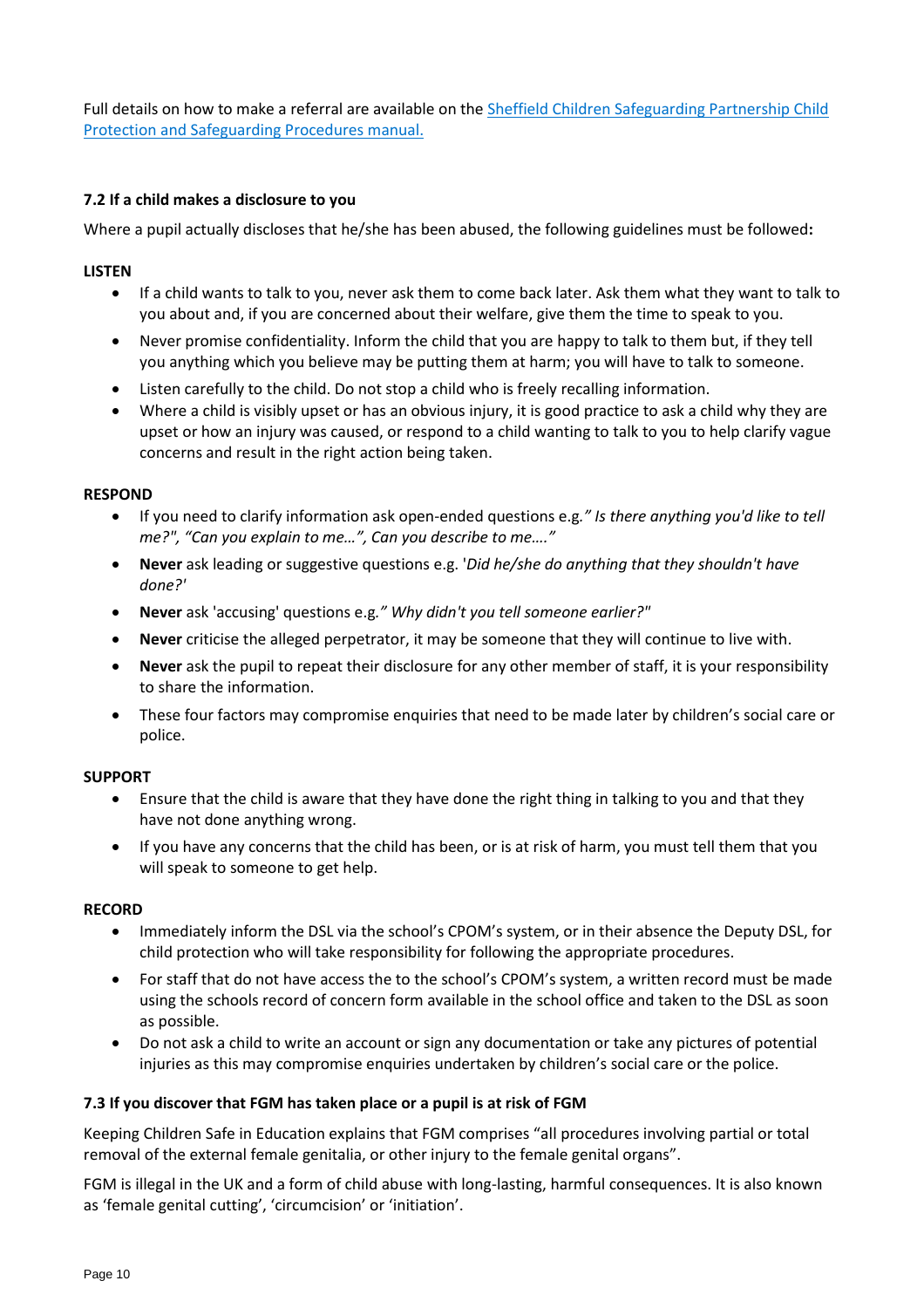Full details on how to make a referral are available on the [Sheffield Children Safeguarding Partnership Child Protection and Safeguarding Procedures manual.]()

### 7.2 If a child makes a disclosure to you

Where a pupil actually discloses that he/she has been abused, the following guidelines must be followed**:**

**LISTEN**

- If a child wants to talk to you, never ask them to come back later. Ask them what they want to talk to you about and, if you are concerned about their welfare, give them the time to speak to you.
- Never promise confidentiality. Inform the child that you are happy to talk to them but, if they tell you anything which you believe may be putting them at harm; you will have to talk to someone.
- Listen carefully to the child. Do not stop a child who is freely recalling information.
- Where a child is visibly upset or has an obvious injury, it is good practice to ask a child why they are upset or how an injury was caused, or respond to a child wanting to talk to you to help clarify vague concerns and result in the right action being taken.

**RESPOND**

- If you need to clarify information ask open-ended questions e.g*." Is there anything you'd like to tell me?", "Can you explain to me…", Can you describe to me…."*
- **Never** ask leading or suggestive questions e.g. '*Did he/she do anything that they shouldn't have done?*'
- **Never** ask 'accusing' questions e.g*." Why didn't you tell someone earlier?"*
- **Never** criticise the alleged perpetrator, it may be someone that they will continue to live with.
- **Never** ask the pupil to repeat their disclosure for any other member of staff, it is your responsibility to share the information.
- These four factors may compromise enquiries that need to be made later by children's social care or police.

**SUPPORT**

- Ensure that the child is aware that they have done the right thing in talking to you and that they have not done anything wrong.
- If you have any concerns that the child has been, or is at risk of harm, you must tell them that you will speak to someone to get help.

**RECORD**

- Immediately inform the DSL via the school's CPOM's system, or in their absence the Deputy DSL, for child protection who will take responsibility for following the appropriate procedures.
- For staff that do not have access the to the school's CPOM's system, a written record must be made using the schools record of concern form available in the school office and taken to the DSL as soon as possible.
- Do not ask a child to write an account or sign any documentation or take any pictures of potential injuries as this may compromise enquiries undertaken by children's social care or the police.

### 7.3 If you discover that FGM has taken place or a pupil is at risk of FGM

Keeping Children Safe in Education explains that FGM comprises "all procedures involving partial or total removal of the external female genitalia, or other injury to the female genital organs".

FGM is illegal in the UK and a form of child abuse with long-lasting, harmful consequences. It is also known as 'female genital cutting', 'circumcision' or 'initiation'.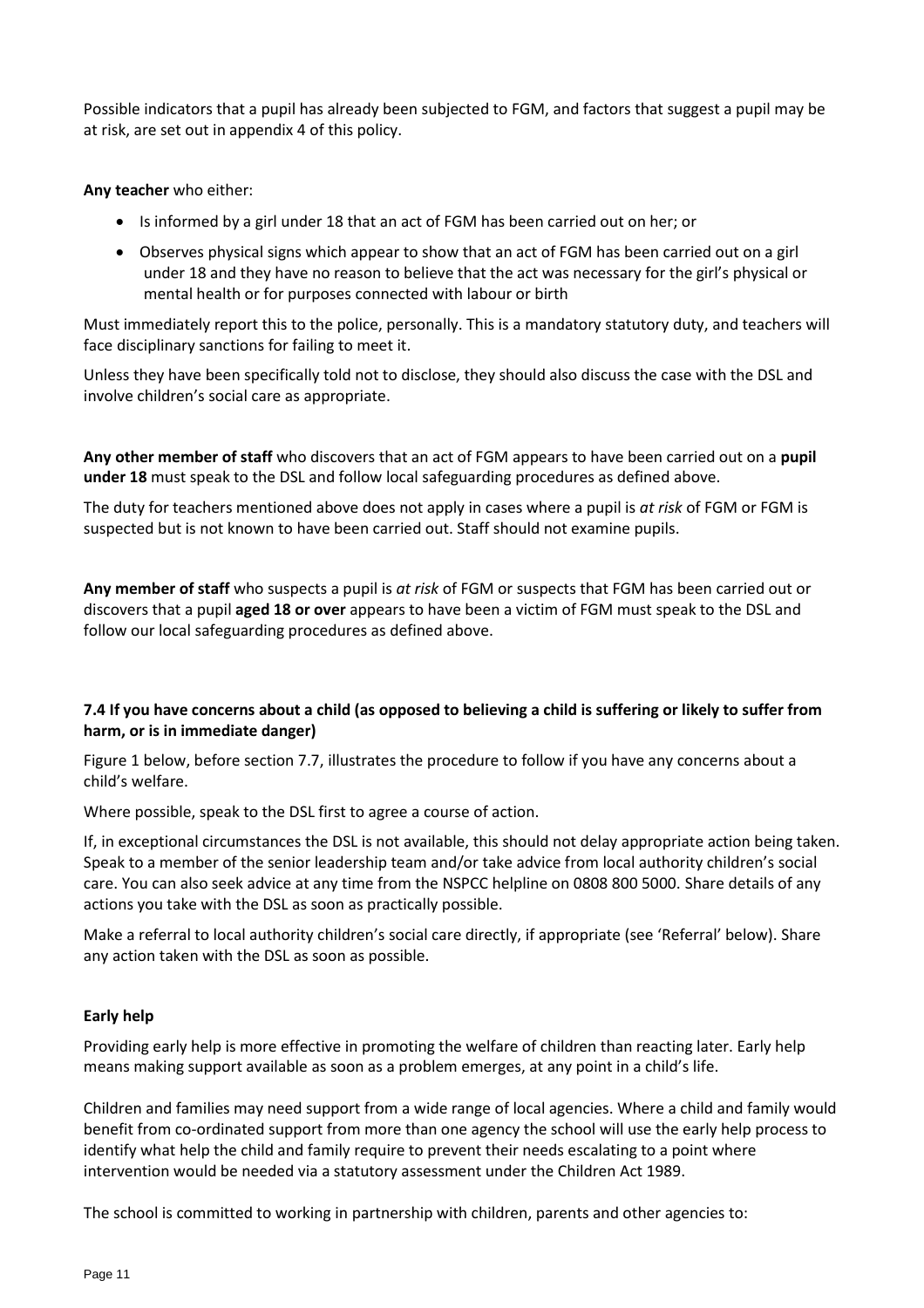Possible indicators that a pupil has already been subjected to FGM, and factors that suggest a pupil may be at risk, are set out in appendix 4 of this policy.

**Any teacher** who either:

- Is informed by a girl under 18 that an act of FGM has been carried out on her; or
- Observes physical signs which appear to show that an act of FGM has been carried out on a girl under 18 and they have no reason to believe that the act was necessary for the girl's physical or mental health or for purposes connected with labour or birth

Must immediately report this to the police, personally. This is a mandatory statutory duty, and teachers will face disciplinary sanctions for failing to meet it.

Unless they have been specifically told not to disclose, they should also discuss the case with the DSL and involve children's social care as appropriate.

**Any other member of staff** who discovers that an act of FGM appears to have been carried out on a **pupil under 18** must speak to the DSL and follow local safeguarding procedures as defined above.

The duty for teachers mentioned above does not apply in cases where a pupil is *at risk* of FGM or FGM is suspected but is not known to have been carried out. Staff should not examine pupils.

**Any member of staff** who suspects a pupil is *at risk* of FGM or suspects that FGM has been carried out or discovers that a pupil **aged 18 or over** appears to have been a victim of FGM must speak to the DSL and follow our local safeguarding procedures as defined above.

### 7.4 If you have concerns about a child (as opposed to believing a child is suffering or likely to suffer from harm, or is in immediate danger)

Figure 1 below, before section 7.7, illustrates the procedure to follow if you have any concerns about a child's welfare.

Where possible, speak to the DSL first to agree a course of action.

If, in exceptional circumstances the DSL is not available, this should not delay appropriate action being taken. Speak to a member of the senior leadership team and/or take advice from local authority children's social care. You can also seek advice at any time from the NSPCC helpline on 0808 800 5000. Share details of any actions you take with the DSL as soon as practically possible.

Make a referral to local authority children's social care directly, if appropriate (see 'Referral' below). Share any action taken with the DSL as soon as possible.

#### Early help

Providing early help is more effective in promoting the welfare of children than reacting later. Early help means making support available as soon as a problem emerges, at any point in a child's life.

Children and families may need support from a wide range of local agencies. Where a child and family would benefit from co-ordinated support from more than one agency the school will use the early help process to identify what help the child and family require to prevent their needs escalating to a point where intervention would be needed via a statutory assessment under the Children Act 1989.

The school is committed to working in partnership with children, parents and other agencies to: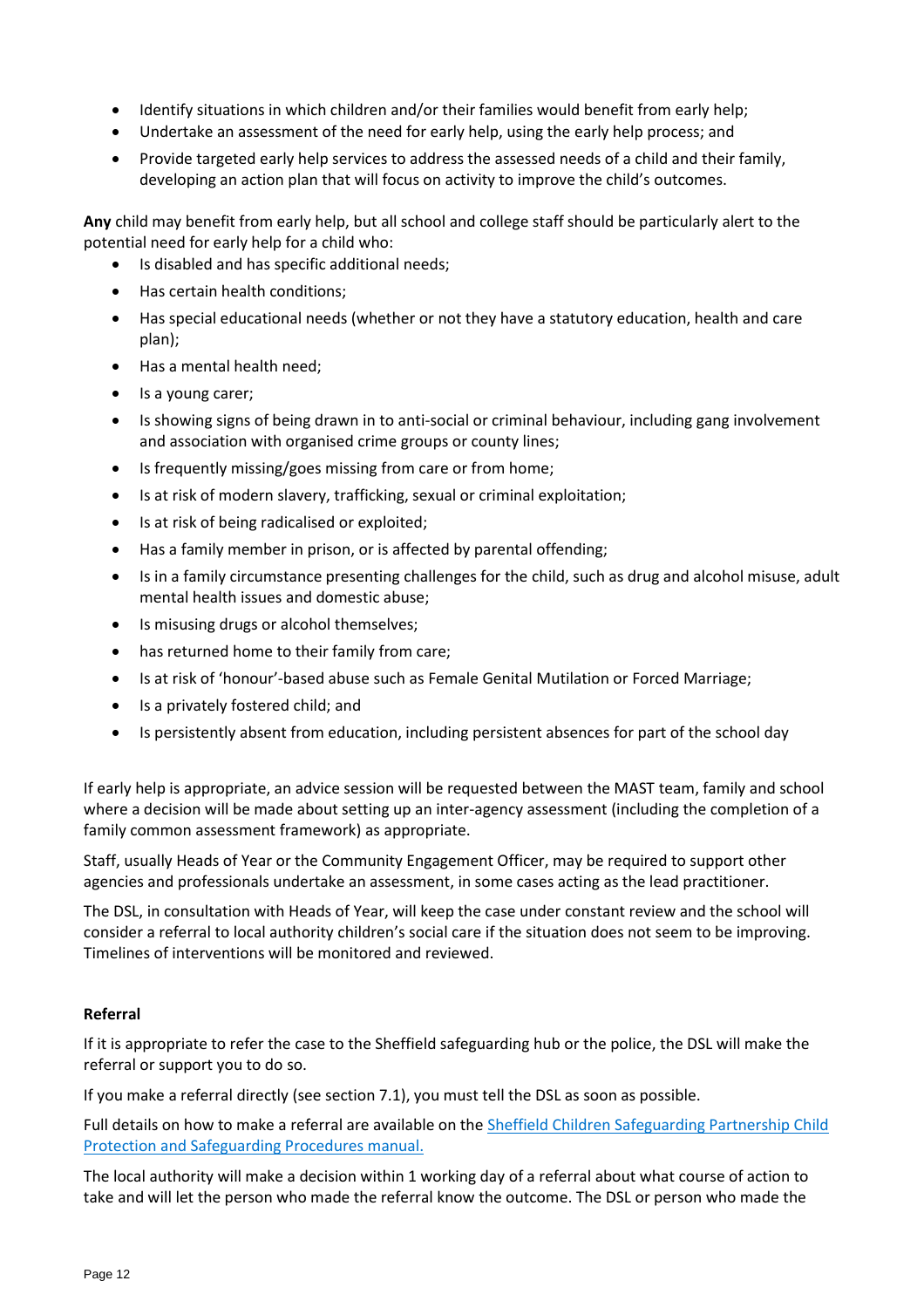- Identify situations in which children and/or their families would benefit from early help;
- Undertake an assessment of the need for early help, using the early help process; and
- Provide targeted early help services to address the assessed needs of a child and their family, developing an action plan that will focus on activity to improve the child's outcomes.

**Any** child may benefit from early help, but all school and college staff should be particularly alert to the potential need for early help for a child who:

- Is disabled and has specific additional needs;
- Has certain health conditions;
- Has special educational needs (whether or not they have a statutory education, health and care plan);
- Has a mental health need;
- Is a young carer;
- Is showing signs of being drawn in to anti-social or criminal behaviour, including gang involvement and association with organised crime groups or county lines;
- Is frequently missing/goes missing from care or from home;
- Is at risk of modern slavery, trafficking, sexual or criminal exploitation;
- Is at risk of being radicalised or exploited;
- Has a family member in prison, or is affected by parental offending;
- Is in a family circumstance presenting challenges for the child, such as drug and alcohol misuse, adult mental health issues and domestic abuse;
- Is misusing drugs or alcohol themselves;
- has returned home to their family from care;
- Is at risk of 'honour'-based abuse such as Female Genital Mutilation or Forced Marriage;
- Is a privately fostered child; and
- Is persistently absent from education, including persistent absences for part of the school day

If early help is appropriate, an advice session will be requested between the MAST team, family and school where a decision will be made about setting up an inter-agency assessment (including the completion of a family common assessment framework) as appropriate.

Staff, usually Heads of Year or the Community Engagement Officer, may be required to support other agencies and professionals undertake an assessment, in some cases acting as the lead practitioner.

The DSL, in consultation with Heads of Year, will keep the case under constant review and the school will consider a referral to local authority children's social care if the situation does not seem to be improving. Timelines of interventions will be monitored and reviewed.

**Referral**

If it is appropriate to refer the case to the Sheffield safeguarding hub or the police, the DSL will make the referral or support you to do so.

If you make a referral directly (see section 7.1), you must tell the DSL as soon as possible.

Full details on how to make a referral are available on the Sheffield Children Safeguarding Partnership Child Protection and Safeguarding Procedures manual.

The local authority will make a decision within 1 working day of a referral about what course of action to take and will let the person who made the referral know the outcome. The DSL or person who made the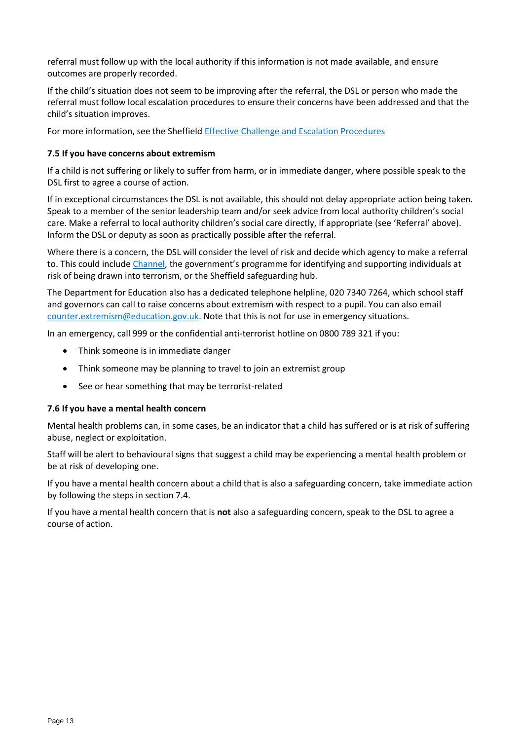referral must follow up with the local authority if this information is not made available, and ensure outcomes are properly recorded.

If the child's situation does not seem to be improving after the referral, the DSL or person who made the referral must follow local escalation procedures to ensure their concerns have been addressed and that the child's situation improves.

For more information, see the Sheffield Effective Challenge and Escalation Procedures

### 7.5 If you have concerns about extremism

If a child is not suffering or likely to suffer from harm, or in immediate danger, where possible speak to the DSL first to agree a course of action.

If in exceptional circumstances the DSL is not available, this should not delay appropriate action being taken. Speak to a member of the senior leadership team and/or seek advice from local authority children's social care. Make a referral to local authority children's social care directly, if appropriate (see 'Referral' above). Inform the DSL or deputy as soon as practically possible after the referral.

Where there is a concern, the DSL will consider the level of risk and decide which agency to make a referral to. This could include Channel, the government's programme for identifying and supporting individuals at risk of being drawn into terrorism, or the Sheffield safeguarding hub.

The Department for Education also has a dedicated telephone helpline, 020 7340 7264, which school staff and governors can call to raise concerns about extremism with respect to a pupil. You can also email counter.extremism@education.gov.uk. Note that this is not for use in emergency situations.

In an emergency, call 999 or the confidential anti-terrorist hotline on 0800 789 321 if you:

- Think someone is in immediate danger
- Think someone may be planning to travel to join an extremist group
- See or hear something that may be terrorist-related

### 7.6 If you have a mental health concern

Mental health problems can, in some cases, be an indicator that a child has suffered or is at risk of suffering abuse, neglect or exploitation.

Staff will be alert to behavioural signs that suggest a child may be experiencing a mental health problem or be at risk of developing one.

If you have a mental health concern about a child that is also a safeguarding concern, take immediate action by following the steps in section 7.4.

If you have a mental health concern that is **not** also a safeguarding concern, speak to the DSL to agree a course of action.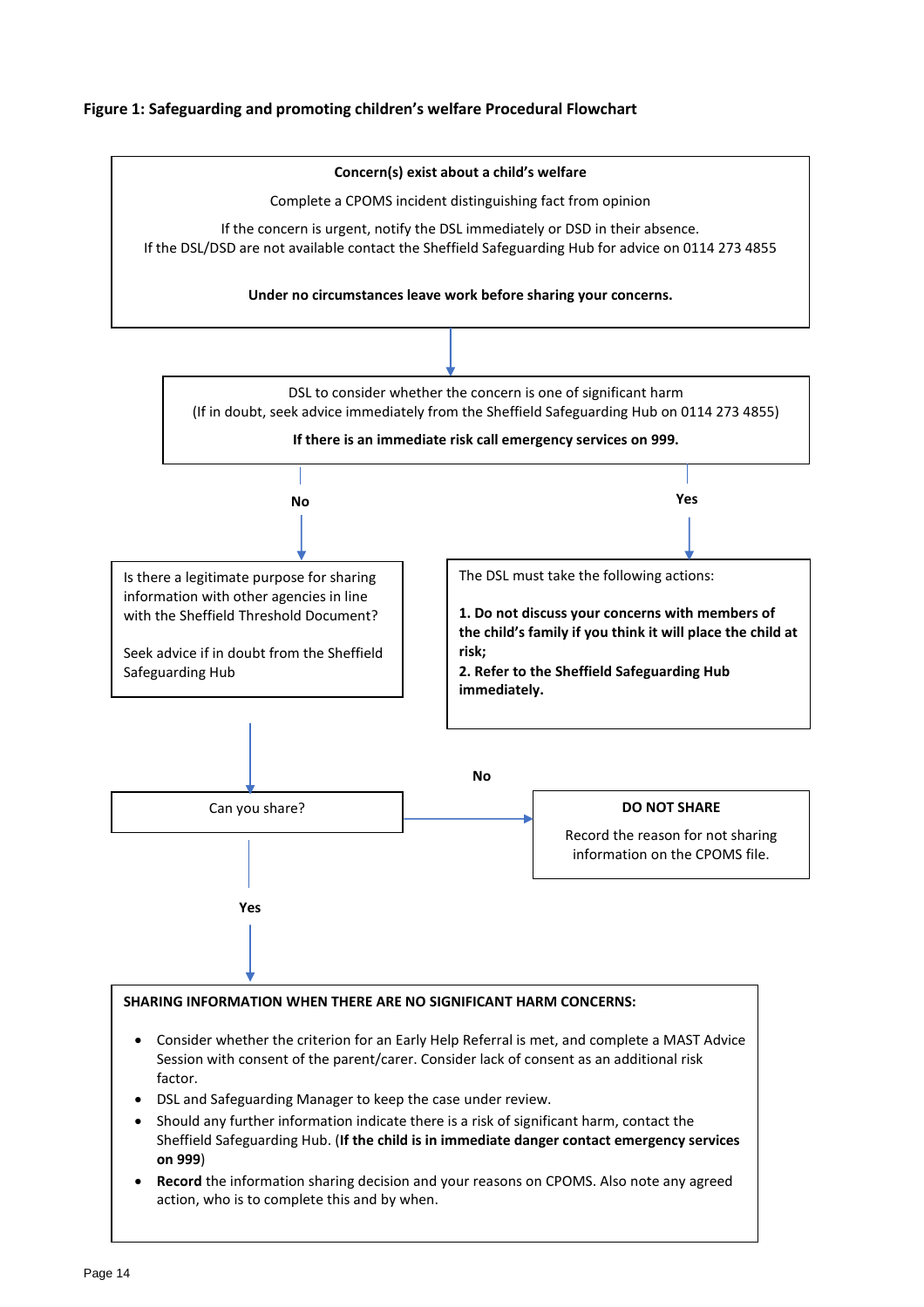**Figure 1: Safeguarding and promoting children's welfare Procedural Flowchart**

**Concern(s) exist about a child's welfare**

Complete a CPOMS incident distinguishing fact from opinion

If the concern is urgent, notify the DSL immediately or DSD in their absence.
If the DSL/DSD are not available contact the Sheffield Safeguarding Hub for advice on 0114 273 4855

**Under no circumstances leave work before sharing your concerns.**

DSL to consider whether the concern is one of significant harm
(If in doubt, seek advice immediately from the Sheffield Safeguarding Hub on 0114 273 4855)

**If there is an immediate risk call emergency services on 999.**

**No**

Is there a legitimate purpose for sharing information with other agencies in line with the Sheffield Threshold Document?

Seek advice if in doubt from the Sheffield Safeguarding Hub

**Yes**

The DSL must take the following actions:

**1. Do not discuss your concerns with members of the child's family if you think it will place the child at risk;**
**2. Refer to the Sheffield Safeguarding Hub immediately.**

Can you share?

**No**

**DO NOT SHARE**

Record the reason for not sharing information on the CPOMS file.

**Yes**

**SHARING INFORMATION WHEN THERE ARE NO SIGNIFICANT HARM CONCERNS:**

- Consider whether the criterion for an Early Help Referral is met, and complete a MAST Advice Session with consent of the parent/carer. Consider lack of consent as an additional risk factor.
- DSL and Safeguarding Manager to keep the case under review.
- Should any further information indicate there is a risk of significant harm, contact the Sheffield Safeguarding Hub. (**If the child is in immediate danger contact emergency services on 999**)
- **Record** the information sharing decision and your reasons on CPOMS. Also note any agreed action, who is to complete this and by when.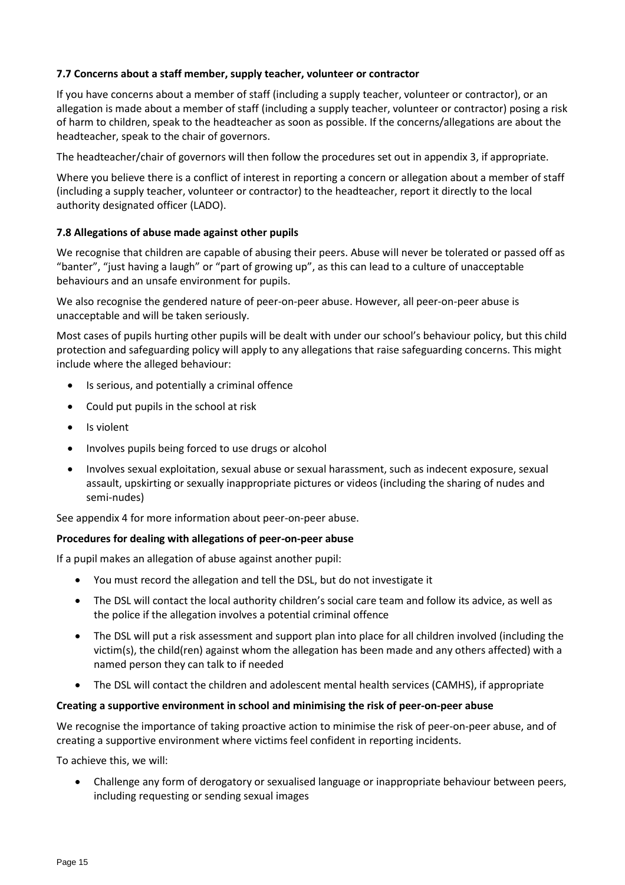### 7.7 Concerns about a staff member, supply teacher, volunteer or contractor

If you have concerns about a member of staff (including a supply teacher, volunteer or contractor), or an allegation is made about a member of staff (including a supply teacher, volunteer or contractor) posing a risk of harm to children, speak to the headteacher as soon as possible. If the concerns/allegations are about the headteacher, speak to the chair of governors.

The headteacher/chair of governors will then follow the procedures set out in appendix 3, if appropriate.

Where you believe there is a conflict of interest in reporting a concern or allegation about a member of staff (including a supply teacher, volunteer or contractor) to the headteacher, report it directly to the local authority designated officer (LADO).

### 7.8 Allegations of abuse made against other pupils

We recognise that children are capable of abusing their peers. Abuse will never be tolerated or passed off as "banter", "just having a laugh" or "part of growing up", as this can lead to a culture of unacceptable behaviours and an unsafe environment for pupils.

We also recognise the gendered nature of peer-on-peer abuse. However, all peer-on-peer abuse is unacceptable and will be taken seriously.

Most cases of pupils hurting other pupils will be dealt with under our school's behaviour policy, but this child protection and safeguarding policy will apply to any allegations that raise safeguarding concerns. This might include where the alleged behaviour:

- Is serious, and potentially a criminal offence
- Could put pupils in the school at risk
- Is violent
- Involves pupils being forced to use drugs or alcohol
- Involves sexual exploitation, sexual abuse or sexual harassment, such as indecent exposure, sexual assault, upskirting or sexually inappropriate pictures or videos (including the sharing of nudes and semi-nudes)

See appendix 4 for more information about peer-on-peer abuse.

**Procedures for dealing with allegations of peer-on-peer abuse**

If a pupil makes an allegation of abuse against another pupil:

- You must record the allegation and tell the DSL, but do not investigate it
- The DSL will contact the local authority children's social care team and follow its advice, as well as the police if the allegation involves a potential criminal offence
- The DSL will put a risk assessment and support plan into place for all children involved (including the victim(s), the child(ren) against whom the allegation has been made and any others affected) with a named person they can talk to if needed
- The DSL will contact the children and adolescent mental health services (CAMHS), if appropriate

**Creating a supportive environment in school and minimising the risk of peer-on-peer abuse**

We recognise the importance of taking proactive action to minimise the risk of peer-on-peer abuse, and of creating a supportive environment where victims feel confident in reporting incidents.

To achieve this, we will:

- Challenge any form of derogatory or sexualised language or inappropriate behaviour between peers, including requesting or sending sexual images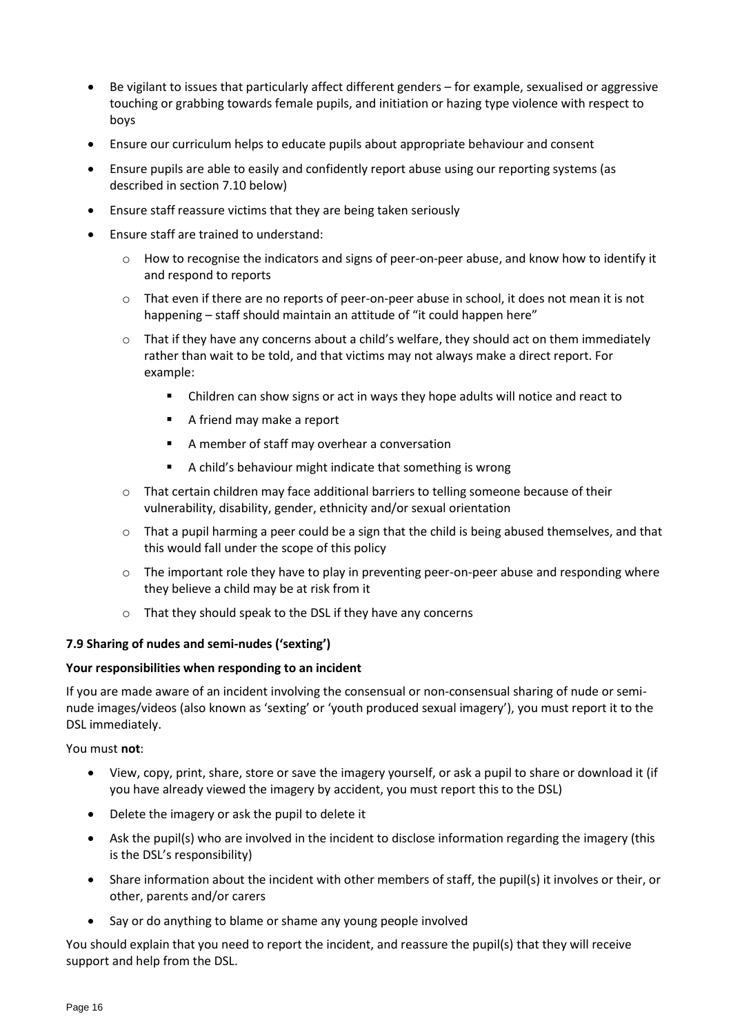- Be vigilant to issues that particularly affect different genders – for example, sexualised or aggressive touching or grabbing towards female pupils, and initiation or hazing type violence with respect to boys
- Ensure our curriculum helps to educate pupils about appropriate behaviour and consent
- Ensure pupils are able to easily and confidently report abuse using our reporting systems (as described in section 7.10 below)
- Ensure staff reassure victims that they are being taken seriously
- Ensure staff are trained to understand:
    - How to recognise the indicators and signs of peer-on-peer abuse, and know how to identify it and respond to reports
    - That even if there are no reports of peer-on-peer abuse in school, it does not mean it is not happening – staff should maintain an attitude of "it could happen here"
    - That if they have any concerns about a child's welfare, they should act on them immediately rather than wait to be told, and that victims may not always make a direct report. For example:
        - Children can show signs or act in ways they hope adults will notice and react to
        - A friend may make a report
        - A member of staff may overhear a conversation
        - A child's behaviour might indicate that something is wrong
    - That certain children may face additional barriers to telling someone because of their vulnerability, disability, gender, ethnicity and/or sexual orientation
    - That a pupil harming a peer could be a sign that the child is being abused themselves, and that this would fall under the scope of this policy
    - The important role they have to play in preventing peer-on-peer abuse and responding where they believe a child may be at risk from it
    - That they should speak to the DSL if they have any concerns

### 7.9 Sharing of nudes and semi-nudes ('sexting')

**Your responsibilities when responding to an incident**

If you are made aware of an incident involving the consensual or non-consensual sharing of nude or semi-nude images/videos (also known as 'sexting' or 'youth produced sexual imagery'), you must report it to the DSL immediately.

You must **not**:

- View, copy, print, share, store or save the imagery yourself, or ask a pupil to share or download it (if you have already viewed the imagery by accident, you must report this to the DSL)
- Delete the imagery or ask the pupil to delete it
- Ask the pupil(s) who are involved in the incident to disclose information regarding the imagery (this is the DSL's responsibility)
- Share information about the incident with other members of staff, the pupil(s) it involves or their, or other, parents and/or carers
- Say or do anything to blame or shame any young people involved

You should explain that you need to report the incident, and reassure the pupil(s) that they will receive support and help from the DSL.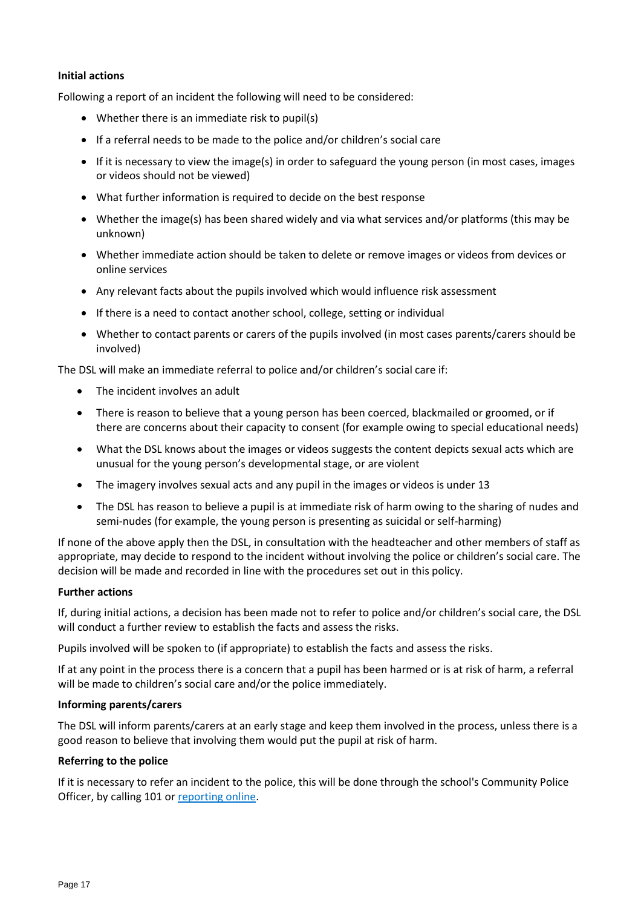**Initial actions**

Following a report of an incident the following will need to be considered:

- Whether there is an immediate risk to pupil(s)
- If a referral needs to be made to the police and/or children's social care
- If it is necessary to view the image(s) in order to safeguard the young person (in most cases, images or videos should not be viewed)
- What further information is required to decide on the best response
- Whether the image(s) has been shared widely and via what services and/or platforms (this may be unknown)
- Whether immediate action should be taken to delete or remove images or videos from devices or online services
- Any relevant facts about the pupils involved which would influence risk assessment
- If there is a need to contact another school, college, setting or individual
- Whether to contact parents or carers of the pupils involved (in most cases parents/carers should be involved)

The DSL will make an immediate referral to police and/or children's social care if:

- The incident involves an adult
- There is reason to believe that a young person has been coerced, blackmailed or groomed, or if there are concerns about their capacity to consent (for example owing to special educational needs)
- What the DSL knows about the images or videos suggests the content depicts sexual acts which are unusual for the young person's developmental stage, or are violent
- The imagery involves sexual acts and any pupil in the images or videos is under 13
- The DSL has reason to believe a pupil is at immediate risk of harm owing to the sharing of nudes and semi-nudes (for example, the young person is presenting as suicidal or self-harming)

If none of the above apply then the DSL, in consultation with the headteacher and other members of staff as appropriate, may decide to respond to the incident without involving the police or children's social care. The decision will be made and recorded in line with the procedures set out in this policy.

**Further actions**

If, during initial actions, a decision has been made not to refer to police and/or children's social care, the DSL will conduct a further review to establish the facts and assess the risks.

Pupils involved will be spoken to (if appropriate) to establish the facts and assess the risks.

If at any point in the process there is a concern that a pupil has been harmed or is at risk of harm, a referral will be made to children's social care and/or the police immediately.

**Informing parents/carers**

The DSL will inform parents/carers at an early stage and keep them involved in the process, unless there is a good reason to believe that involving them would put the pupil at risk of harm.

**Referring to the police**

If it is necessary to refer an incident to the police, this will be done through the school's Community Police Officer, by calling 101 or reporting online.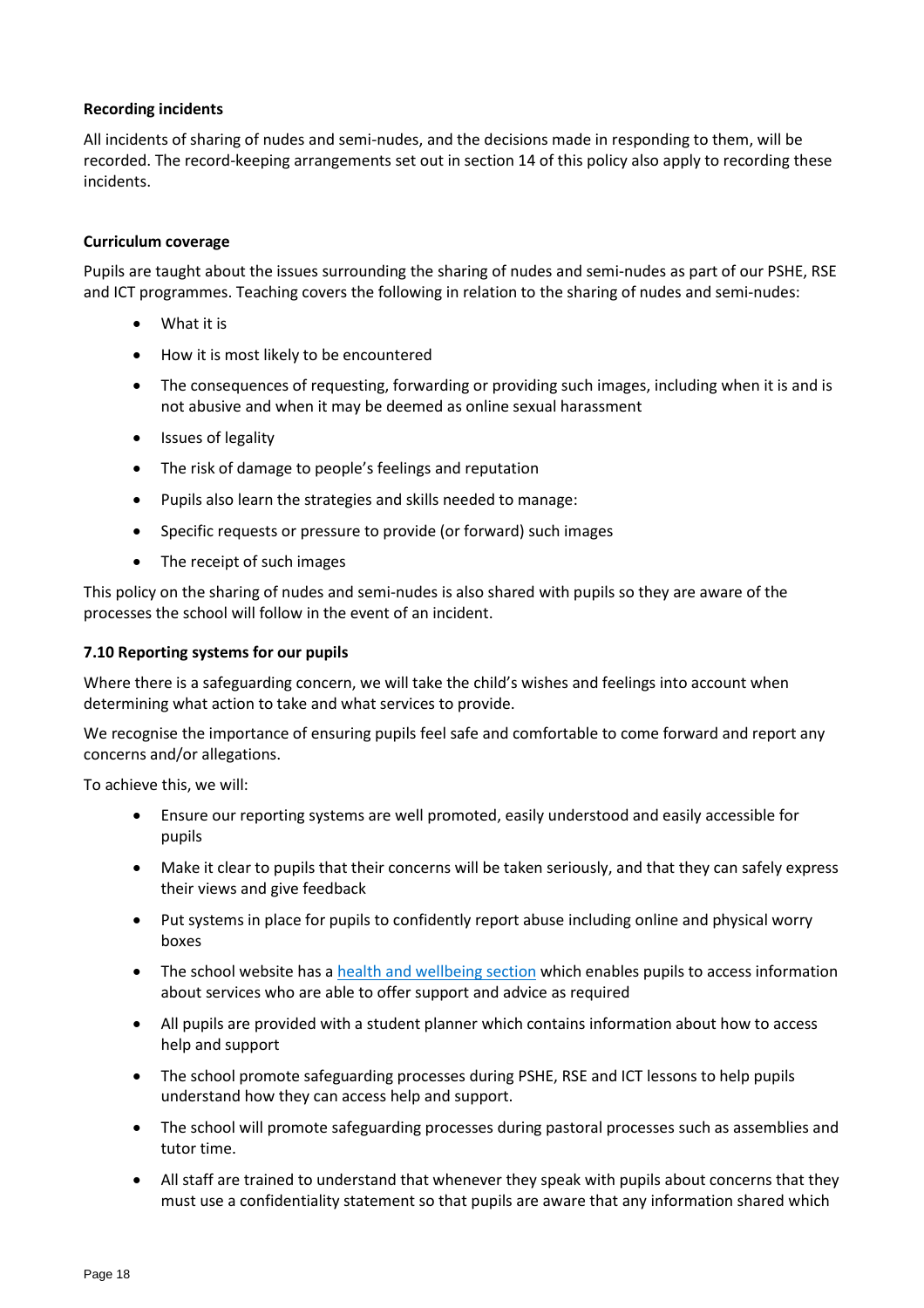**Recording incidents**

All incidents of sharing of nudes and semi-nudes, and the decisions made in responding to them, will be recorded. The record-keeping arrangements set out in section 14 of this policy also apply to recording these incidents.

**Curriculum coverage**

Pupils are taught about the issues surrounding the sharing of nudes and semi-nudes as part of our PSHE, RSE and ICT programmes. Teaching covers the following in relation to the sharing of nudes and semi-nudes:

- What it is
- How it is most likely to be encountered
- The consequences of requesting, forwarding or providing such images, including when it is and is not abusive and when it may be deemed as online sexual harassment
- Issues of legality
- The risk of damage to people's feelings and reputation
- Pupils also learn the strategies and skills needed to manage:
- Specific requests or pressure to provide (or forward) such images
- The receipt of such images

This policy on the sharing of nudes and semi-nudes is also shared with pupils so they are aware of the processes the school will follow in the event of an incident.

**7.10 Reporting systems for our pupils**

Where there is a safeguarding concern, we will take the child's wishes and feelings into account when determining what action to take and what services to provide.

We recognise the importance of ensuring pupils feel safe and comfortable to come forward and report any concerns and/or allegations.

To achieve this, we will:

- Ensure our reporting systems are well promoted, easily understood and easily accessible for pupils
- Make it clear to pupils that their concerns will be taken seriously, and that they can safely express their views and give feedback
- Put systems in place for pupils to confidently report abuse including online and physical worry boxes
- The school website has a health and wellbeing section which enables pupils to access information about services who are able to offer support and advice as required
- All pupils are provided with a student planner which contains information about how to access help and support
- The school promote safeguarding processes during PSHE, RSE and ICT lessons to help pupils understand how they can access help and support.
- The school will promote safeguarding processes during pastoral processes such as assemblies and tutor time.
- All staff are trained to understand that whenever they speak with pupils about concerns that they must use a confidentiality statement so that pupils are aware that any information shared which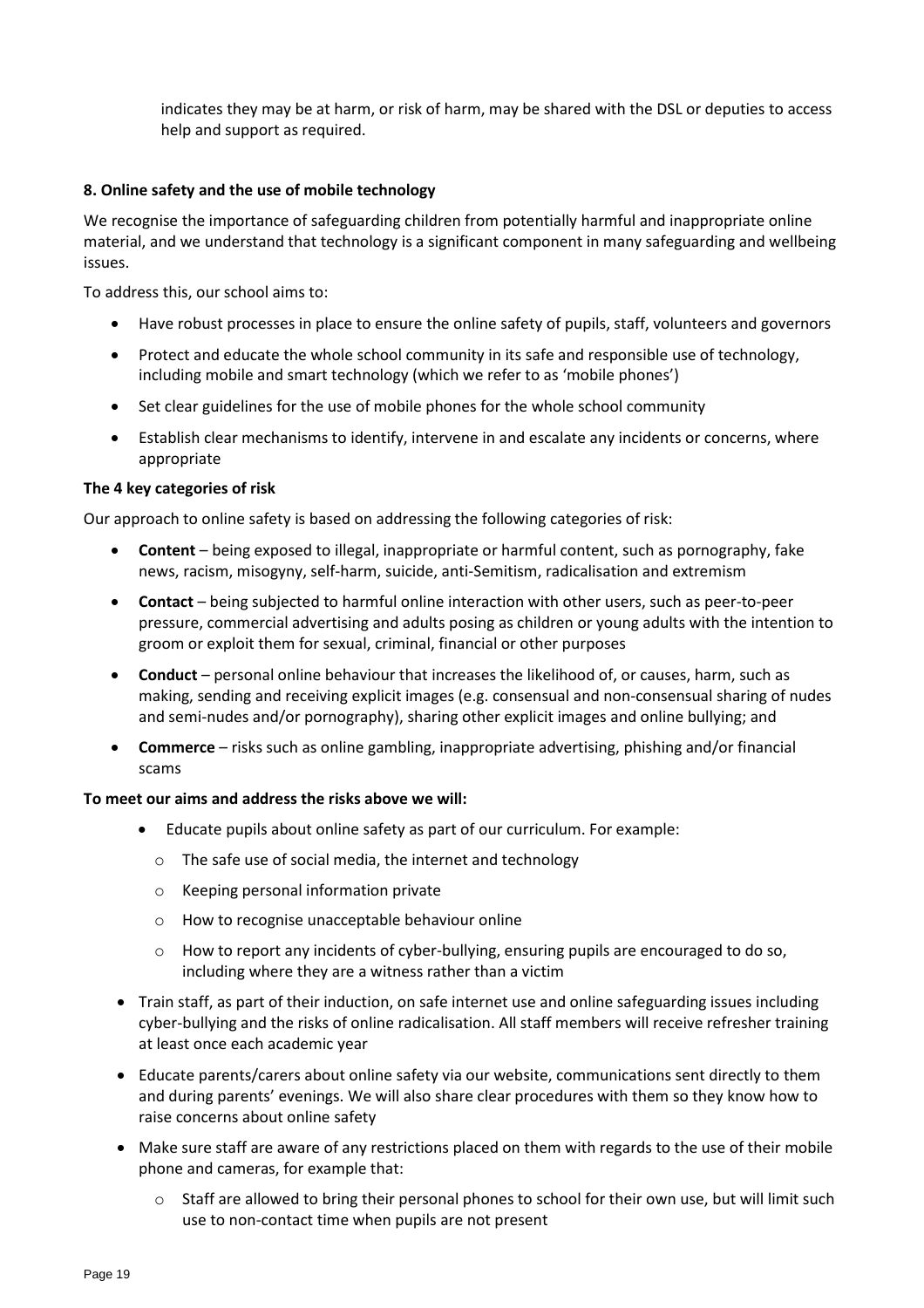indicates they may be at harm, or risk of harm, may be shared with the DSL or deputies to access help and support as required.

**8. Online safety and the use of mobile technology**

We recognise the importance of safeguarding children from potentially harmful and inappropriate online material, and we understand that technology is a significant component in many safeguarding and wellbeing issues.

To address this, our school aims to:

- Have robust processes in place to ensure the online safety of pupils, staff, volunteers and governors
- Protect and educate the whole school community in its safe and responsible use of technology, including mobile and smart technology (which we refer to as 'mobile phones')
- Set clear guidelines for the use of mobile phones for the whole school community
- Establish clear mechanisms to identify, intervene in and escalate any incidents or concerns, where appropriate

**The 4 key categories of risk**

Our approach to online safety is based on addressing the following categories of risk:

- **Content** – being exposed to illegal, inappropriate or harmful content, such as pornography, fake news, racism, misogyny, self-harm, suicide, anti-Semitism, radicalisation and extremism
- **Contact** – being subjected to harmful online interaction with other users, such as peer-to-peer pressure, commercial advertising and adults posing as children or young adults with the intention to groom or exploit them for sexual, criminal, financial or other purposes
- **Conduct** – personal online behaviour that increases the likelihood of, or causes, harm, such as making, sending and receiving explicit images (e.g. consensual and non-consensual sharing of nudes and semi-nudes and/or pornography), sharing other explicit images and online bullying; and
- **Commerce** – risks such as online gambling, inappropriate advertising, phishing and/or financial scams

**To meet our aims and address the risks above we will:**

- Educate pupils about online safety as part of our curriculum. For example:
  - The safe use of social media, the internet and technology
  - Keeping personal information private
  - How to recognise unacceptable behaviour online
  - How to report any incidents of cyber-bullying, ensuring pupils are encouraged to do so, including where they are a witness rather than a victim
- Train staff, as part of their induction, on safe internet use and online safeguarding issues including cyber-bullying and the risks of online radicalisation. All staff members will receive refresher training at least once each academic year
- Educate parents/carers about online safety via our website, communications sent directly to them and during parents' evenings. We will also share clear procedures with them so they know how to raise concerns about online safety
- Make sure staff are aware of any restrictions placed on them with regards to the use of their mobile phone and cameras, for example that:
  - Staff are allowed to bring their personal phones to school for their own use, but will limit such use to non-contact time when pupils are not present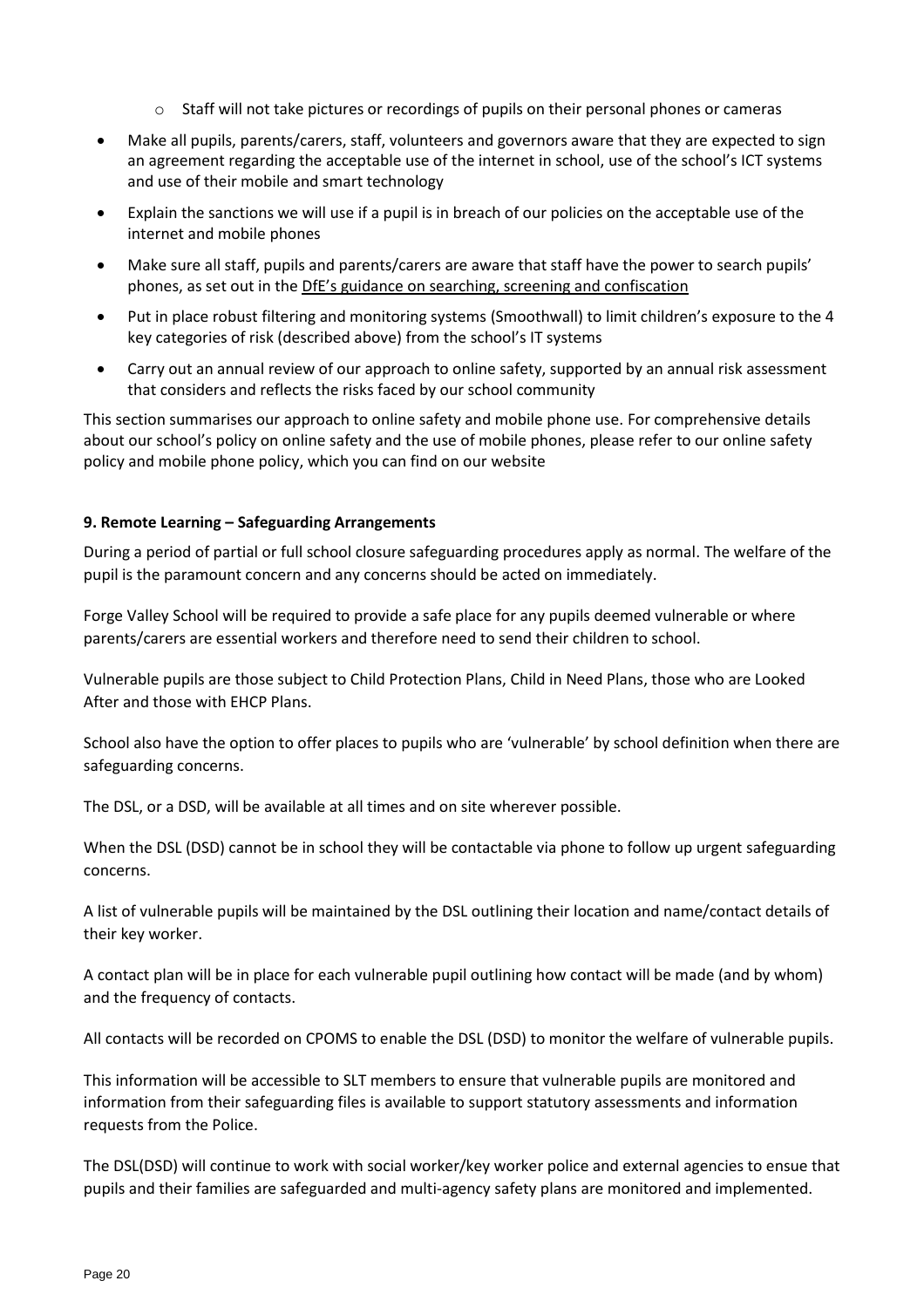- Staff will not take pictures or recordings of pupils on their personal phones or cameras
- Make all pupils, parents/carers, staff, volunteers and governors aware that they are expected to sign an agreement regarding the acceptable use of the internet in school, use of the school's ICT systems and use of their mobile and smart technology
- Explain the sanctions we will use if a pupil is in breach of our policies on the acceptable use of the internet and mobile phones
- Make sure all staff, pupils and parents/carers are aware that staff have the power to search pupils' phones, as set out in the DfE's guidance on searching, screening and confiscation
- Put in place robust filtering and monitoring systems (Smoothwall) to limit children's exposure to the 4 key categories of risk (described above) from the school's IT systems
- Carry out an annual review of our approach to online safety, supported by an annual risk assessment that considers and reflects the risks faced by our school community

This section summarises our approach to online safety and mobile phone use. For comprehensive details about our school's policy on online safety and the use of mobile phones, please refer to our online safety policy and mobile phone policy, which you can find on our website

**9. Remote Learning – Safeguarding Arrangements**

During a period of partial or full school closure safeguarding procedures apply as normal. The welfare of the pupil is the paramount concern and any concerns should be acted on immediately.

Forge Valley School will be required to provide a safe place for any pupils deemed vulnerable or where parents/carers are essential workers and therefore need to send their children to school.

Vulnerable pupils are those subject to Child Protection Plans, Child in Need Plans, those who are Looked After and those with EHCP Plans.

School also have the option to offer places to pupils who are 'vulnerable' by school definition when there are safeguarding concerns.

The DSL, or a DSD, will be available at all times and on site wherever possible.

When the DSL (DSD) cannot be in school they will be contactable via phone to follow up urgent safeguarding concerns.

A list of vulnerable pupils will be maintained by the DSL outlining their location and name/contact details of their key worker.

A contact plan will be in place for each vulnerable pupil outlining how contact will be made (and by whom) and the frequency of contacts.

All contacts will be recorded on CPOMS to enable the DSL (DSD) to monitor the welfare of vulnerable pupils.

This information will be accessible to SLT members to ensure that vulnerable pupils are monitored and information from their safeguarding files is available to support statutory assessments and information requests from the Police.

The DSL(DSD) will continue to work with social worker/key worker police and external agencies to ensue that pupils and their families are safeguarded and multi-agency safety plans are monitored and implemented.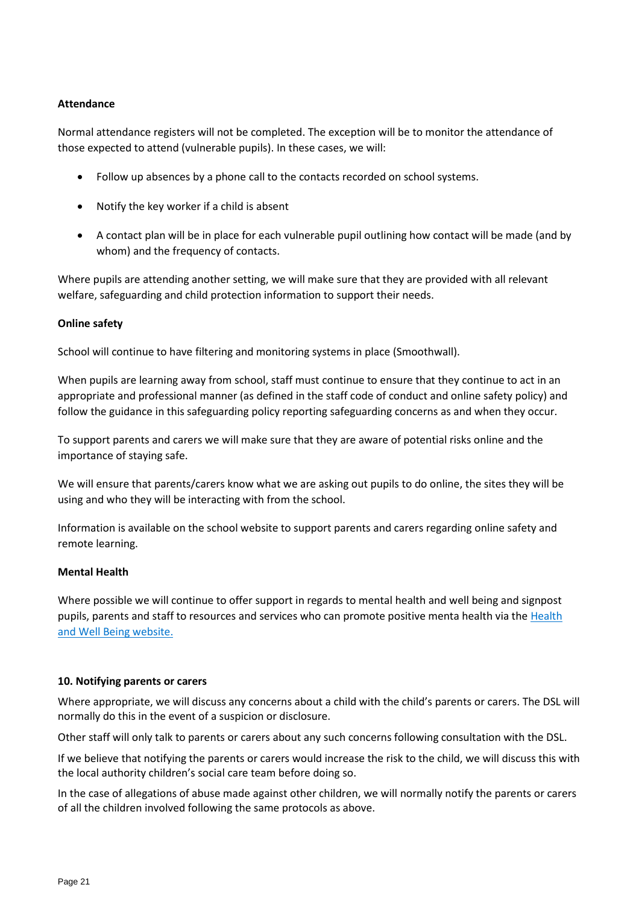**Attendance**

Normal attendance registers will not be completed. The exception will be to monitor the attendance of those expected to attend (vulnerable pupils). In these cases, we will:

- Follow up absences by a phone call to the contacts recorded on school systems.
- Notify the key worker if a child is absent
- A contact plan will be in place for each vulnerable pupil outlining how contact will be made (and by whom) and the frequency of contacts.

Where pupils are attending another setting, we will make sure that they are provided with all relevant welfare, safeguarding and child protection information to support their needs.

**Online safety**

School will continue to have filtering and monitoring systems in place (Smoothwall).

When pupils are learning away from school, staff must continue to ensure that they continue to act in an appropriate and professional manner (as defined in the staff code of conduct and online safety policy) and follow the guidance in this safeguarding policy reporting safeguarding concerns as and when they occur.

To support parents and carers we will make sure that they are aware of potential risks online and the importance of staying safe.

We will ensure that parents/carers know what we are asking out pupils to do online, the sites they will be using and who they will be interacting with from the school.

Information is available on the school website to support parents and carers regarding online safety and remote learning.

**Mental Health**

Where possible we will continue to offer support in regards to mental health and well being and signpost pupils, parents and staff to resources and services who can promote positive menta health via the Health and Well Being website.

**10. Notifying parents or carers**

Where appropriate, we will discuss any concerns about a child with the child's parents or carers. The DSL will normally do this in the event of a suspicion or disclosure.

Other staff will only talk to parents or carers about any such concerns following consultation with the DSL.

If we believe that notifying the parents or carers would increase the risk to the child, we will discuss this with the local authority children's social care team before doing so.

In the case of allegations of abuse made against other children, we will normally notify the parents or carers of all the children involved following the same protocols as above.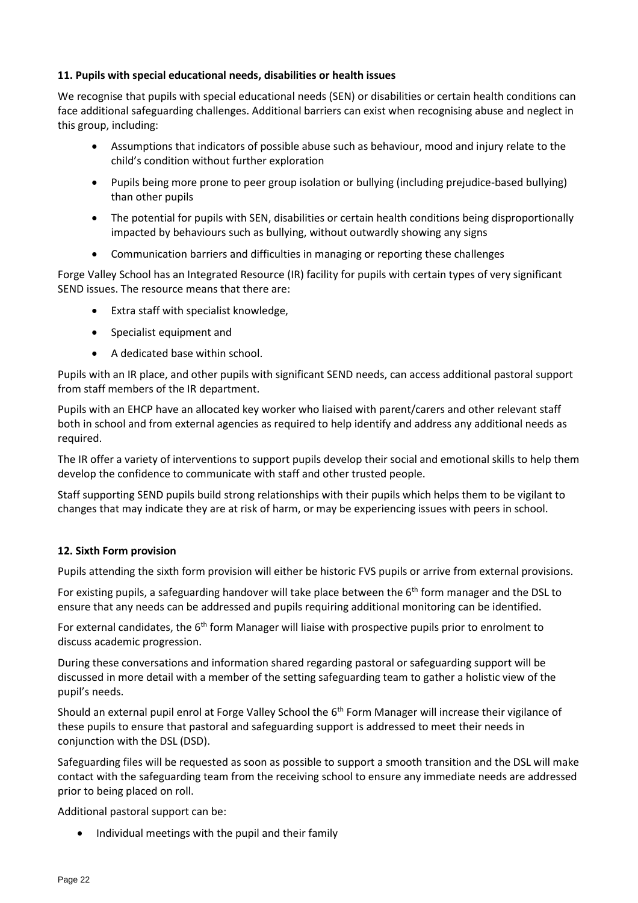**11. Pupils with special educational needs, disabilities or health issues**

We recognise that pupils with special educational needs (SEN) or disabilities or certain health conditions can face additional safeguarding challenges. Additional barriers can exist when recognising abuse and neglect in this group, including:

- Assumptions that indicators of possible abuse such as behaviour, mood and injury relate to the child's condition without further exploration
- Pupils being more prone to peer group isolation or bullying (including prejudice-based bullying) than other pupils
- The potential for pupils with SEN, disabilities or certain health conditions being disproportionally impacted by behaviours such as bullying, without outwardly showing any signs
- Communication barriers and difficulties in managing or reporting these challenges

Forge Valley School has an Integrated Resource (IR) facility for pupils with certain types of very significant SEND issues. The resource means that there are:

- Extra staff with specialist knowledge,
- Specialist equipment and
- A dedicated base within school.

Pupils with an IR place, and other pupils with significant SEND needs, can access additional pastoral support from staff members of the IR department.

Pupils with an EHCP have an allocated key worker who liaised with parent/carers and other relevant staff both in school and from external agencies as required to help identify and address any additional needs as required.

The IR offer a variety of interventions to support pupils develop their social and emotional skills to help them develop the confidence to communicate with staff and other trusted people.

Staff supporting SEND pupils build strong relationships with their pupils which helps them to be vigilant to changes that may indicate they are at risk of harm, or may be experiencing issues with peers in school.

**12. Sixth Form provision**

Pupils attending the sixth form provision will either be historic FVS pupils or arrive from external provisions.

For existing pupils, a safeguarding handover will take place between the 6th form manager and the DSL to ensure that any needs can be addressed and pupils requiring additional monitoring can be identified.

For external candidates, the 6th form Manager will liaise with prospective pupils prior to enrolment to discuss academic progression.

During these conversations and information shared regarding pastoral or safeguarding support will be discussed in more detail with a member of the setting safeguarding team to gather a holistic view of the pupil's needs.

Should an external pupil enrol at Forge Valley School the 6th Form Manager will increase their vigilance of these pupils to ensure that pastoral and safeguarding support is addressed to meet their needs in conjunction with the DSL (DSD).

Safeguarding files will be requested as soon as possible to support a smooth transition and the DSL will make contact with the safeguarding team from the receiving school to ensure any immediate needs are addressed prior to being placed on roll.

Additional pastoral support can be:

- Individual meetings with the pupil and their family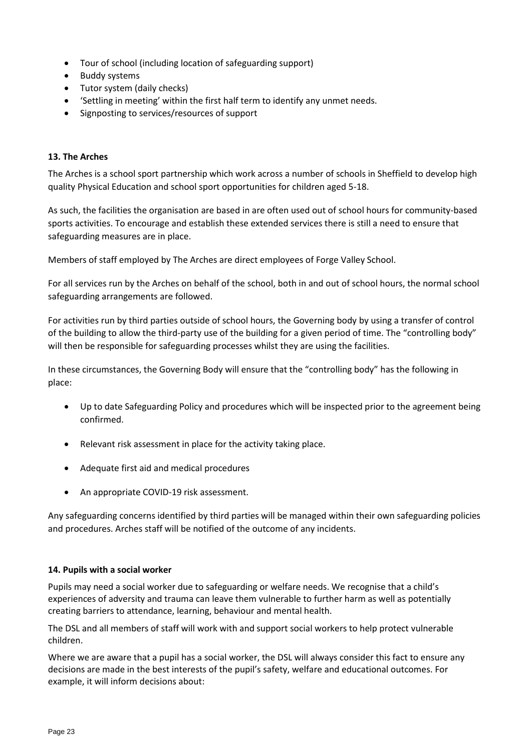- Tour of school (including location of safeguarding support)
- Buddy systems
- Tutor system (daily checks)
- 'Settling in meeting' within the first half term to identify any unmet needs.
- Signposting to services/resources of support

**13. The Arches**

The Arches is a school sport partnership which work across a number of schools in Sheffield to develop high quality Physical Education and school sport opportunities for children aged 5-18.

As such, the facilities the organisation are based in are often used out of school hours for community-based sports activities. To encourage and establish these extended services there is still a need to ensure that safeguarding measures are in place.

Members of staff employed by The Arches are direct employees of Forge Valley School.

For all services run by the Arches on behalf of the school, both in and out of school hours, the normal school safeguarding arrangements are followed.

For activities run by third parties outside of school hours, the Governing body by using a transfer of control of the building to allow the third-party use of the building for a given period of time. The "controlling body" will then be responsible for safeguarding processes whilst they are using the facilities.

In these circumstances, the Governing Body will ensure that the "controlling body" has the following in place:

- Up to date Safeguarding Policy and procedures which will be inspected prior to the agreement being confirmed.
- Relevant risk assessment in place for the activity taking place.
- Adequate first aid and medical procedures
- An appropriate COVID-19 risk assessment.

Any safeguarding concerns identified by third parties will be managed within their own safeguarding policies and procedures. Arches staff will be notified of the outcome of any incidents.

**14. Pupils with a social worker**

Pupils may need a social worker due to safeguarding or welfare needs. We recognise that a child's experiences of adversity and trauma can leave them vulnerable to further harm as well as potentially creating barriers to attendance, learning, behaviour and mental health.

The DSL and all members of staff will work with and support social workers to help protect vulnerable children.

Where we are aware that a pupil has a social worker, the DSL will always consider this fact to ensure any decisions are made in the best interests of the pupil's safety, welfare and educational outcomes. For example, it will inform decisions about: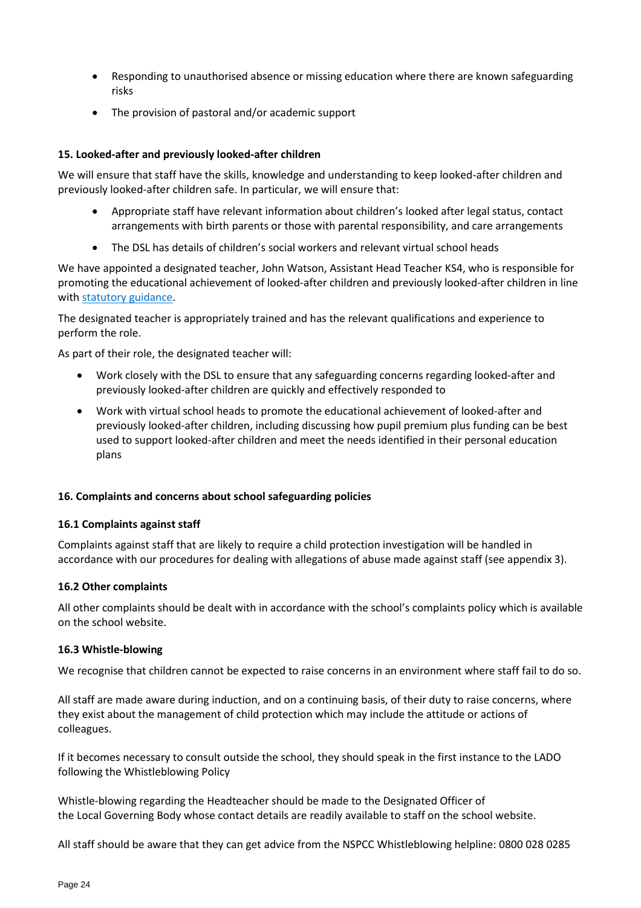- Responding to unauthorised absence or missing education where there are known safeguarding risks
- The provision of pastoral and/or academic support

### 15. Looked-after and previously looked-after children

We will ensure that staff have the skills, knowledge and understanding to keep looked-after children and previously looked-after children safe. In particular, we will ensure that:

- Appropriate staff have relevant information about children's looked after legal status, contact arrangements with birth parents or those with parental responsibility, and care arrangements
- The DSL has details of children's social workers and relevant virtual school heads

We have appointed a designated teacher, John Watson, Assistant Head Teacher KS4, who is responsible for promoting the educational achievement of looked-after children and previously looked-after children in line with statutory guidance.

The designated teacher is appropriately trained and has the relevant qualifications and experience to perform the role.

As part of their role, the designated teacher will:

- Work closely with the DSL to ensure that any safeguarding concerns regarding looked-after and previously looked-after children are quickly and effectively responded to
- Work with virtual school heads to promote the educational achievement of looked-after and previously looked-after children, including discussing how pupil premium plus funding can be best used to support looked-after children and meet the needs identified in their personal education plans

### 16. Complaints and concerns about school safeguarding policies

#### 16.1 Complaints against staff

Complaints against staff that are likely to require a child protection investigation will be handled in accordance with our procedures for dealing with allegations of abuse made against staff (see appendix 3).

#### 16.2 Other complaints

All other complaints should be dealt with in accordance with the school's complaints policy which is available on the school website.

#### 16.3 Whistle-blowing

We recognise that children cannot be expected to raise concerns in an environment where staff fail to do so.

All staff are made aware during induction, and on a continuing basis, of their duty to raise concerns, where they exist about the management of child protection which may include the attitude or actions of colleagues.

If it becomes necessary to consult outside the school, they should speak in the first instance to the LADO following the Whistleblowing Policy

Whistle-blowing regarding the Headteacher should be made to the Designated Officer of the Local Governing Body whose contact details are readily available to staff on the school website.

All staff should be aware that they can get advice from the NSPCC Whistleblowing helpline: 0800 028 0285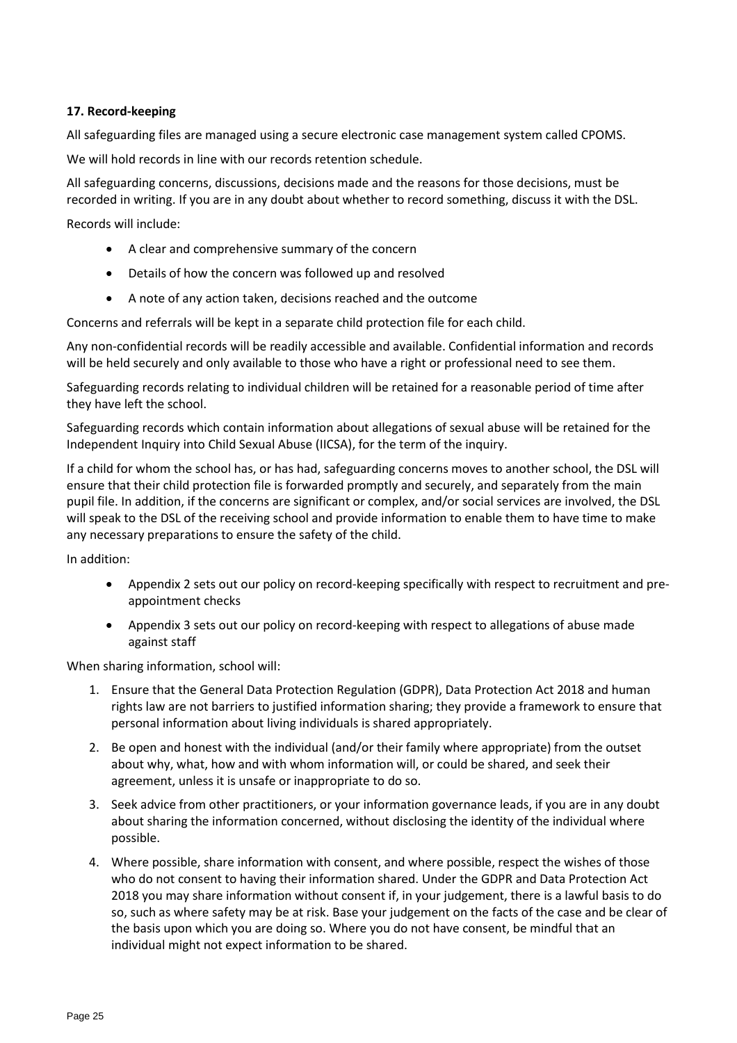**17. Record-keeping**

All safeguarding files are managed using a secure electronic case management system called CPOMS.

We will hold records in line with our records retention schedule.

All safeguarding concerns, discussions, decisions made and the reasons for those decisions, must be recorded in writing. If you are in any doubt about whether to record something, discuss it with the DSL.

Records will include:

- A clear and comprehensive summary of the concern
- Details of how the concern was followed up and resolved
- A note of any action taken, decisions reached and the outcome

Concerns and referrals will be kept in a separate child protection file for each child.

Any non-confidential records will be readily accessible and available. Confidential information and records will be held securely and only available to those who have a right or professional need to see them.

Safeguarding records relating to individual children will be retained for a reasonable period of time after they have left the school.

Safeguarding records which contain information about allegations of sexual abuse will be retained for the Independent Inquiry into Child Sexual Abuse (IICSA), for the term of the inquiry.

If a child for whom the school has, or has had, safeguarding concerns moves to another school, the DSL will ensure that their child protection file is forwarded promptly and securely, and separately from the main pupil file. In addition, if the concerns are significant or complex, and/or social services are involved, the DSL will speak to the DSL of the receiving school and provide information to enable them to have time to make any necessary preparations to ensure the safety of the child.

In addition:

- Appendix 2 sets out our policy on record-keeping specifically with respect to recruitment and pre-appointment checks
- Appendix 3 sets out our policy on record-keeping with respect to allegations of abuse made against staff

When sharing information, school will:

1. Ensure that the General Data Protection Regulation (GDPR), Data Protection Act 2018 and human rights law are not barriers to justified information sharing; they provide a framework to ensure that personal information about living individuals is shared appropriately.
2. Be open and honest with the individual (and/or their family where appropriate) from the outset about why, what, how and with whom information will, or could be shared, and seek their agreement, unless it is unsafe or inappropriate to do so.
3. Seek advice from other practitioners, or your information governance leads, if you are in any doubt about sharing the information concerned, without disclosing the identity of the individual where possible.
4. Where possible, share information with consent, and where possible, respect the wishes of those who do not consent to having their information shared. Under the GDPR and Data Protection Act 2018 you may share information without consent if, in your judgement, there is a lawful basis to do so, such as where safety may be at risk. Base your judgement on the facts of the case and be clear of the basis upon which you are doing so. Where you do not have consent, be mindful that an individual might not expect information to be shared.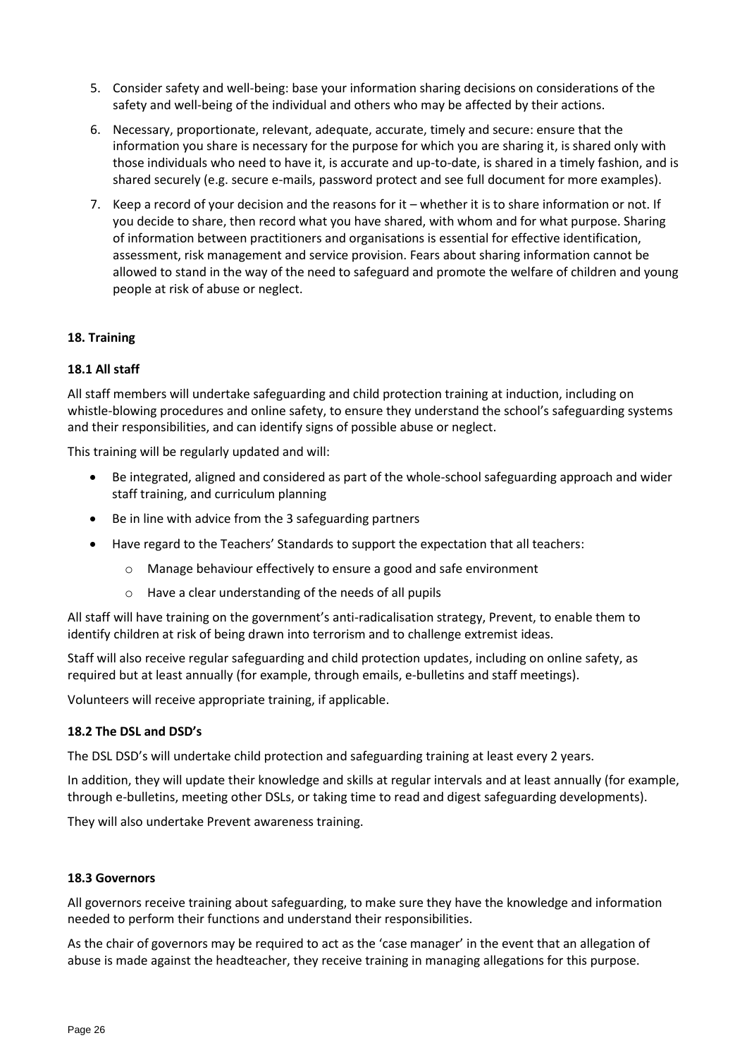5. Consider safety and well-being: base your information sharing decisions on considerations of the safety and well-being of the individual and others who may be affected by their actions.
6. Necessary, proportionate, relevant, adequate, accurate, timely and secure: ensure that the information you share is necessary for the purpose for which you are sharing it, is shared only with those individuals who need to have it, is accurate and up-to-date, is shared in a timely fashion, and is shared securely (e.g. secure e-mails, password protect and see full document for more examples).
7. Keep a record of your decision and the reasons for it – whether it is to share information or not. If you decide to share, then record what you have shared, with whom and for what purpose. Sharing of information between practitioners and organisations is essential for effective identification, assessment, risk management and service provision. Fears about sharing information cannot be allowed to stand in the way of the need to safeguard and promote the welfare of children and young people at risk of abuse or neglect.

### 18. Training

#### 18.1 All staff

All staff members will undertake safeguarding and child protection training at induction, including on whistle-blowing procedures and online safety, to ensure they understand the school's safeguarding systems and their responsibilities, and can identify signs of possible abuse or neglect.

This training will be regularly updated and will:

- Be integrated, aligned and considered as part of the whole-school safeguarding approach and wider staff training, and curriculum planning
- Be in line with advice from the 3 safeguarding partners
- Have regard to the Teachers' Standards to support the expectation that all teachers:
  - Manage behaviour effectively to ensure a good and safe environment
  - Have a clear understanding of the needs of all pupils

All staff will have training on the government's anti-radicalisation strategy, Prevent, to enable them to identify children at risk of being drawn into terrorism and to challenge extremist ideas.

Staff will also receive regular safeguarding and child protection updates, including on online safety, as required but at least annually (for example, through emails, e-bulletins and staff meetings).

Volunteers will receive appropriate training, if applicable.

#### 18.2 The DSL and DSD's

The DSL DSD's will undertake child protection and safeguarding training at least every 2 years.

In addition, they will update their knowledge and skills at regular intervals and at least annually (for example, through e-bulletins, meeting other DSLs, or taking time to read and digest safeguarding developments).

They will also undertake Prevent awareness training.

#### 18.3 Governors

All governors receive training about safeguarding, to make sure they have the knowledge and information needed to perform their functions and understand their responsibilities.

As the chair of governors may be required to act as the 'case manager' in the event that an allegation of abuse is made against the headteacher, they receive training in managing allegations for this purpose.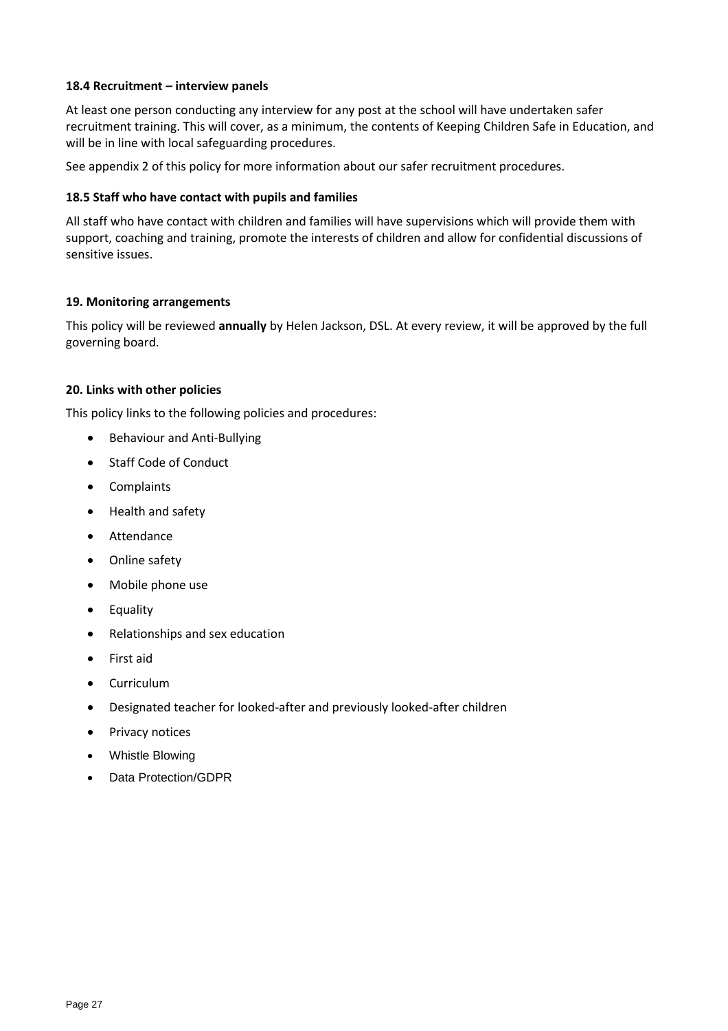### 18.4 Recruitment – interview panels

At least one person conducting any interview for any post at the school will have undertaken safer recruitment training. This will cover, as a minimum, the contents of Keeping Children Safe in Education, and will be in line with local safeguarding procedures.

See appendix 2 of this policy for more information about our safer recruitment procedures.

### 18.5 Staff who have contact with pupils and families

All staff who have contact with children and families will have supervisions which will provide them with support, coaching and training, promote the interests of children and allow for confidential discussions of sensitive issues.

## 19. Monitoring arrangements

This policy will be reviewed **annually** by Helen Jackson, DSL. At every review, it will be approved by the full governing board.

## 20. Links with other policies

This policy links to the following policies and procedures:

- Behaviour and Anti-Bullying
- Staff Code of Conduct
- Complaints
- Health and safety
- Attendance
- Online safety
- Mobile phone use
- Equality
- Relationships and sex education
- First aid
- Curriculum
- Designated teacher for looked-after and previously looked-after children
- Privacy notices
- Whistle Blowing
- Data Protection/GDPR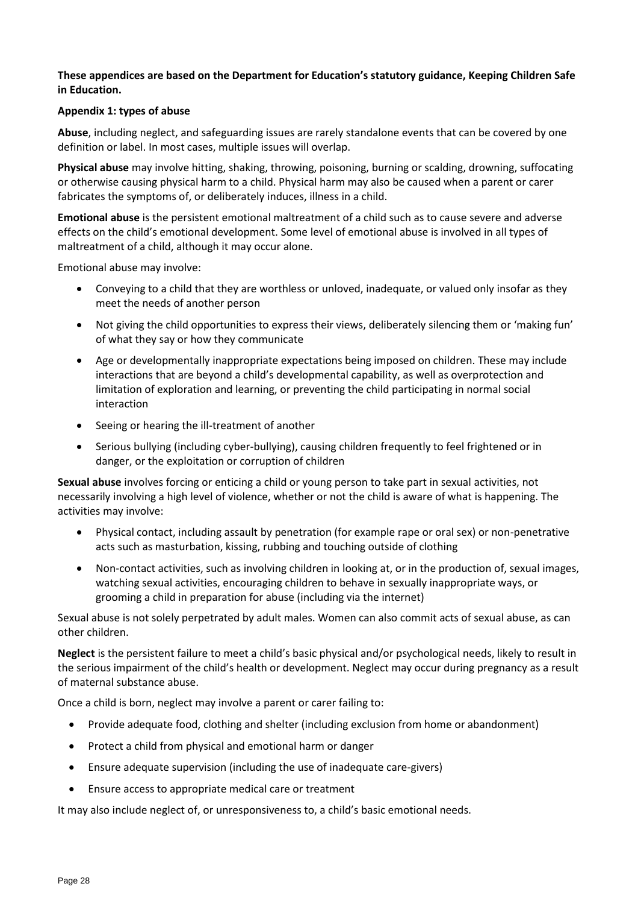**These appendices are based on the Department for Education's statutory guidance, Keeping Children Safe in Education.**

## Appendix 1: types of abuse

**Abuse**, including neglect, and safeguarding issues are rarely standalone events that can be covered by one definition or label. In most cases, multiple issues will overlap.

**Physical abuse** may involve hitting, shaking, throwing, poisoning, burning or scalding, drowning, suffocating or otherwise causing physical harm to a child. Physical harm may also be caused when a parent or carer fabricates the symptoms of, or deliberately induces, illness in a child.

**Emotional abuse** is the persistent emotional maltreatment of a child such as to cause severe and adverse effects on the child's emotional development. Some level of emotional abuse is involved in all types of maltreatment of a child, although it may occur alone.

Emotional abuse may involve:

- Conveying to a child that they are worthless or unloved, inadequate, or valued only insofar as they meet the needs of another person
- Not giving the child opportunities to express their views, deliberately silencing them or 'making fun' of what they say or how they communicate
- Age or developmentally inappropriate expectations being imposed on children. These may include interactions that are beyond a child's developmental capability, as well as overprotection and limitation of exploration and learning, or preventing the child participating in normal social interaction
- Seeing or hearing the ill-treatment of another
- Serious bullying (including cyber-bullying), causing children frequently to feel frightened or in danger, or the exploitation or corruption of children

**Sexual abuse** involves forcing or enticing a child or young person to take part in sexual activities, not necessarily involving a high level of violence, whether or not the child is aware of what is happening. The activities may involve:

- Physical contact, including assault by penetration (for example rape or oral sex) or non-penetrative acts such as masturbation, kissing, rubbing and touching outside of clothing
- Non-contact activities, such as involving children in looking at, or in the production of, sexual images, watching sexual activities, encouraging children to behave in sexually inappropriate ways, or grooming a child in preparation for abuse (including via the internet)

Sexual abuse is not solely perpetrated by adult males. Women can also commit acts of sexual abuse, as can other children.

**Neglect** is the persistent failure to meet a child's basic physical and/or psychological needs, likely to result in the serious impairment of the child's health or development. Neglect may occur during pregnancy as a result of maternal substance abuse.

Once a child is born, neglect may involve a parent or carer failing to:

- Provide adequate food, clothing and shelter (including exclusion from home or abandonment)
- Protect a child from physical and emotional harm or danger
- Ensure adequate supervision (including the use of inadequate care-givers)
- Ensure access to appropriate medical care or treatment

It may also include neglect of, or unresponsiveness to, a child's basic emotional needs.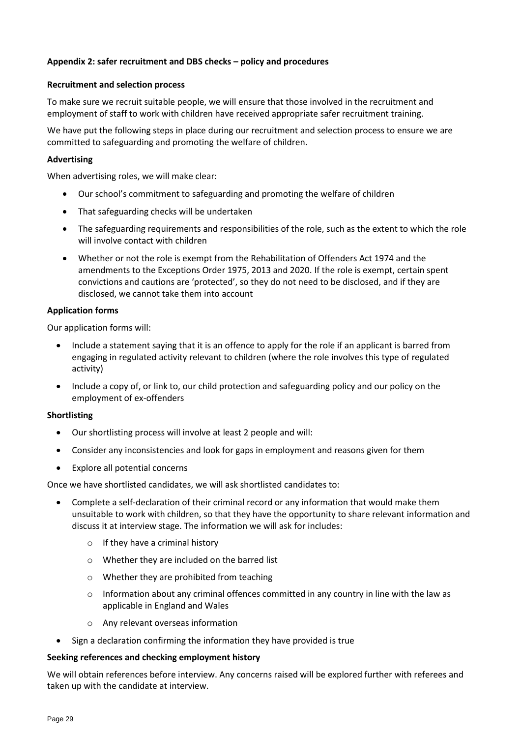**Appendix 2: safer recruitment and DBS checks – policy and procedures**

**Recruitment and selection process**

To make sure we recruit suitable people, we will ensure that those involved in the recruitment and employment of staff to work with children have received appropriate safer recruitment training.

We have put the following steps in place during our recruitment and selection process to ensure we are committed to safeguarding and promoting the welfare of children.

**Advertising**

When advertising roles, we will make clear:

- Our school's commitment to safeguarding and promoting the welfare of children
- That safeguarding checks will be undertaken
- The safeguarding requirements and responsibilities of the role, such as the extent to which the role will involve contact with children
- Whether or not the role is exempt from the Rehabilitation of Offenders Act 1974 and the amendments to the Exceptions Order 1975, 2013 and 2020. If the role is exempt, certain spent convictions and cautions are 'protected', so they do not need to be disclosed, and if they are disclosed, we cannot take them into account

**Application forms**

Our application forms will:

- Include a statement saying that it is an offence to apply for the role if an applicant is barred from engaging in regulated activity relevant to children (where the role involves this type of regulated activity)
- Include a copy of, or link to, our child protection and safeguarding policy and our policy on the employment of ex-offenders

**Shortlisting**

- Our shortlisting process will involve at least 2 people and will:
- Consider any inconsistencies and look for gaps in employment and reasons given for them
- Explore all potential concerns

Once we have shortlisted candidates, we will ask shortlisted candidates to:

- Complete a self-declaration of their criminal record or any information that would make them unsuitable to work with children, so that they have the opportunity to share relevant information and discuss it at interview stage. The information we will ask for includes:
  - If they have a criminal history
  - Whether they are included on the barred list
  - Whether they are prohibited from teaching
  - Information about any criminal offences committed in any country in line with the law as applicable in England and Wales
  - Any relevant overseas information
- Sign a declaration confirming the information they have provided is true

**Seeking references and checking employment history**

We will obtain references before interview. Any concerns raised will be explored further with referees and taken up with the candidate at interview.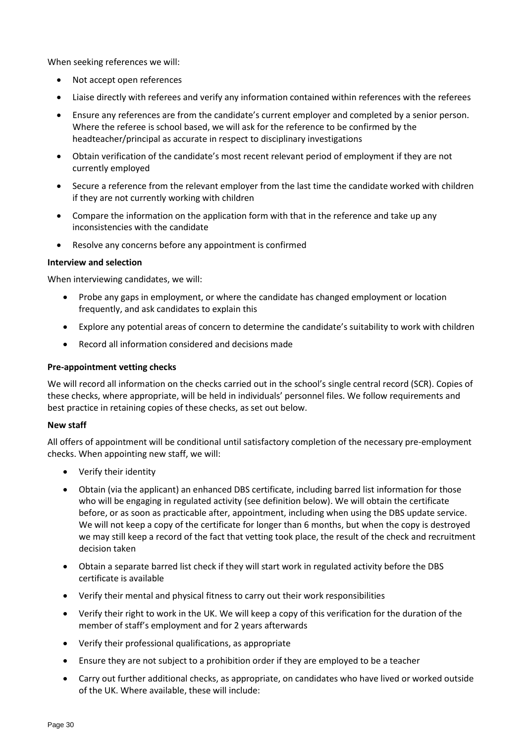When seeking references we will:

- Not accept open references
- Liaise directly with referees and verify any information contained within references with the referees
- Ensure any references are from the candidate's current employer and completed by a senior person. Where the referee is school based, we will ask for the reference to be confirmed by the headteacher/principal as accurate in respect to disciplinary investigations
- Obtain verification of the candidate's most recent relevant period of employment if they are not currently employed
- Secure a reference from the relevant employer from the last time the candidate worked with children if they are not currently working with children
- Compare the information on the application form with that in the reference and take up any inconsistencies with the candidate
- Resolve any concerns before any appointment is confirmed

**Interview and selection**

When interviewing candidates, we will:

- Probe any gaps in employment, or where the candidate has changed employment or location frequently, and ask candidates to explain this
- Explore any potential areas of concern to determine the candidate's suitability to work with children
- Record all information considered and decisions made

**Pre-appointment vetting checks**

We will record all information on the checks carried out in the school's single central record (SCR). Copies of these checks, where appropriate, will be held in individuals' personnel files. We follow requirements and best practice in retaining copies of these checks, as set out below.

**New staff**

All offers of appointment will be conditional until satisfactory completion of the necessary pre-employment checks. When appointing new staff, we will:

- Verify their identity
- Obtain (via the applicant) an enhanced DBS certificate, including barred list information for those who will be engaging in regulated activity (see definition below). We will obtain the certificate before, or as soon as practicable after, appointment, including when using the DBS update service. We will not keep a copy of the certificate for longer than 6 months, but when the copy is destroyed we may still keep a record of the fact that vetting took place, the result of the check and recruitment decision taken
- Obtain a separate barred list check if they will start work in regulated activity before the DBS certificate is available
- Verify their mental and physical fitness to carry out their work responsibilities
- Verify their right to work in the UK. We will keep a copy of this verification for the duration of the member of staff's employment and for 2 years afterwards
- Verify their professional qualifications, as appropriate
- Ensure they are not subject to a prohibition order if they are employed to be a teacher
- Carry out further additional checks, as appropriate, on candidates who have lived or worked outside of the UK. Where available, these will include: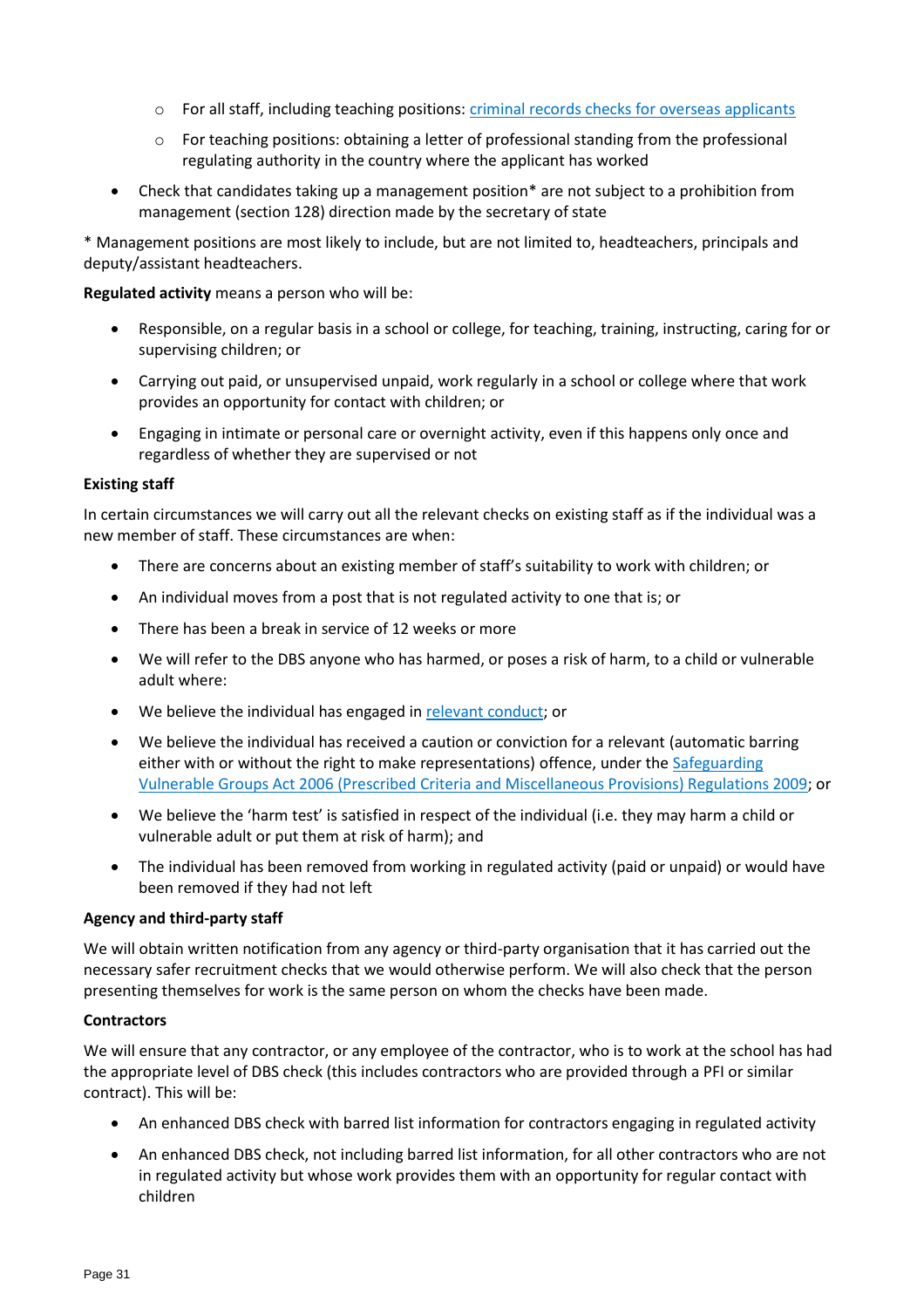- For all staff, including teaching positions: [criminal records checks for overseas applicants]
  - For teaching positions: obtaining a letter of professional standing from the professional regulating authority in the country where the applicant has worked
- Check that candidates taking up a management position* are not subject to a prohibition from management (section 128) direction made by the secretary of state

* Management positions are most likely to include, but are not limited to, headteachers, principals and deputy/assistant headteachers.

**Regulated activity** means a person who will be:

- Responsible, on a regular basis in a school or college, for teaching, training, instructing, caring for or supervising children; or
- Carrying out paid, or unsupervised unpaid, work regularly in a school or college where that work provides an opportunity for contact with children; or
- Engaging in intimate or personal care or overnight activity, even if this happens only once and regardless of whether they are supervised or not

**Existing staff**

In certain circumstances we will carry out all the relevant checks on existing staff as if the individual was a new member of staff. These circumstances are when:

- There are concerns about an existing member of staff's suitability to work with children; or
- An individual moves from a post that is not regulated activity to one that is; or
- There has been a break in service of 12 weeks or more
- We will refer to the DBS anyone who has harmed, or poses a risk of harm, to a child or vulnerable adult where:
- We believe the individual has engaged in [relevant conduct]; or
- We believe the individual has received a caution or conviction for a relevant (automatic barring either with or without the right to make representations) offence, under the [Safeguarding Vulnerable Groups Act 2006 (Prescribed Criteria and Miscellaneous Provisions) Regulations 2009]; or
- We believe the 'harm test' is satisfied in respect of the individual (i.e. they may harm a child or vulnerable adult or put them at risk of harm); and
- The individual has been removed from working in regulated activity (paid or unpaid) or would have been removed if they had not left

**Agency and third-party staff**

We will obtain written notification from any agency or third-party organisation that it has carried out the necessary safer recruitment checks that we would otherwise perform. We will also check that the person presenting themselves for work is the same person on whom the checks have been made.

**Contractors**

We will ensure that any contractor, or any employee of the contractor, who is to work at the school has had the appropriate level of DBS check (this includes contractors who are provided through a PFI or similar contract). This will be:

- An enhanced DBS check with barred list information for contractors engaging in regulated activity
- An enhanced DBS check, not including barred list information, for all other contractors who are not in regulated activity but whose work provides them with an opportunity for regular contact with children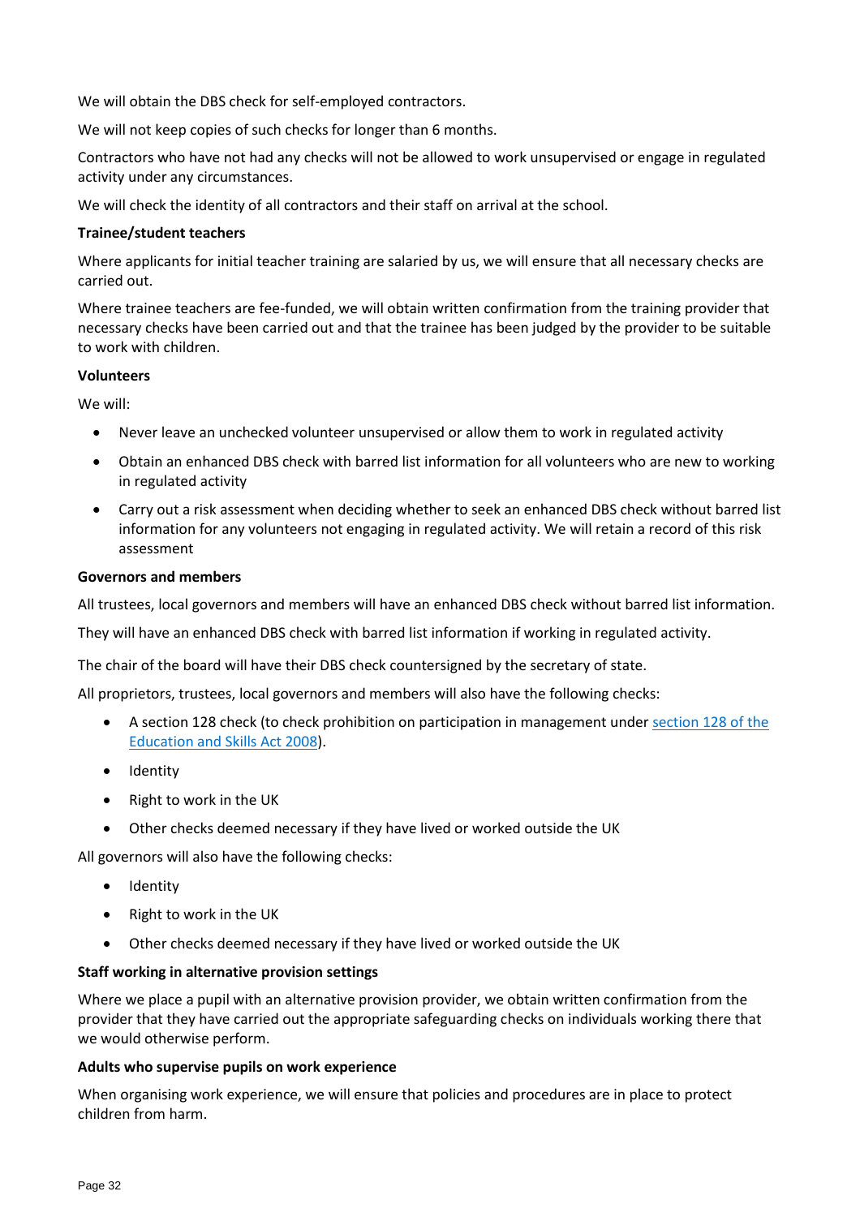We will obtain the DBS check for self-employed contractors.

We will not keep copies of such checks for longer than 6 months.

Contractors who have not had any checks will not be allowed to work unsupervised or engage in regulated activity under any circumstances.

We will check the identity of all contractors and their staff on arrival at the school.

**Trainee/student teachers**

Where applicants for initial teacher training are salaried by us, we will ensure that all necessary checks are carried out.

Where trainee teachers are fee-funded, we will obtain written confirmation from the training provider that necessary checks have been carried out and that the trainee has been judged by the provider to be suitable to work with children.

**Volunteers**

We will:

- Never leave an unchecked volunteer unsupervised or allow them to work in regulated activity
- Obtain an enhanced DBS check with barred list information for all volunteers who are new to working in regulated activity
- Carry out a risk assessment when deciding whether to seek an enhanced DBS check without barred list information for any volunteers not engaging in regulated activity. We will retain a record of this risk assessment

**Governors and members**

All trustees, local governors and members will have an enhanced DBS check without barred list information.

They will have an enhanced DBS check with barred list information if working in regulated activity.

The chair of the board will have their DBS check countersigned by the secretary of state.

All proprietors, trustees, local governors and members will also have the following checks:

- A section 128 check (to check prohibition on participation in management under section 128 of the Education and Skills Act 2008).
- Identity
- Right to work in the UK
- Other checks deemed necessary if they have lived or worked outside the UK

All governors will also have the following checks:

- Identity
- Right to work in the UK
- Other checks deemed necessary if they have lived or worked outside the UK

**Staff working in alternative provision settings**

Where we place a pupil with an alternative provision provider, we obtain written confirmation from the provider that they have carried out the appropriate safeguarding checks on individuals working there that we would otherwise perform.

**Adults who supervise pupils on work experience**

When organising work experience, we will ensure that policies and procedures are in place to protect children from harm.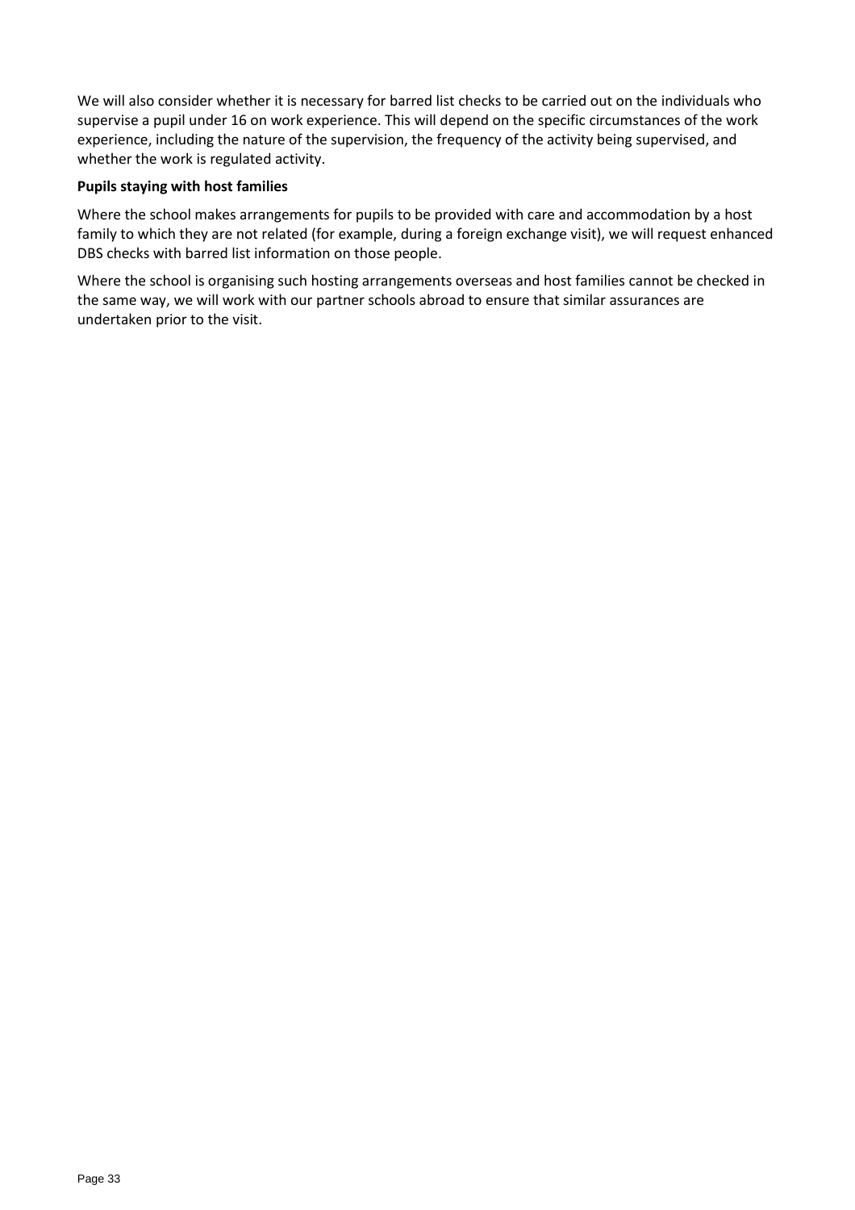We will also consider whether it is necessary for barred list checks to be carried out on the individuals who supervise a pupil under 16 on work experience. This will depend on the specific circumstances of the work experience, including the nature of the supervision, the frequency of the activity being supervised, and whether the work is regulated activity.

**Pupils staying with host families**

Where the school makes arrangements for pupils to be provided with care and accommodation by a host family to which they are not related (for example, during a foreign exchange visit), we will request enhanced DBS checks with barred list information on those people.

Where the school is organising such hosting arrangements overseas and host families cannot be checked in the same way, we will work with our partner schools abroad to ensure that similar assurances are undertaken prior to the visit.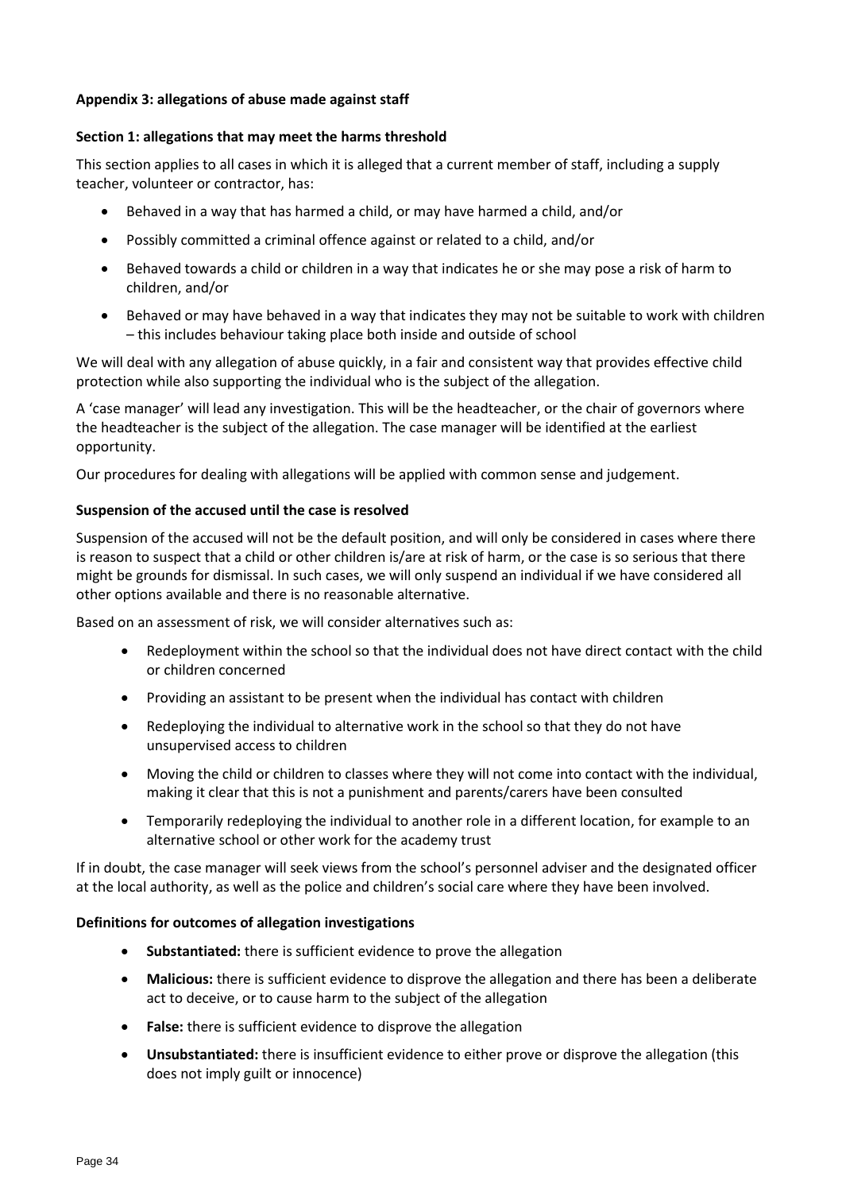**Appendix 3: allegations of abuse made against staff**

**Section 1: allegations that may meet the harms threshold**

This section applies to all cases in which it is alleged that a current member of staff, including a supply teacher, volunteer or contractor, has:

- Behaved in a way that has harmed a child, or may have harmed a child, and/or
- Possibly committed a criminal offence against or related to a child, and/or
- Behaved towards a child or children in a way that indicates he or she may pose a risk of harm to children, and/or
- Behaved or may have behaved in a way that indicates they may not be suitable to work with children – this includes behaviour taking place both inside and outside of school

We will deal with any allegation of abuse quickly, in a fair and consistent way that provides effective child protection while also supporting the individual who is the subject of the allegation.

A 'case manager' will lead any investigation. This will be the headteacher, or the chair of governors where the headteacher is the subject of the allegation. The case manager will be identified at the earliest opportunity.

Our procedures for dealing with allegations will be applied with common sense and judgement.

**Suspension of the accused until the case is resolved**

Suspension of the accused will not be the default position, and will only be considered in cases where there is reason to suspect that a child or other children is/are at risk of harm, or the case is so serious that there might be grounds for dismissal. In such cases, we will only suspend an individual if we have considered all other options available and there is no reasonable alternative.

Based on an assessment of risk, we will consider alternatives such as:

- Redeployment within the school so that the individual does not have direct contact with the child or children concerned
- Providing an assistant to be present when the individual has contact with children
- Redeploying the individual to alternative work in the school so that they do not have unsupervised access to children
- Moving the child or children to classes where they will not come into contact with the individual, making it clear that this is not a punishment and parents/carers have been consulted
- Temporarily redeploying the individual to another role in a different location, for example to an alternative school or other work for the academy trust

If in doubt, the case manager will seek views from the school's personnel adviser and the designated officer at the local authority, as well as the police and children's social care where they have been involved.

**Definitions for outcomes of allegation investigations**

- **Substantiated:** there is sufficient evidence to prove the allegation
- **Malicious:** there is sufficient evidence to disprove the allegation and there has been a deliberate act to deceive, or to cause harm to the subject of the allegation
- **False:** there is sufficient evidence to disprove the allegation
- **Unsubstantiated:** there is insufficient evidence to either prove or disprove the allegation (this does not imply guilt or innocence)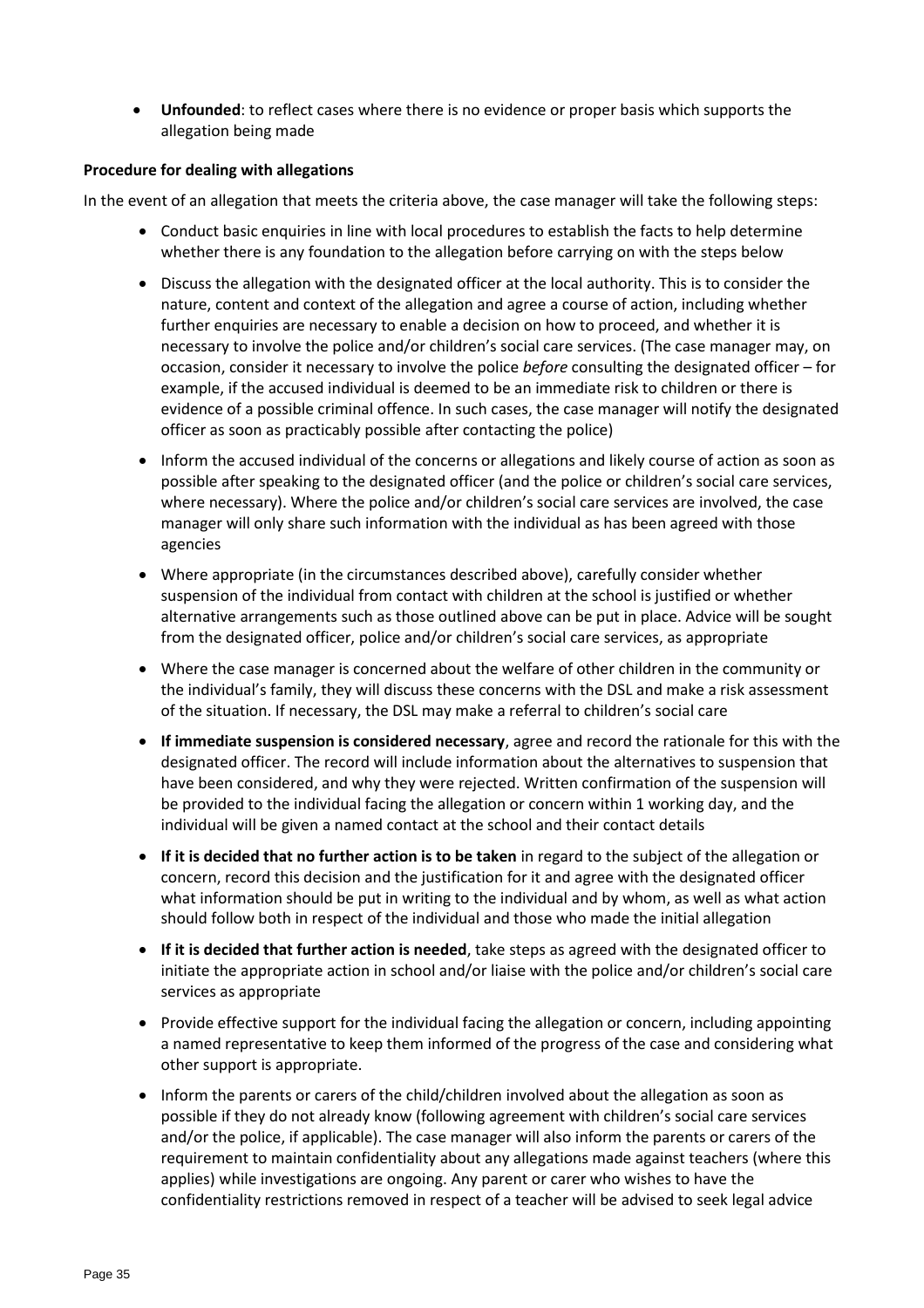- **Unfounded**: to reflect cases where there is no evidence or proper basis which supports the allegation being made

**Procedure for dealing with allegations**

In the event of an allegation that meets the criteria above, the case manager will take the following steps:

- Conduct basic enquiries in line with local procedures to establish the facts to help determine whether there is any foundation to the allegation before carrying on with the steps below
- Discuss the allegation with the designated officer at the local authority. This is to consider the nature, content and context of the allegation and agree a course of action, including whether further enquiries are necessary to enable a decision on how to proceed, and whether it is necessary to involve the police and/or children's social care services. (The case manager may, on occasion, consider it necessary to involve the police *before* consulting the designated officer – for example, if the accused individual is deemed to be an immediate risk to children or there is evidence of a possible criminal offence. In such cases, the case manager will notify the designated officer as soon as practicably possible after contacting the police)
- Inform the accused individual of the concerns or allegations and likely course of action as soon as possible after speaking to the designated officer (and the police or children's social care services, where necessary). Where the police and/or children's social care services are involved, the case manager will only share such information with the individual as has been agreed with those agencies
- Where appropriate (in the circumstances described above), carefully consider whether suspension of the individual from contact with children at the school is justified or whether alternative arrangements such as those outlined above can be put in place. Advice will be sought from the designated officer, police and/or children's social care services, as appropriate
- Where the case manager is concerned about the welfare of other children in the community or the individual's family, they will discuss these concerns with the DSL and make a risk assessment of the situation. If necessary, the DSL may make a referral to children's social care
- **If immediate suspension is considered necessary**, agree and record the rationale for this with the designated officer. The record will include information about the alternatives to suspension that have been considered, and why they were rejected. Written confirmation of the suspension will be provided to the individual facing the allegation or concern within 1 working day, and the individual will be given a named contact at the school and their contact details
- **If it is decided that no further action is to be taken** in regard to the subject of the allegation or concern, record this decision and the justification for it and agree with the designated officer what information should be put in writing to the individual and by whom, as well as what action should follow both in respect of the individual and those who made the initial allegation
- **If it is decided that further action is needed**, take steps as agreed with the designated officer to initiate the appropriate action in school and/or liaise with the police and/or children's social care services as appropriate
- Provide effective support for the individual facing the allegation or concern, including appointing a named representative to keep them informed of the progress of the case and considering what other support is appropriate.
- Inform the parents or carers of the child/children involved about the allegation as soon as possible if they do not already know (following agreement with children's social care services and/or the police, if applicable). The case manager will also inform the parents or carers of the requirement to maintain confidentiality about any allegations made against teachers (where this applies) while investigations are ongoing. Any parent or carer who wishes to have the confidentiality restrictions removed in respect of a teacher will be advised to seek legal advice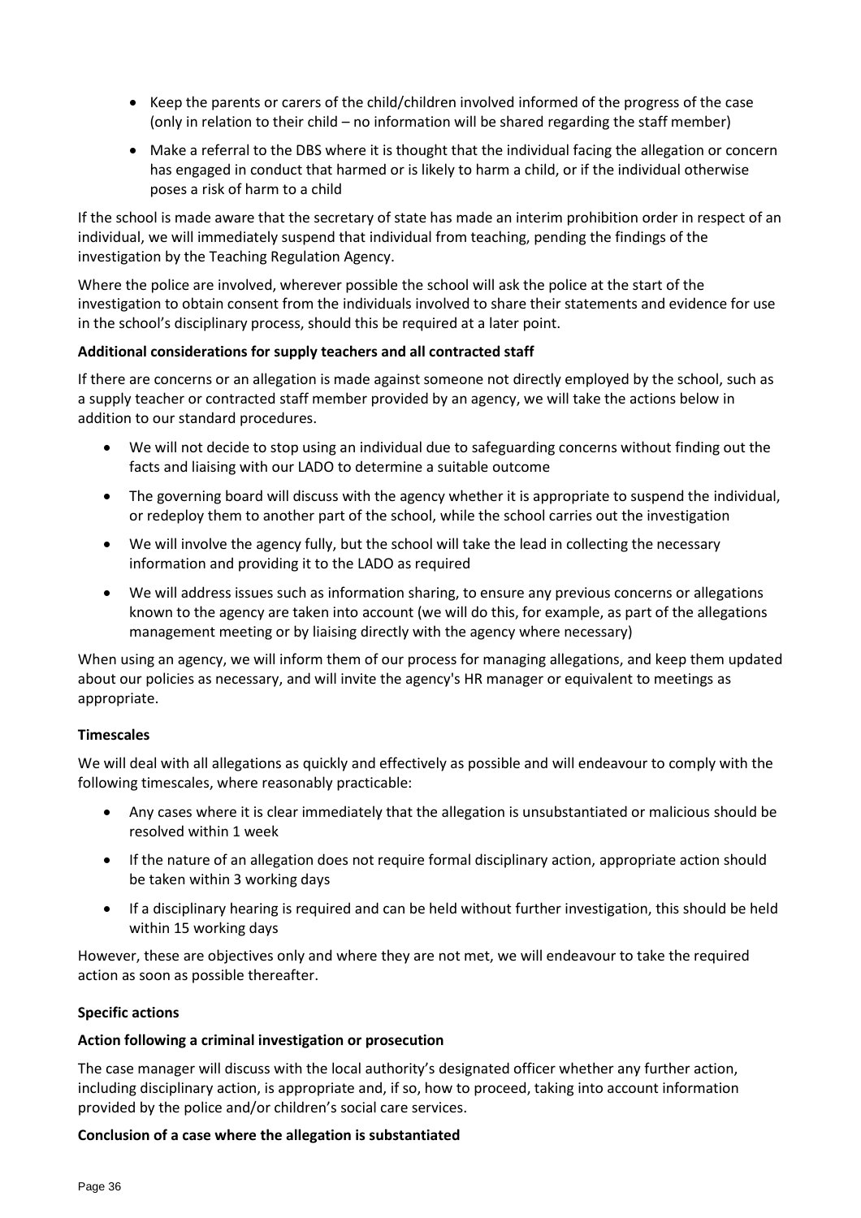- Keep the parents or carers of the child/children involved informed of the progress of the case (only in relation to their child – no information will be shared regarding the staff member)
- Make a referral to the DBS where it is thought that the individual facing the allegation or concern has engaged in conduct that harmed or is likely to harm a child, or if the individual otherwise poses a risk of harm to a child

If the school is made aware that the secretary of state has made an interim prohibition order in respect of an individual, we will immediately suspend that individual from teaching, pending the findings of the investigation by the Teaching Regulation Agency.

Where the police are involved, wherever possible the school will ask the police at the start of the investigation to obtain consent from the individuals involved to share their statements and evidence for use in the school's disciplinary process, should this be required at a later point.

**Additional considerations for supply teachers and all contracted staff**

If there are concerns or an allegation is made against someone not directly employed by the school, such as a supply teacher or contracted staff member provided by an agency, we will take the actions below in addition to our standard procedures.

- We will not decide to stop using an individual due to safeguarding concerns without finding out the facts and liaising with our LADO to determine a suitable outcome
- The governing board will discuss with the agency whether it is appropriate to suspend the individual, or redeploy them to another part of the school, while the school carries out the investigation
- We will involve the agency fully, but the school will take the lead in collecting the necessary information and providing it to the LADO as required
- We will address issues such as information sharing, to ensure any previous concerns or allegations known to the agency are taken into account (we will do this, for example, as part of the allegations management meeting or by liaising directly with the agency where necessary)

When using an agency, we will inform them of our process for managing allegations, and keep them updated about our policies as necessary, and will invite the agency's HR manager or equivalent to meetings as appropriate.

**Timescales**

We will deal with all allegations as quickly and effectively as possible and will endeavour to comply with the following timescales, where reasonably practicable:

- Any cases where it is clear immediately that the allegation is unsubstantiated or malicious should be resolved within 1 week
- If the nature of an allegation does not require formal disciplinary action, appropriate action should be taken within 3 working days
- If a disciplinary hearing is required and can be held without further investigation, this should be held within 15 working days

However, these are objectives only and where they are not met, we will endeavour to take the required action as soon as possible thereafter.

**Specific actions**

**Action following a criminal investigation or prosecution**

The case manager will discuss with the local authority's designated officer whether any further action, including disciplinary action, is appropriate and, if so, how to proceed, taking into account information provided by the police and/or children's social care services.

**Conclusion of a case where the allegation is substantiated**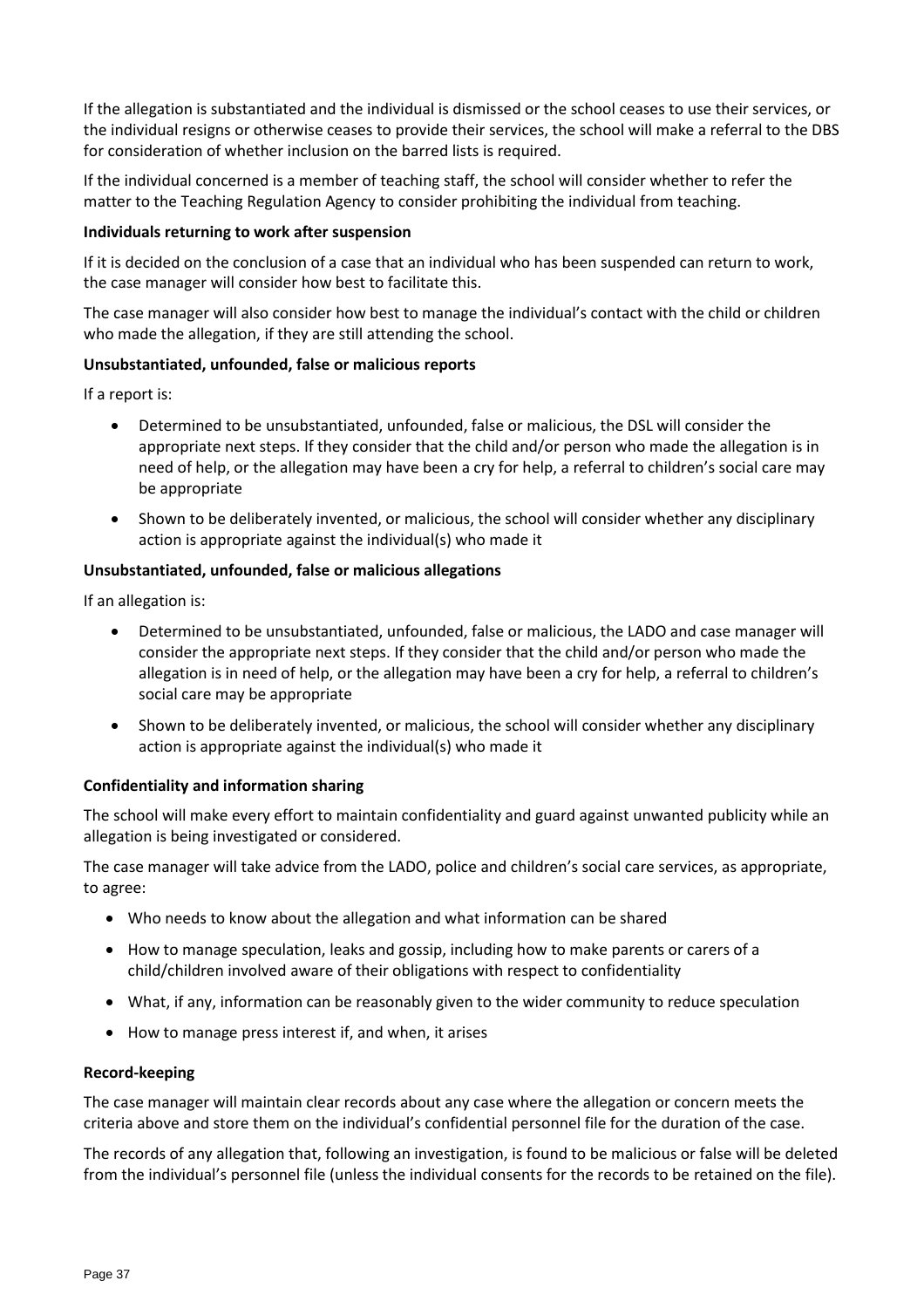If the allegation is substantiated and the individual is dismissed or the school ceases to use their services, or the individual resigns or otherwise ceases to provide their services, the school will make a referral to the DBS for consideration of whether inclusion on the barred lists is required.

If the individual concerned is a member of teaching staff, the school will consider whether to refer the matter to the Teaching Regulation Agency to consider prohibiting the individual from teaching.

**Individuals returning to work after suspension**

If it is decided on the conclusion of a case that an individual who has been suspended can return to work, the case manager will consider how best to facilitate this.

The case manager will also consider how best to manage the individual's contact with the child or children who made the allegation, if they are still attending the school.

**Unsubstantiated, unfounded, false or malicious reports**

If a report is:

- Determined to be unsubstantiated, unfounded, false or malicious, the DSL will consider the appropriate next steps. If they consider that the child and/or person who made the allegation is in need of help, or the allegation may have been a cry for help, a referral to children's social care may be appropriate
- Shown to be deliberately invented, or malicious, the school will consider whether any disciplinary action is appropriate against the individual(s) who made it

**Unsubstantiated, unfounded, false or malicious allegations**

If an allegation is:

- Determined to be unsubstantiated, unfounded, false or malicious, the LADO and case manager will consider the appropriate next steps. If they consider that the child and/or person who made the allegation is in need of help, or the allegation may have been a cry for help, a referral to children's social care may be appropriate
- Shown to be deliberately invented, or malicious, the school will consider whether any disciplinary action is appropriate against the individual(s) who made it

**Confidentiality and information sharing**

The school will make every effort to maintain confidentiality and guard against unwanted publicity while an allegation is being investigated or considered.

The case manager will take advice from the LADO, police and children's social care services, as appropriate, to agree:

- Who needs to know about the allegation and what information can be shared
- How to manage speculation, leaks and gossip, including how to make parents or carers of a child/children involved aware of their obligations with respect to confidentiality
- What, if any, information can be reasonably given to the wider community to reduce speculation
- How to manage press interest if, and when, it arises

**Record-keeping**

The case manager will maintain clear records about any case where the allegation or concern meets the criteria above and store them on the individual's confidential personnel file for the duration of the case.

The records of any allegation that, following an investigation, is found to be malicious or false will be deleted from the individual's personnel file (unless the individual consents for the records to be retained on the file).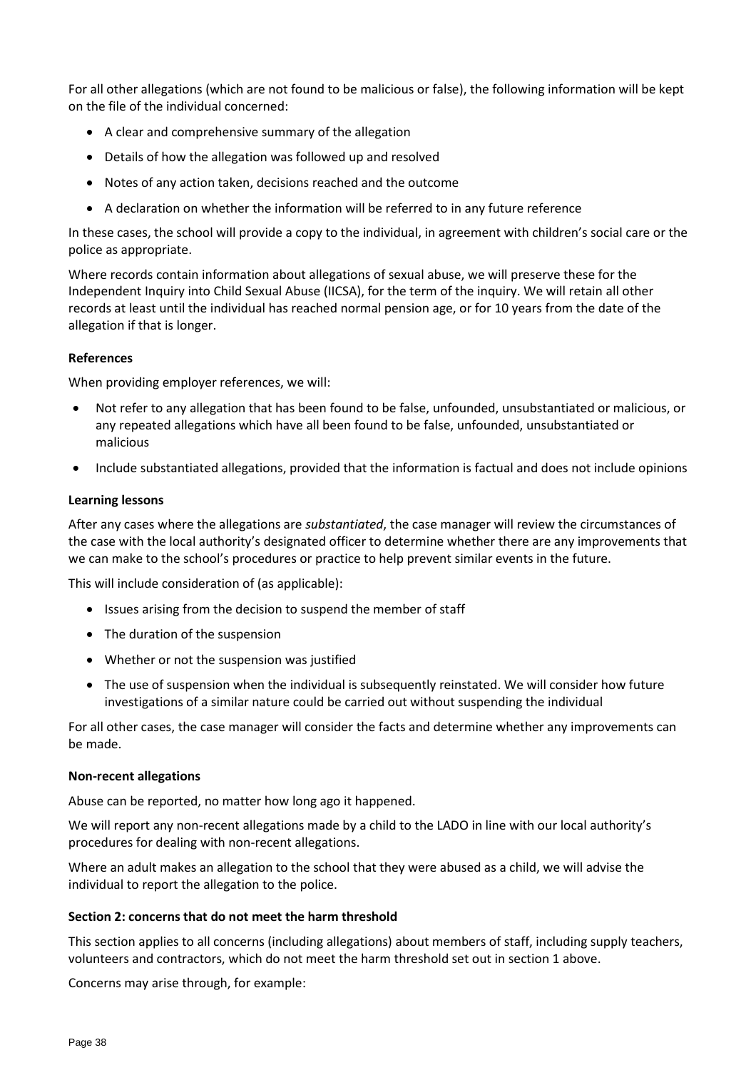For all other allegations (which are not found to be malicious or false), the following information will be kept on the file of the individual concerned:

- A clear and comprehensive summary of the allegation
- Details of how the allegation was followed up and resolved
- Notes of any action taken, decisions reached and the outcome
- A declaration on whether the information will be referred to in any future reference

In these cases, the school will provide a copy to the individual, in agreement with children's social care or the police as appropriate.

Where records contain information about allegations of sexual abuse, we will preserve these for the Independent Inquiry into Child Sexual Abuse (IICSA), for the term of the inquiry. We will retain all other records at least until the individual has reached normal pension age, or for 10 years from the date of the allegation if that is longer.

**References**

When providing employer references, we will:

- Not refer to any allegation that has been found to be false, unfounded, unsubstantiated or malicious, or any repeated allegations which have all been found to be false, unfounded, unsubstantiated or malicious
- Include substantiated allegations, provided that the information is factual and does not include opinions

**Learning lessons**

After any cases where the allegations are *substantiated*, the case manager will review the circumstances of the case with the local authority's designated officer to determine whether there are any improvements that we can make to the school's procedures or practice to help prevent similar events in the future.

This will include consideration of (as applicable):

- Issues arising from the decision to suspend the member of staff
- The duration of the suspension
- Whether or not the suspension was justified
- The use of suspension when the individual is subsequently reinstated. We will consider how future investigations of a similar nature could be carried out without suspending the individual

For all other cases, the case manager will consider the facts and determine whether any improvements can be made.

**Non-recent allegations**

Abuse can be reported, no matter how long ago it happened.

We will report any non-recent allegations made by a child to the LADO in line with our local authority's procedures for dealing with non-recent allegations.

Where an adult makes an allegation to the school that they were abused as a child, we will advise the individual to report the allegation to the police.

**Section 2: concerns that do not meet the harm threshold**

This section applies to all concerns (including allegations) about members of staff, including supply teachers, volunteers and contractors, which do not meet the harm threshold set out in section 1 above.

Concerns may arise through, for example: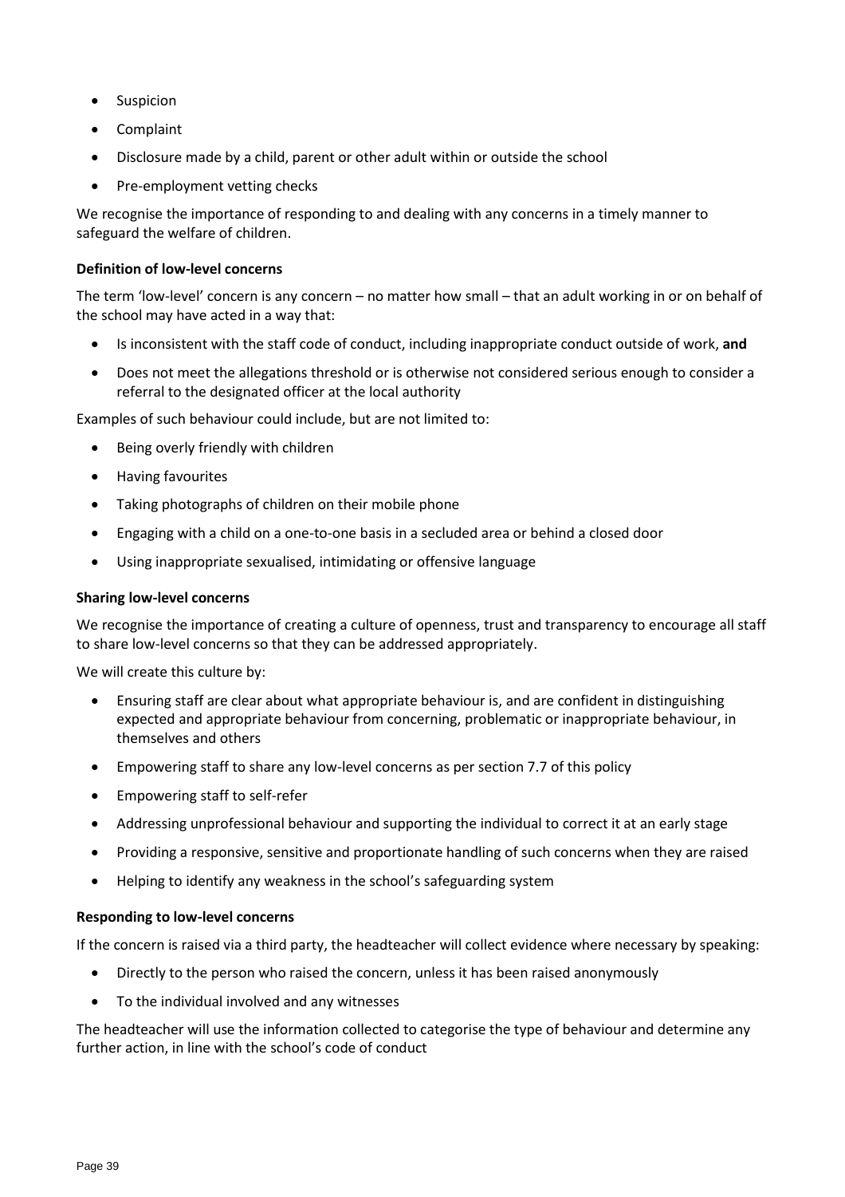- Suspicion
- Complaint
- Disclosure made by a child, parent or other adult within or outside the school
- Pre-employment vetting checks

We recognise the importance of responding to and dealing with any concerns in a timely manner to safeguard the welfare of children.

**Definition of low-level concerns**

The term 'low-level' concern is any concern – no matter how small – that an adult working in or on behalf of the school may have acted in a way that:

- Is inconsistent with the staff code of conduct, including inappropriate conduct outside of work, **and**
- Does not meet the allegations threshold or is otherwise not considered serious enough to consider a referral to the designated officer at the local authority

Examples of such behaviour could include, but are not limited to:

- Being overly friendly with children
- Having favourites
- Taking photographs of children on their mobile phone
- Engaging with a child on a one-to-one basis in a secluded area or behind a closed door
- Using inappropriate sexualised, intimidating or offensive language

**Sharing low-level concerns**

We recognise the importance of creating a culture of openness, trust and transparency to encourage all staff to share low-level concerns so that they can be addressed appropriately.

We will create this culture by:

- Ensuring staff are clear about what appropriate behaviour is, and are confident in distinguishing expected and appropriate behaviour from concerning, problematic or inappropriate behaviour, in themselves and others
- Empowering staff to share any low-level concerns as per section 7.7 of this policy
- Empowering staff to self-refer
- Addressing unprofessional behaviour and supporting the individual to correct it at an early stage
- Providing a responsive, sensitive and proportionate handling of such concerns when they are raised
- Helping to identify any weakness in the school's safeguarding system

**Responding to low-level concerns**

If the concern is raised via a third party, the headteacher will collect evidence where necessary by speaking:

- Directly to the person who raised the concern, unless it has been raised anonymously
- To the individual involved and any witnesses

The headteacher will use the information collected to categorise the type of behaviour and determine any further action, in line with the school's code of conduct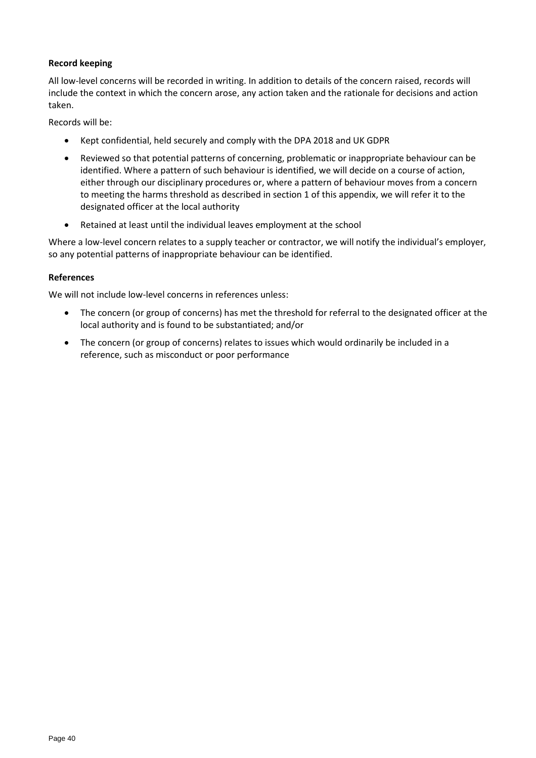**Record keeping**

All low-level concerns will be recorded in writing. In addition to details of the concern raised, records will include the context in which the concern arose, any action taken and the rationale for decisions and action taken.

Records will be:

- Kept confidential, held securely and comply with the DPA 2018 and UK GDPR
- Reviewed so that potential patterns of concerning, problematic or inappropriate behaviour can be identified. Where a pattern of such behaviour is identified, we will decide on a course of action, either through our disciplinary procedures or, where a pattern of behaviour moves from a concern to meeting the harms threshold as described in section 1 of this appendix, we will refer it to the designated officer at the local authority
- Retained at least until the individual leaves employment at the school

Where a low-level concern relates to a supply teacher or contractor, we will notify the individual's employer, so any potential patterns of inappropriate behaviour can be identified.

**References**

We will not include low-level concerns in references unless:

- The concern (or group of concerns) has met the threshold for referral to the designated officer at the local authority and is found to be substantiated; and/or
- The concern (or group of concerns) relates to issues which would ordinarily be included in a reference, such as misconduct or poor performance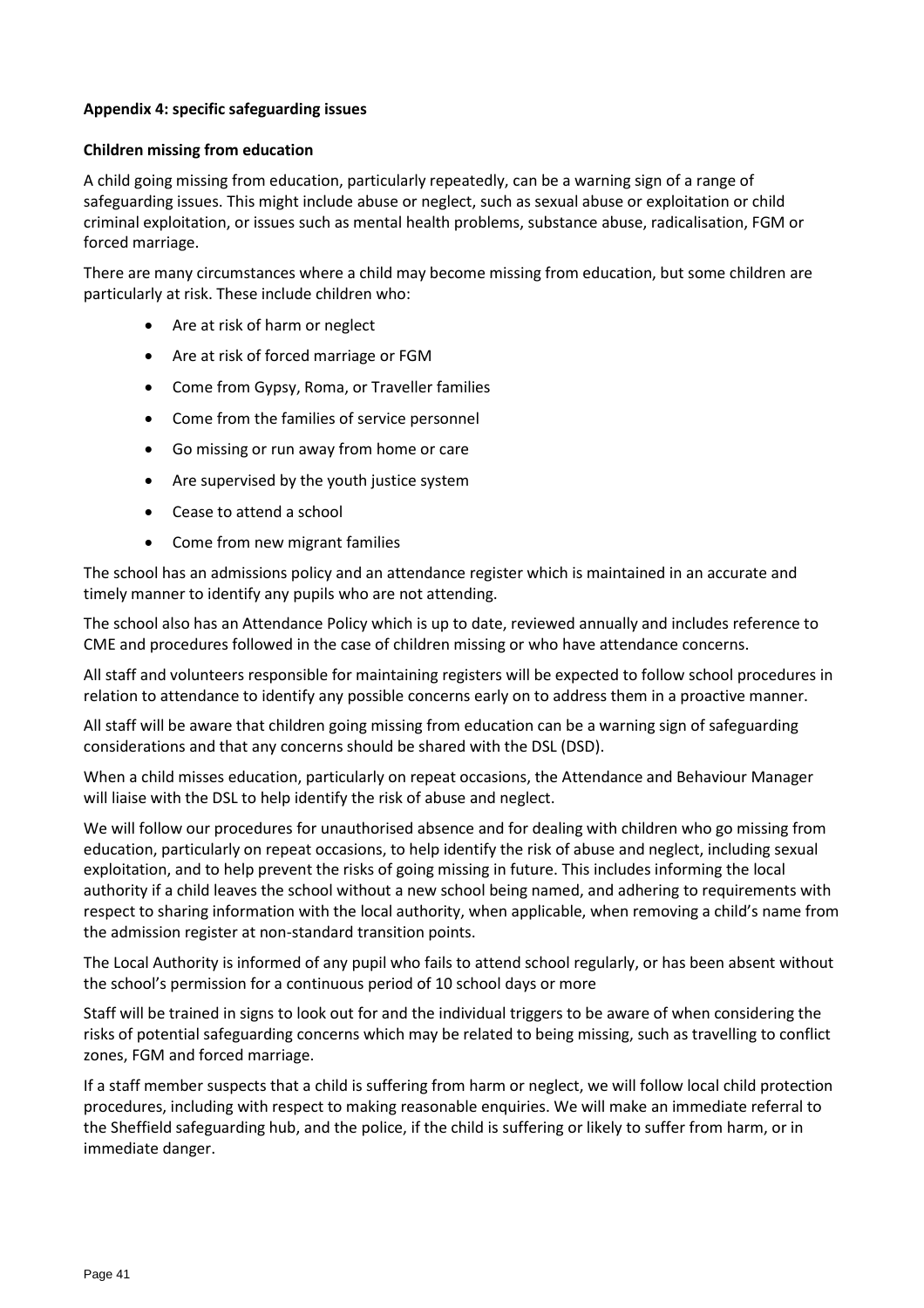**Appendix 4: specific safeguarding issues**

**Children missing from education**

A child going missing from education, particularly repeatedly, can be a warning sign of a range of safeguarding issues. This might include abuse or neglect, such as sexual abuse or exploitation or child criminal exploitation, or issues such as mental health problems, substance abuse, radicalisation, FGM or forced marriage.

There are many circumstances where a child may become missing from education, but some children are particularly at risk. These include children who:

- Are at risk of harm or neglect
- Are at risk of forced marriage or FGM
- Come from Gypsy, Roma, or Traveller families
- Come from the families of service personnel
- Go missing or run away from home or care
- Are supervised by the youth justice system
- Cease to attend a school
- Come from new migrant families

The school has an admissions policy and an attendance register which is maintained in an accurate and timely manner to identify any pupils who are not attending.

The school also has an Attendance Policy which is up to date, reviewed annually and includes reference to CME and procedures followed in the case of children missing or who have attendance concerns.

All staff and volunteers responsible for maintaining registers will be expected to follow school procedures in relation to attendance to identify any possible concerns early on to address them in a proactive manner.

All staff will be aware that children going missing from education can be a warning sign of safeguarding considerations and that any concerns should be shared with the DSL (DSD).

When a child misses education, particularly on repeat occasions, the Attendance and Behaviour Manager will liaise with the DSL to help identify the risk of abuse and neglect.

We will follow our procedures for unauthorised absence and for dealing with children who go missing from education, particularly on repeat occasions, to help identify the risk of abuse and neglect, including sexual exploitation, and to help prevent the risks of going missing in future. This includes informing the local authority if a child leaves the school without a new school being named, and adhering to requirements with respect to sharing information with the local authority, when applicable, when removing a child's name from the admission register at non-standard transition points.

The Local Authority is informed of any pupil who fails to attend school regularly, or has been absent without the school's permission for a continuous period of 10 school days or more

Staff will be trained in signs to look out for and the individual triggers to be aware of when considering the risks of potential safeguarding concerns which may be related to being missing, such as travelling to conflict zones, FGM and forced marriage.

If a staff member suspects that a child is suffering from harm or neglect, we will follow local child protection procedures, including with respect to making reasonable enquiries. We will make an immediate referral to the Sheffield safeguarding hub, and the police, if the child is suffering or likely to suffer from harm, or in immediate danger.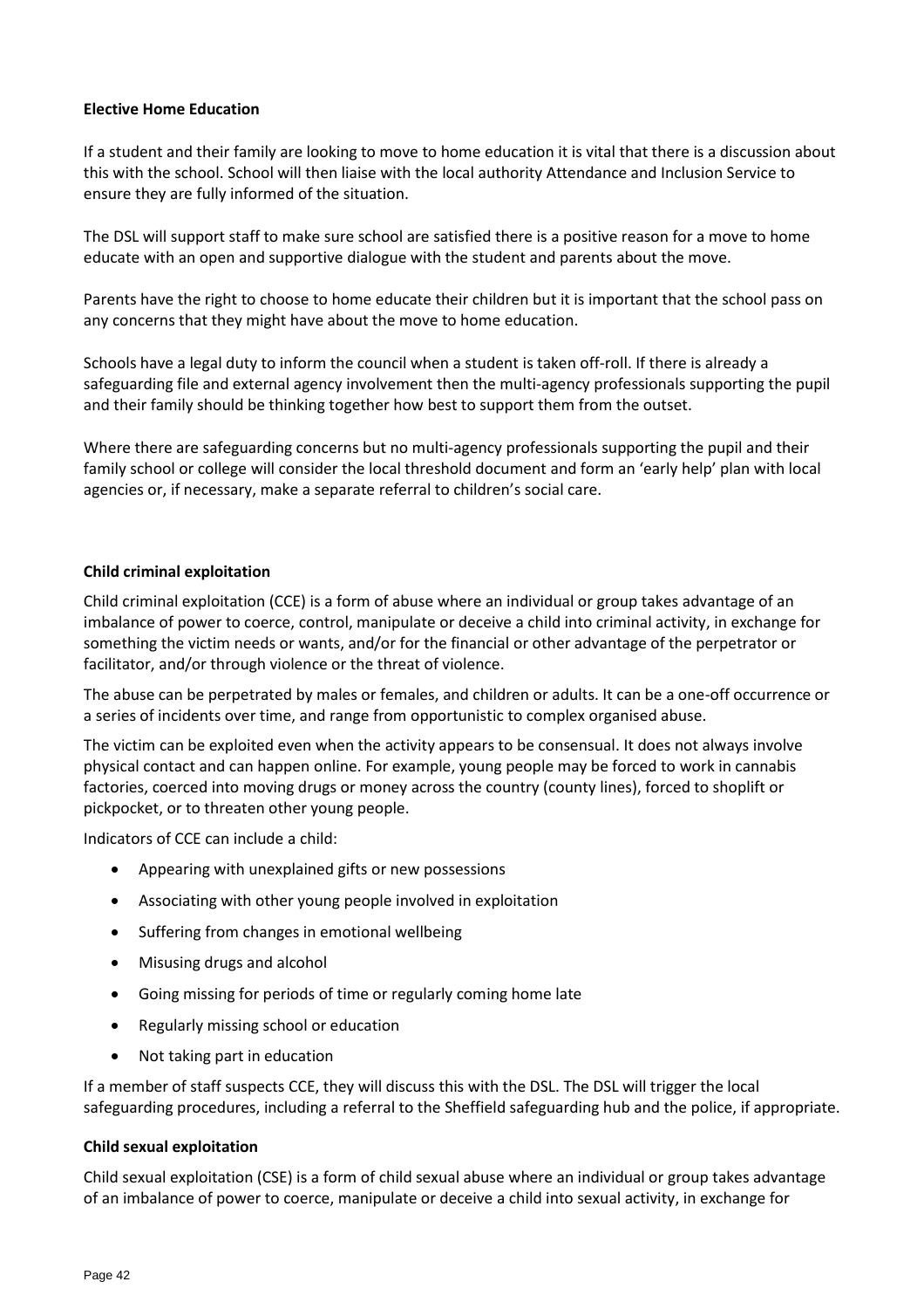**Elective Home Education**

If a student and their family are looking to move to home education it is vital that there is a discussion about this with the school. School will then liaise with the local authority Attendance and Inclusion Service to ensure they are fully informed of the situation.

The DSL will support staff to make sure school are satisfied there is a positive reason for a move to home educate with an open and supportive dialogue with the student and parents about the move.

Parents have the right to choose to home educate their children but it is important that the school pass on any concerns that they might have about the move to home education.

Schools have a legal duty to inform the council when a student is taken off-roll. If there is already a safeguarding file and external agency involvement then the multi-agency professionals supporting the pupil and their family should be thinking together how best to support them from the outset.

Where there are safeguarding concerns but no multi-agency professionals supporting the pupil and their family school or college will consider the local threshold document and form an 'early help' plan with local agencies or, if necessary, make a separate referral to children's social care.

**Child criminal exploitation**

Child criminal exploitation (CCE) is a form of abuse where an individual or group takes advantage of an imbalance of power to coerce, control, manipulate or deceive a child into criminal activity, in exchange for something the victim needs or wants, and/or for the financial or other advantage of the perpetrator or facilitator, and/or through violence or the threat of violence.

The abuse can be perpetrated by males or females, and children or adults. It can be a one-off occurrence or a series of incidents over time, and range from opportunistic to complex organised abuse.

The victim can be exploited even when the activity appears to be consensual. It does not always involve physical contact and can happen online. For example, young people may be forced to work in cannabis factories, coerced into moving drugs or money across the country (county lines), forced to shoplift or pickpocket, or to threaten other young people.

Indicators of CCE can include a child:

- Appearing with unexplained gifts or new possessions
- Associating with other young people involved in exploitation
- Suffering from changes in emotional wellbeing
- Misusing drugs and alcohol
- Going missing for periods of time or regularly coming home late
- Regularly missing school or education
- Not taking part in education

If a member of staff suspects CCE, they will discuss this with the DSL. The DSL will trigger the local safeguarding procedures, including a referral to the Sheffield safeguarding hub and the police, if appropriate.

**Child sexual exploitation**

Child sexual exploitation (CSE) is a form of child sexual abuse where an individual or group takes advantage of an imbalance of power to coerce, manipulate or deceive a child into sexual activity, in exchange for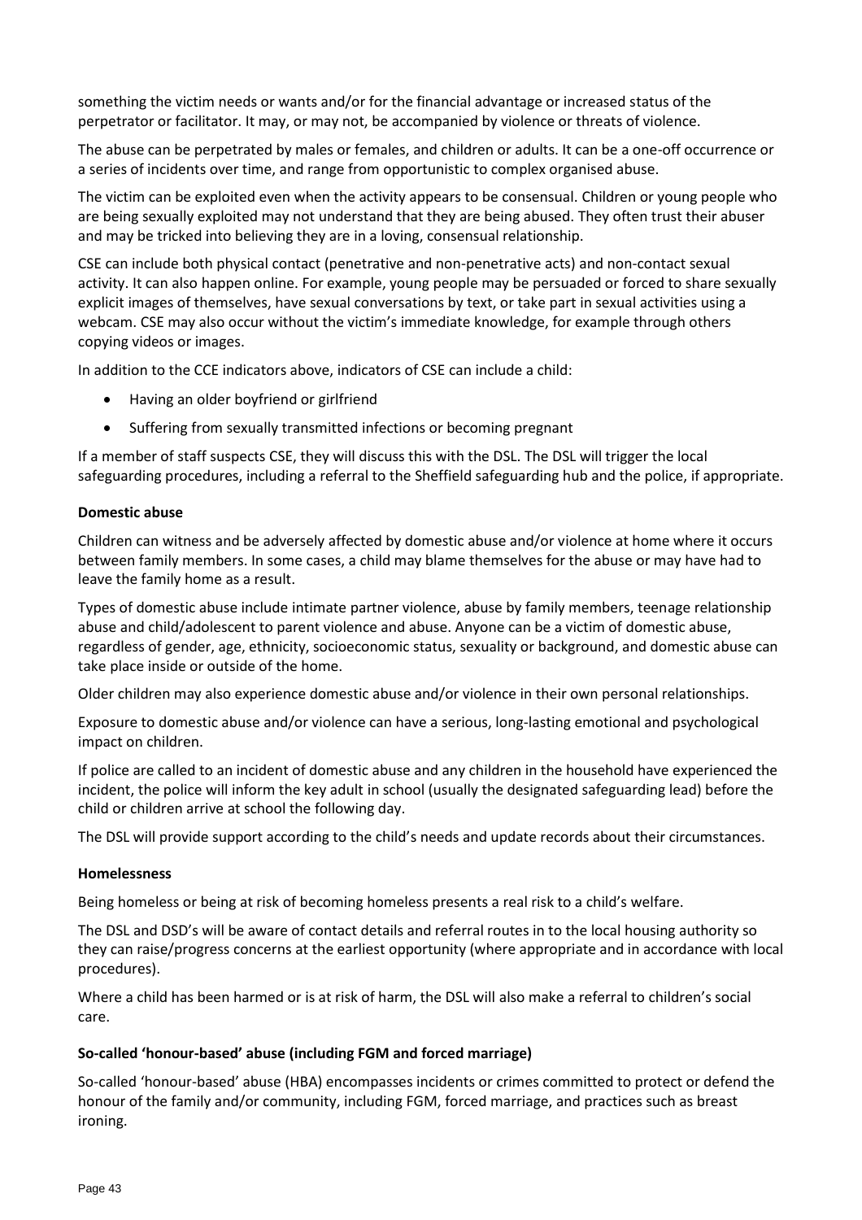something the victim needs or wants and/or for the financial advantage or increased status of the perpetrator or facilitator. It may, or may not, be accompanied by violence or threats of violence.

The abuse can be perpetrated by males or females, and children or adults. It can be a one-off occurrence or a series of incidents over time, and range from opportunistic to complex organised abuse.

The victim can be exploited even when the activity appears to be consensual. Children or young people who are being sexually exploited may not understand that they are being abused. They often trust their abuser and may be tricked into believing they are in a loving, consensual relationship.

CSE can include both physical contact (penetrative and non-penetrative acts) and non-contact sexual activity. It can also happen online. For example, young people may be persuaded or forced to share sexually explicit images of themselves, have sexual conversations by text, or take part in sexual activities using a webcam. CSE may also occur without the victim's immediate knowledge, for example through others copying videos or images.

In addition to the CCE indicators above, indicators of CSE can include a child:

- Having an older boyfriend or girlfriend
- Suffering from sexually transmitted infections or becoming pregnant

If a member of staff suspects CSE, they will discuss this with the DSL. The DSL will trigger the local safeguarding procedures, including a referral to the Sheffield safeguarding hub and the police, if appropriate.

**Domestic abuse**

Children can witness and be adversely affected by domestic abuse and/or violence at home where it occurs between family members. In some cases, a child may blame themselves for the abuse or may have had to leave the family home as a result.

Types of domestic abuse include intimate partner violence, abuse by family members, teenage relationship abuse and child/adolescent to parent violence and abuse. Anyone can be a victim of domestic abuse, regardless of gender, age, ethnicity, socioeconomic status, sexuality or background, and domestic abuse can take place inside or outside of the home.

Older children may also experience domestic abuse and/or violence in their own personal relationships.

Exposure to domestic abuse and/or violence can have a serious, long-lasting emotional and psychological impact on children.

If police are called to an incident of domestic abuse and any children in the household have experienced the incident, the police will inform the key adult in school (usually the designated safeguarding lead) before the child or children arrive at school the following day.

The DSL will provide support according to the child's needs and update records about their circumstances.

**Homelessness**

Being homeless or being at risk of becoming homeless presents a real risk to a child's welfare.

The DSL and DSD's will be aware of contact details and referral routes in to the local housing authority so they can raise/progress concerns at the earliest opportunity (where appropriate and in accordance with local procedures).

Where a child has been harmed or is at risk of harm, the DSL will also make a referral to children's social care.

**So-called 'honour-based' abuse (including FGM and forced marriage)**

So-called 'honour-based' abuse (HBA) encompasses incidents or crimes committed to protect or defend the honour of the family and/or community, including FGM, forced marriage, and practices such as breast ironing.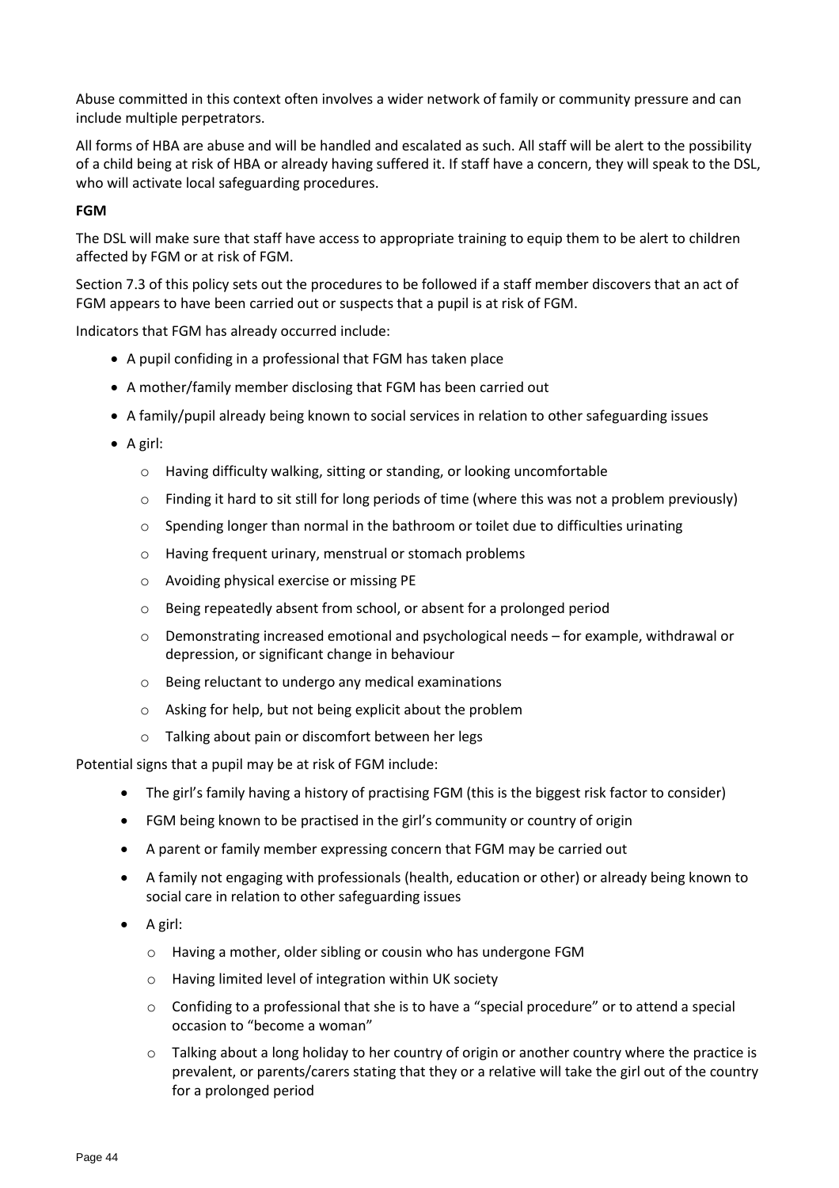Abuse committed in this context often involves a wider network of family or community pressure and can include multiple perpetrators.

All forms of HBA are abuse and will be handled and escalated as such. All staff will be alert to the possibility of a child being at risk of HBA or already having suffered it. If staff have a concern, they will speak to the DSL, who will activate local safeguarding procedures.

**FGM**

The DSL will make sure that staff have access to appropriate training to equip them to be alert to children affected by FGM or at risk of FGM.

Section 7.3 of this policy sets out the procedures to be followed if a staff member discovers that an act of FGM appears to have been carried out or suspects that a pupil is at risk of FGM.

Indicators that FGM has already occurred include:

- A pupil confiding in a professional that FGM has taken place
- A mother/family member disclosing that FGM has been carried out
- A family/pupil already being known to social services in relation to other safeguarding issues
- A girl:
  - Having difficulty walking, sitting or standing, or looking uncomfortable
  - Finding it hard to sit still for long periods of time (where this was not a problem previously)
  - Spending longer than normal in the bathroom or toilet due to difficulties urinating
  - Having frequent urinary, menstrual or stomach problems
  - Avoiding physical exercise or missing PE
  - Being repeatedly absent from school, or absent for a prolonged period
  - Demonstrating increased emotional and psychological needs – for example, withdrawal or depression, or significant change in behaviour
  - Being reluctant to undergo any medical examinations
  - Asking for help, but not being explicit about the problem
  - Talking about pain or discomfort between her legs

Potential signs that a pupil may be at risk of FGM include:

- The girl's family having a history of practising FGM (this is the biggest risk factor to consider)
- FGM being known to be practised in the girl's community or country of origin
- A parent or family member expressing concern that FGM may be carried out
- A family not engaging with professionals (health, education or other) or already being known to social care in relation to other safeguarding issues
- A girl:
  - Having a mother, older sibling or cousin who has undergone FGM
  - Having limited level of integration within UK society
  - Confiding to a professional that she is to have a "special procedure" or to attend a special occasion to "become a woman"
  - Talking about a long holiday to her country of origin or another country where the practice is prevalent, or parents/carers stating that they or a relative will take the girl out of the country for a prolonged period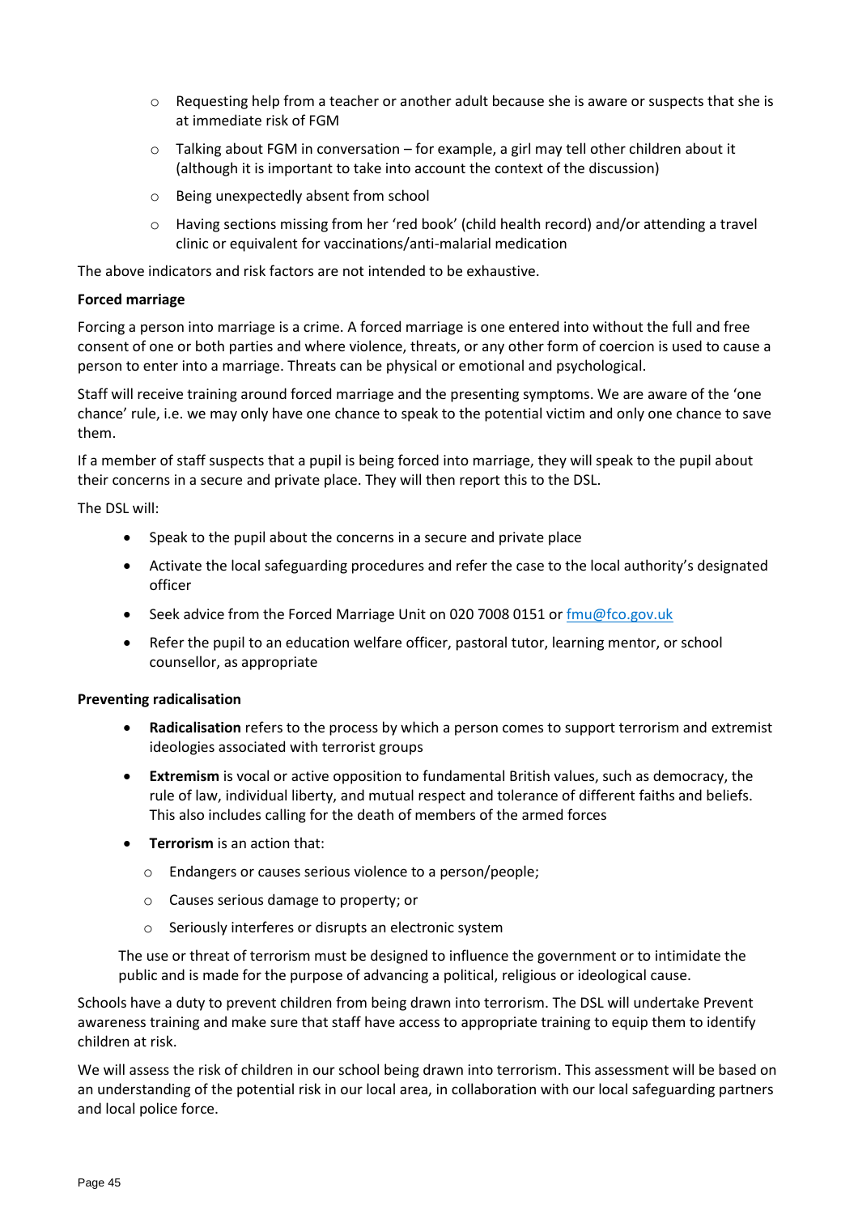- Requesting help from a teacher or another adult because she is aware or suspects that she is at immediate risk of FGM
- Talking about FGM in conversation – for example, a girl may tell other children about it (although it is important to take into account the context of the discussion)
- Being unexpectedly absent from school
- Having sections missing from her 'red book' (child health record) and/or attending a travel clinic or equivalent for vaccinations/anti-malarial medication

The above indicators and risk factors are not intended to be exhaustive.

**Forced marriage**

Forcing a person into marriage is a crime. A forced marriage is one entered into without the full and free consent of one or both parties and where violence, threats, or any other form of coercion is used to cause a person to enter into a marriage. Threats can be physical or emotional and psychological.

Staff will receive training around forced marriage and the presenting symptoms. We are aware of the 'one chance' rule, i.e. we may only have one chance to speak to the potential victim and only one chance to save them.

If a member of staff suspects that a pupil is being forced into marriage, they will speak to the pupil about their concerns in a secure and private place. They will then report this to the DSL.

The DSL will:

- Speak to the pupil about the concerns in a secure and private place
- Activate the local safeguarding procedures and refer the case to the local authority's designated officer
- Seek advice from the Forced Marriage Unit on 020 7008 0151 or fmu@fco.gov.uk
- Refer the pupil to an education welfare officer, pastoral tutor, learning mentor, or school counsellor, as appropriate

**Preventing radicalisation**

- **Radicalisation** refers to the process by which a person comes to support terrorism and extremist ideologies associated with terrorist groups
- **Extremism** is vocal or active opposition to fundamental British values, such as democracy, the rule of law, individual liberty, and mutual respect and tolerance of different faiths and beliefs. This also includes calling for the death of members of the armed forces
- **Terrorism** is an action that:
  - Endangers or causes serious violence to a person/people;
  - Causes serious damage to property; or
  - Seriously interferes or disrupts an electronic system

  The use or threat of terrorism must be designed to influence the government or to intimidate the public and is made for the purpose of advancing a political, religious or ideological cause.

Schools have a duty to prevent children from being drawn into terrorism. The DSL will undertake Prevent awareness training and make sure that staff have access to appropriate training to equip them to identify children at risk.

We will assess the risk of children in our school being drawn into terrorism. This assessment will be based on an understanding of the potential risk in our local area, in collaboration with our local safeguarding partners and local police force.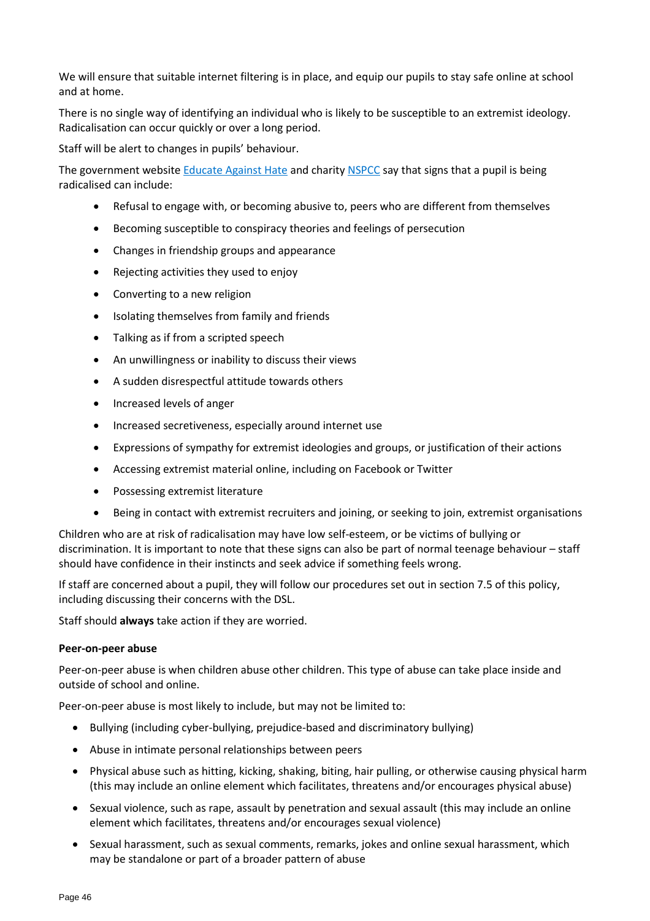We will ensure that suitable internet filtering is in place, and equip our pupils to stay safe online at school and at home.

There is no single way of identifying an individual who is likely to be susceptible to an extremist ideology. Radicalisation can occur quickly or over a long period.

Staff will be alert to changes in pupils' behaviour.

The government website [Educate Against Hate](#) and charity [NSPCC](#) say that signs that a pupil is being radicalised can include:

- Refusal to engage with, or becoming abusive to, peers who are different from themselves
- Becoming susceptible to conspiracy theories and feelings of persecution
- Changes in friendship groups and appearance
- Rejecting activities they used to enjoy
- Converting to a new religion
- Isolating themselves from family and friends
- Talking as if from a scripted speech
- An unwillingness or inability to discuss their views
- A sudden disrespectful attitude towards others
- Increased levels of anger
- Increased secretiveness, especially around internet use
- Expressions of sympathy for extremist ideologies and groups, or justification of their actions
- Accessing extremist material online, including on Facebook or Twitter
- Possessing extremist literature
- Being in contact with extremist recruiters and joining, or seeking to join, extremist organisations

Children who are at risk of radicalisation may have low self-esteem, or be victims of bullying or discrimination. It is important to note that these signs can also be part of normal teenage behaviour – staff should have confidence in their instincts and seek advice if something feels wrong.

If staff are concerned about a pupil, they will follow our procedures set out in section 7.5 of this policy, including discussing their concerns with the DSL.

Staff should **always** take action if they are worried.

**Peer-on-peer abuse**

Peer-on-peer abuse is when children abuse other children. This type of abuse can take place inside and outside of school and online.

Peer-on-peer abuse is most likely to include, but may not be limited to:

- Bullying (including cyber-bullying, prejudice-based and discriminatory bullying)
- Abuse in intimate personal relationships between peers
- Physical abuse such as hitting, kicking, shaking, biting, hair pulling, or otherwise causing physical harm (this may include an online element which facilitates, threatens and/or encourages physical abuse)
- Sexual violence, such as rape, assault by penetration and sexual assault (this may include an online element which facilitates, threatens and/or encourages sexual violence)
- Sexual harassment, such as sexual comments, remarks, jokes and online sexual harassment, which may be standalone or part of a broader pattern of abuse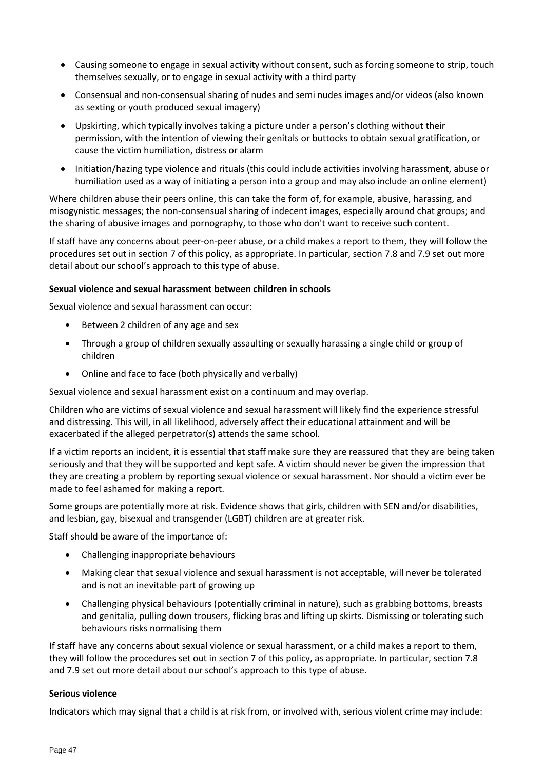- Causing someone to engage in sexual activity without consent, such as forcing someone to strip, touch themselves sexually, or to engage in sexual activity with a third party
- Consensual and non-consensual sharing of nudes and semi nudes images and/or videos (also known as sexting or youth produced sexual imagery)
- Upskirting, which typically involves taking a picture under a person's clothing without their permission, with the intention of viewing their genitals or buttocks to obtain sexual gratification, or cause the victim humiliation, distress or alarm
- Initiation/hazing type violence and rituals (this could include activities involving harassment, abuse or humiliation used as a way of initiating a person into a group and may also include an online element)

Where children abuse their peers online, this can take the form of, for example, abusive, harassing, and misogynistic messages; the non-consensual sharing of indecent images, especially around chat groups; and the sharing of abusive images and pornography, to those who don't want to receive such content.

If staff have any concerns about peer-on-peer abuse, or a child makes a report to them, they will follow the procedures set out in section 7 of this policy, as appropriate. In particular, section 7.8 and 7.9 set out more detail about our school's approach to this type of abuse.

**Sexual violence and sexual harassment between children in schools**

Sexual violence and sexual harassment can occur:

- Between 2 children of any age and sex
- Through a group of children sexually assaulting or sexually harassing a single child or group of children
- Online and face to face (both physically and verbally)

Sexual violence and sexual harassment exist on a continuum and may overlap.

Children who are victims of sexual violence and sexual harassment will likely find the experience stressful and distressing. This will, in all likelihood, adversely affect their educational attainment and will be exacerbated if the alleged perpetrator(s) attends the same school.

If a victim reports an incident, it is essential that staff make sure they are reassured that they are being taken seriously and that they will be supported and kept safe. A victim should never be given the impression that they are creating a problem by reporting sexual violence or sexual harassment. Nor should a victim ever be made to feel ashamed for making a report.

Some groups are potentially more at risk. Evidence shows that girls, children with SEN and/or disabilities, and lesbian, gay, bisexual and transgender (LGBT) children are at greater risk.

Staff should be aware of the importance of:

- Challenging inappropriate behaviours
- Making clear that sexual violence and sexual harassment is not acceptable, will never be tolerated and is not an inevitable part of growing up
- Challenging physical behaviours (potentially criminal in nature), such as grabbing bottoms, breasts and genitalia, pulling down trousers, flicking bras and lifting up skirts. Dismissing or tolerating such behaviours risks normalising them

If staff have any concerns about sexual violence or sexual harassment, or a child makes a report to them, they will follow the procedures set out in section 7 of this policy, as appropriate. In particular, section 7.8 and 7.9 set out more detail about our school's approach to this type of abuse.

**Serious violence**

Indicators which may signal that a child is at risk from, or involved with, serious violent crime may include: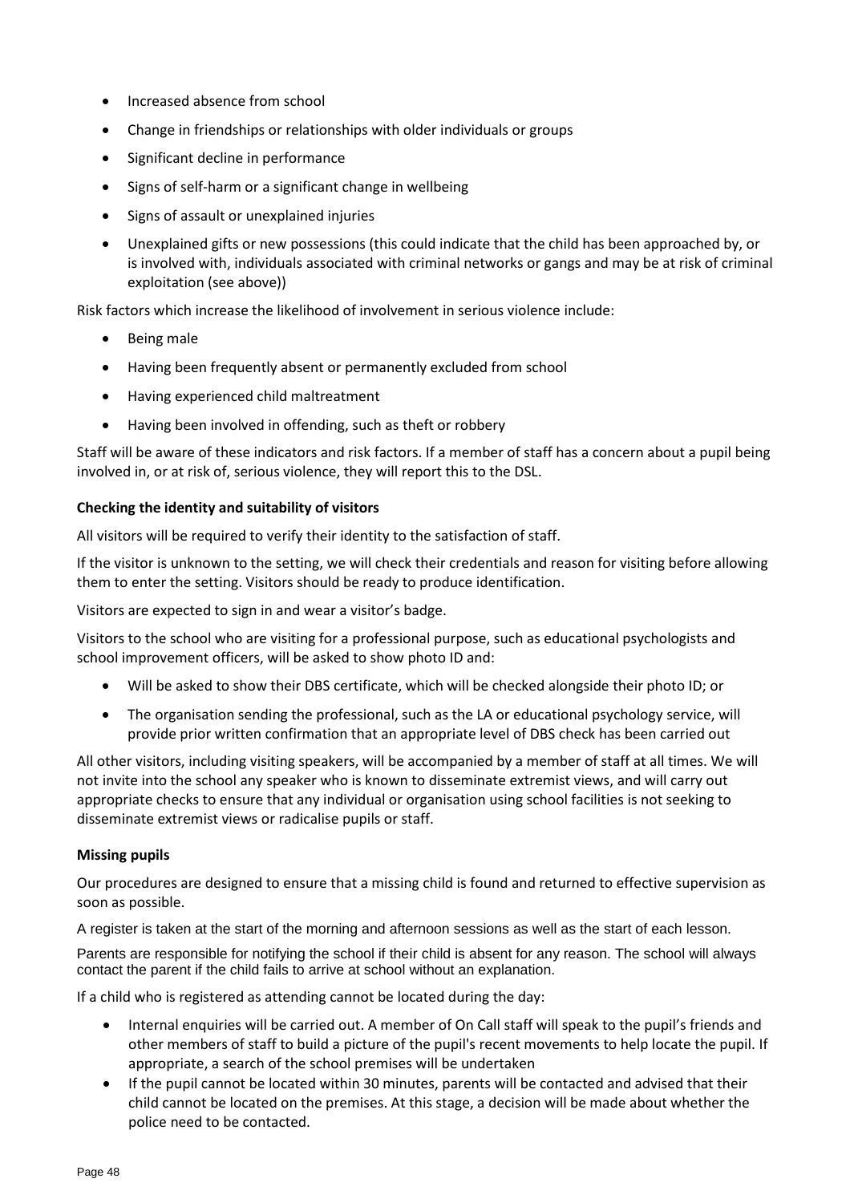- Increased absence from school
- Change in friendships or relationships with older individuals or groups
- Significant decline in performance
- Signs of self-harm or a significant change in wellbeing
- Signs of assault or unexplained injuries
- Unexplained gifts or new possessions (this could indicate that the child has been approached by, or is involved with, individuals associated with criminal networks or gangs and may be at risk of criminal exploitation (see above))

Risk factors which increase the likelihood of involvement in serious violence include:

- Being male
- Having been frequently absent or permanently excluded from school
- Having experienced child maltreatment
- Having been involved in offending, such as theft or robbery

Staff will be aware of these indicators and risk factors. If a member of staff has a concern about a pupil being involved in, or at risk of, serious violence, they will report this to the DSL.

**Checking the identity and suitability of visitors**

All visitors will be required to verify their identity to the satisfaction of staff.

If the visitor is unknown to the setting, we will check their credentials and reason for visiting before allowing them to enter the setting. Visitors should be ready to produce identification.

Visitors are expected to sign in and wear a visitor's badge.

Visitors to the school who are visiting for a professional purpose, such as educational psychologists and school improvement officers, will be asked to show photo ID and:

- Will be asked to show their DBS certificate, which will be checked alongside their photo ID; or
- The organisation sending the professional, such as the LA or educational psychology service, will provide prior written confirmation that an appropriate level of DBS check has been carried out

All other visitors, including visiting speakers, will be accompanied by a member of staff at all times. We will not invite into the school any speaker who is known to disseminate extremist views, and will carry out appropriate checks to ensure that any individual or organisation using school facilities is not seeking to disseminate extremist views or radicalise pupils or staff.

**Missing pupils**

Our procedures are designed to ensure that a missing child is found and returned to effective supervision as soon as possible.

A register is taken at the start of the morning and afternoon sessions as well as the start of each lesson.

Parents are responsible for notifying the school if their child is absent for any reason. The school will always contact the parent if the child fails to arrive at school without an explanation.

If a child who is registered as attending cannot be located during the day:

- Internal enquiries will be carried out. A member of On Call staff will speak to the pupil's friends and other members of staff to build a picture of the pupil's recent movements to help locate the pupil. If appropriate, a search of the school premises will be undertaken
- If the pupil cannot be located within 30 minutes, parents will be contacted and advised that their child cannot be located on the premises. At this stage, a decision will be made about whether the police need to be contacted.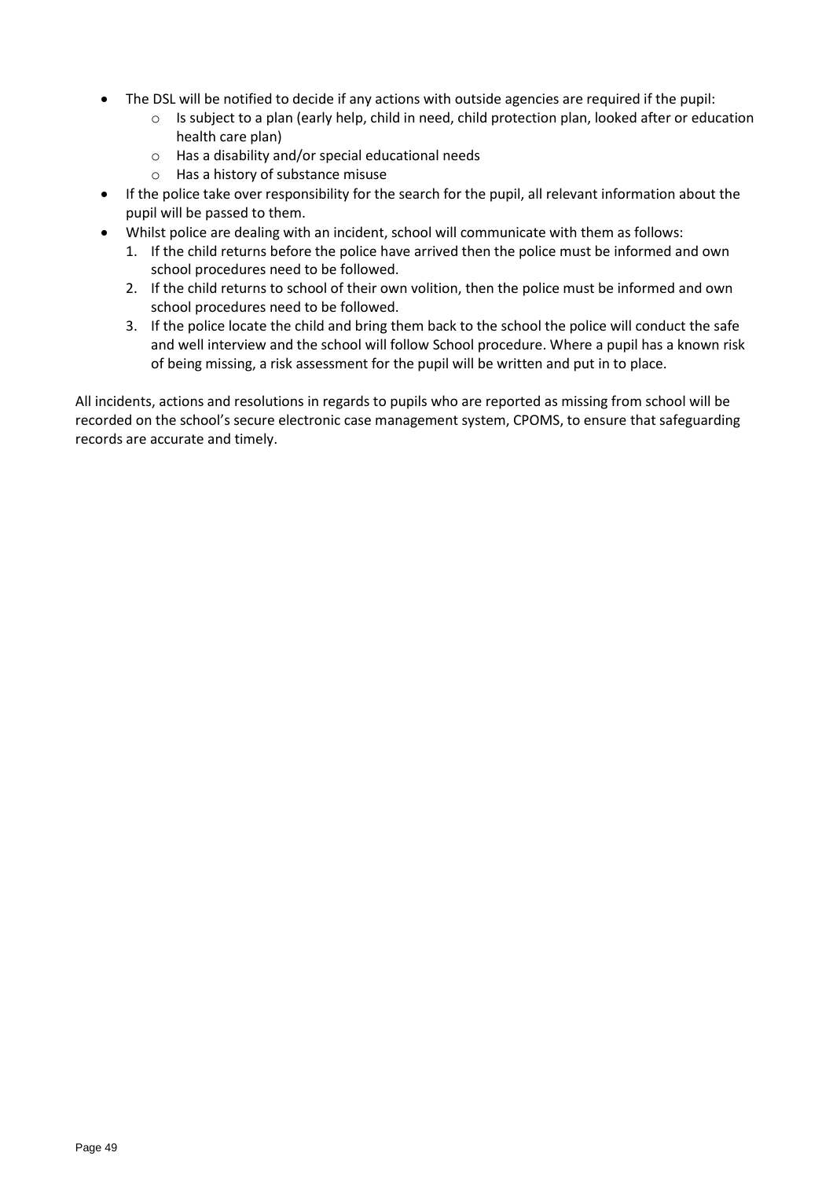- The DSL will be notified to decide if any actions with outside agencies are required if the pupil:
    - Is subject to a plan (early help, child in need, child protection plan, looked after or education health care plan)
    - Has a disability and/or special educational needs
    - Has a history of substance misuse
- If the police take over responsibility for the search for the pupil, all relevant information about the pupil will be passed to them.
- Whilst police are dealing with an incident, school will communicate with them as follows:
    1. If the child returns before the police have arrived then the police must be informed and own school procedures need to be followed.
    2. If the child returns to school of their own volition, then the police must be informed and own school procedures need to be followed.
    3. If the police locate the child and bring them back to the school the police will conduct the safe and well interview and the school will follow School procedure. Where a pupil has a known risk of being missing, a risk assessment for the pupil will be written and put in to place.

All incidents, actions and resolutions in regards to pupils who are reported as missing from school will be recorded on the school's secure electronic case management system, CPOMS, to ensure that safeguarding records are accurate and timely.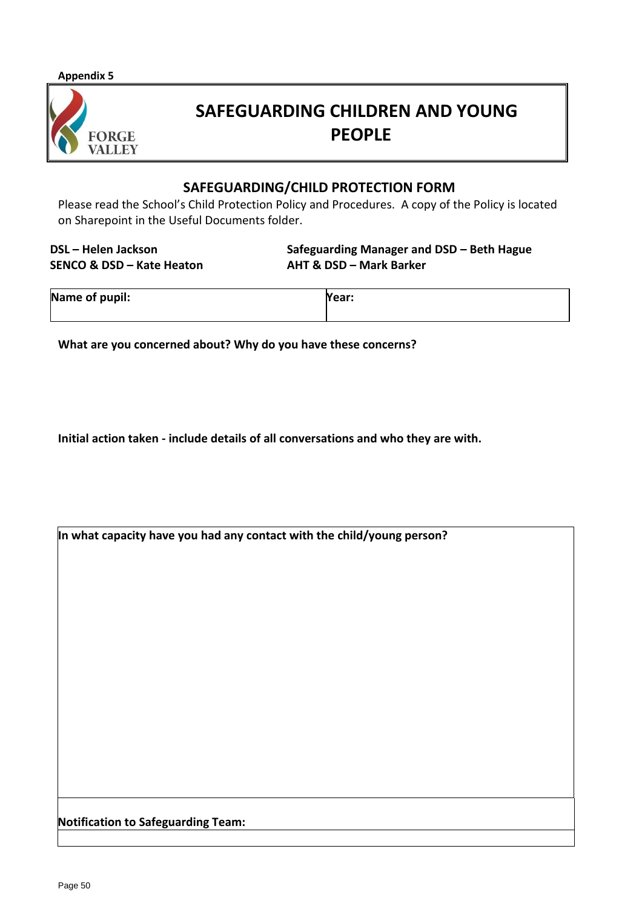Appendix 5

# SAFEGUARDING CHILDREN AND YOUNG PEOPLE

## SAFEGUARDING/CHILD PROTECTION FORM

Please read the School's Child Protection Policy and Procedures. A copy of the Policy is located on Sharepoint in the Useful Documents folder.

**DSL – Helen Jackson**
**SENCO & DSD – Kate Heaton**

**Safeguarding Manager and DSD – Beth Hague**
**AHT & DSD – Mark Barker**

| **Name of pupil:** | **Year:** |
|---|---|
| | |

**What are you concerned about? Why do you have these concerns?**

**Initial action taken - include details of all conversations and who they are with.**

| **In what capacity have you had any contact with the child/young person?** |
|---|
| |
| **Notification to Safeguarding Team:** |
| |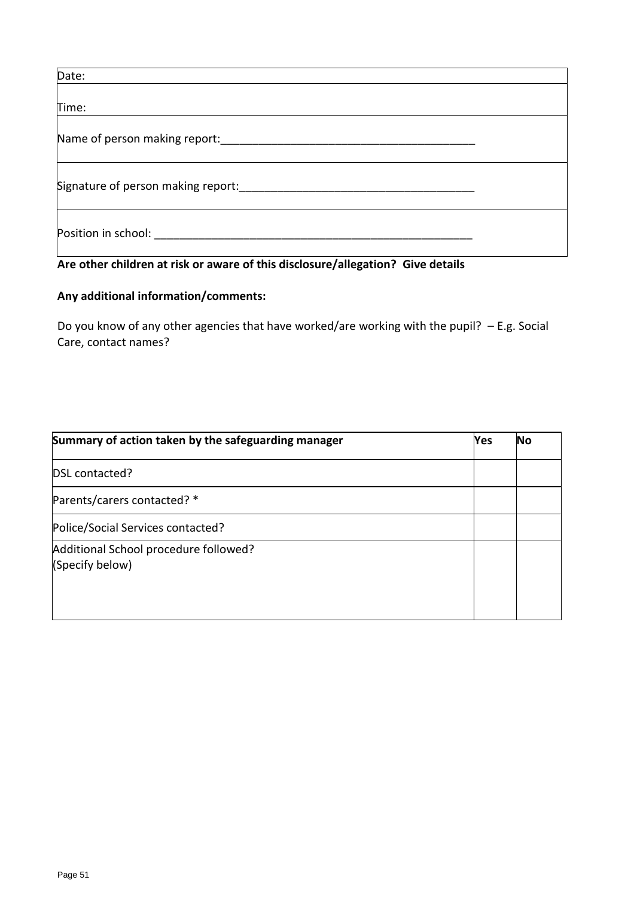| |
|---|
| Date: |
| Time: |
| Name of person making report:________________________________________ |
| Signature of person making report:____________________________________ |
| Position in school: ____________________________________________________ |

**Are other children at risk or aware of this disclosure/allegation? Give details**

**Any additional information/comments:**

Do you know of any other agencies that have worked/are working with the pupil? – E.g. Social Care, contact names?

| **Summary of action taken by the safeguarding manager** | **Yes** | **No** |
|---|---|---|
| DSL contacted? | | |
| Parents/carers contacted? * | | |
| Police/Social Services contacted? | | |
| Additional School procedure followed? (Specify below) | | |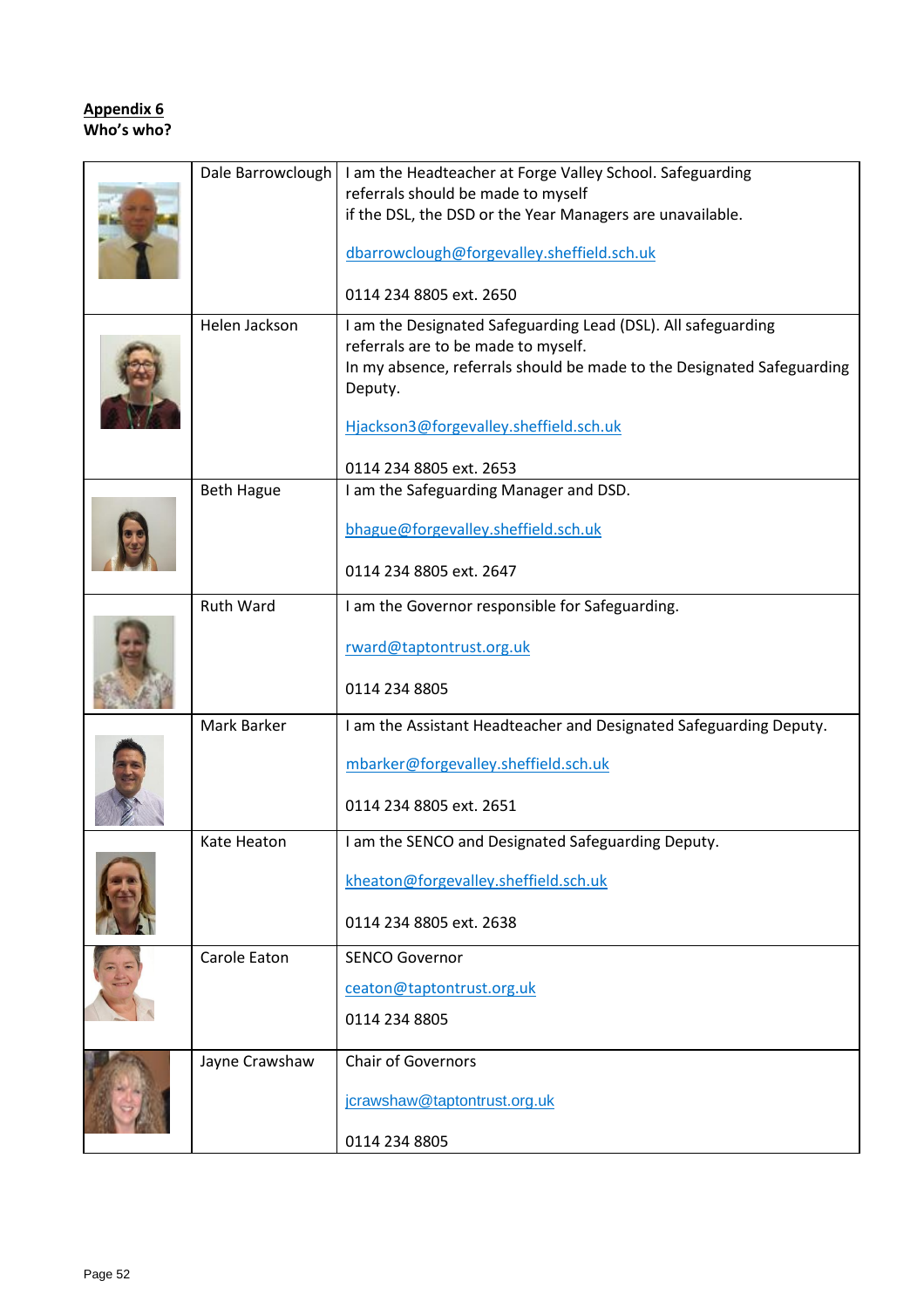**Appendix 6**

**Who's who?**

| | | |
|---|---|---|
| | Dale Barrowclough | I am the Headteacher at Forge Valley School. Safeguarding referrals should be made to myself if the DSL, the DSD or the Year Managers are unavailable.<br><br>dbarrowclough@forgevalley.sheffield.sch.uk<br><br>0114 234 8805 ext. 2650 |
| | Helen Jackson | I am the Designated Safeguarding Lead (DSL). All safeguarding referrals are to be made to myself.<br>In my absence, referrals should be made to the Designated Safeguarding Deputy.<br><br>Hjackson3@forgevalley.sheffield.sch.uk<br><br>0114 234 8805 ext. 2653 |
| | Beth Hague | I am the Safeguarding Manager and DSD.<br><br>bhague@forgevalley.sheffield.sch.uk<br><br>0114 234 8805 ext. 2647 |
| | Ruth Ward | I am the Governor responsible for Safeguarding.<br><br>rward@taptontrust.org.uk<br><br>0114 234 8805 |
| | Mark Barker | I am the Assistant Headteacher and Designated Safeguarding Deputy.<br><br>mbarker@forgevalley.sheffield.sch.uk<br><br>0114 234 8805 ext. 2651 |
| | Kate Heaton | I am the SENCO and Designated Safeguarding Deputy.<br><br>kheaton@forgevalley.sheffield.sch.uk<br><br>0114 234 8805 ext. 2638 |
| | Carole Eaton | SENCO Governor<br><br>ceaton@taptontrust.org.uk<br><br>0114 234 8805 |
| | Jayne Crawshaw | Chair of Governors<br><br>jcrawshaw@taptontrust.org.uk<br><br>0114 234 8805 |